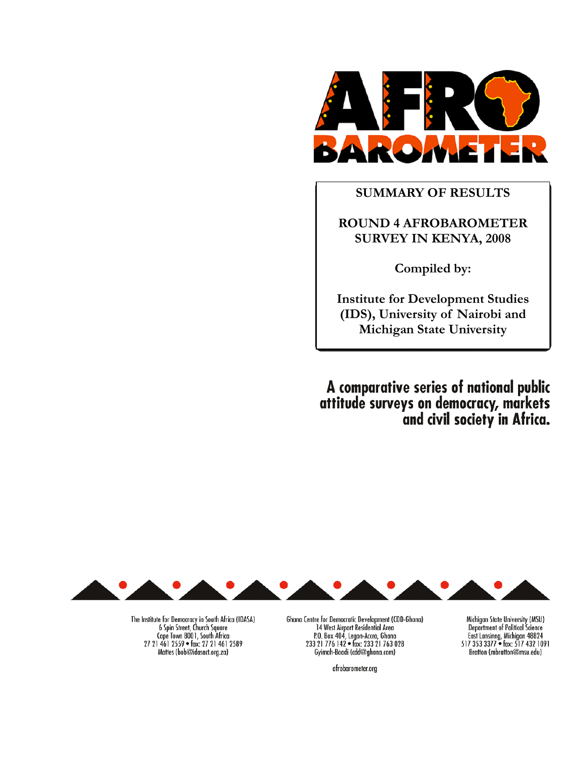# SUMMARY OF RESULTS

## ROUND 4 AFROBAROMETER SURVEY IN KENYA, 2008

**Compiled by:**

**Institute for Development Studies (IDS), University of Nairobi and Michigan State University**

**A comparative series of national public attitude surveys on democracy, markets and civil society in Africa.**

The Institute for Democracy in South Africa (IDASA)
6 Spin Street, Church Square
Cape Town 8001, South Africa
27 21 461 2559 • fax: 27 21 461 2589
Mattes (bob@idasact.org.za)

Ghana Centre for Democratic Development (CDD-Ghana)
14 West Airport Residential Area
P.O. Box 404, Legon-Accra, Ghana
233 21 776 142 • fax: 233 21 763 028
Gyimah-Boadi (cdd@ghana.com)

Michigan State University (MSU)
Department of Political Science
East Lansinng, Michigan 48824
517 353 3377 • fax: 517 432 1091
Bratton (mbratton@msu.edu)

afrobarometer.org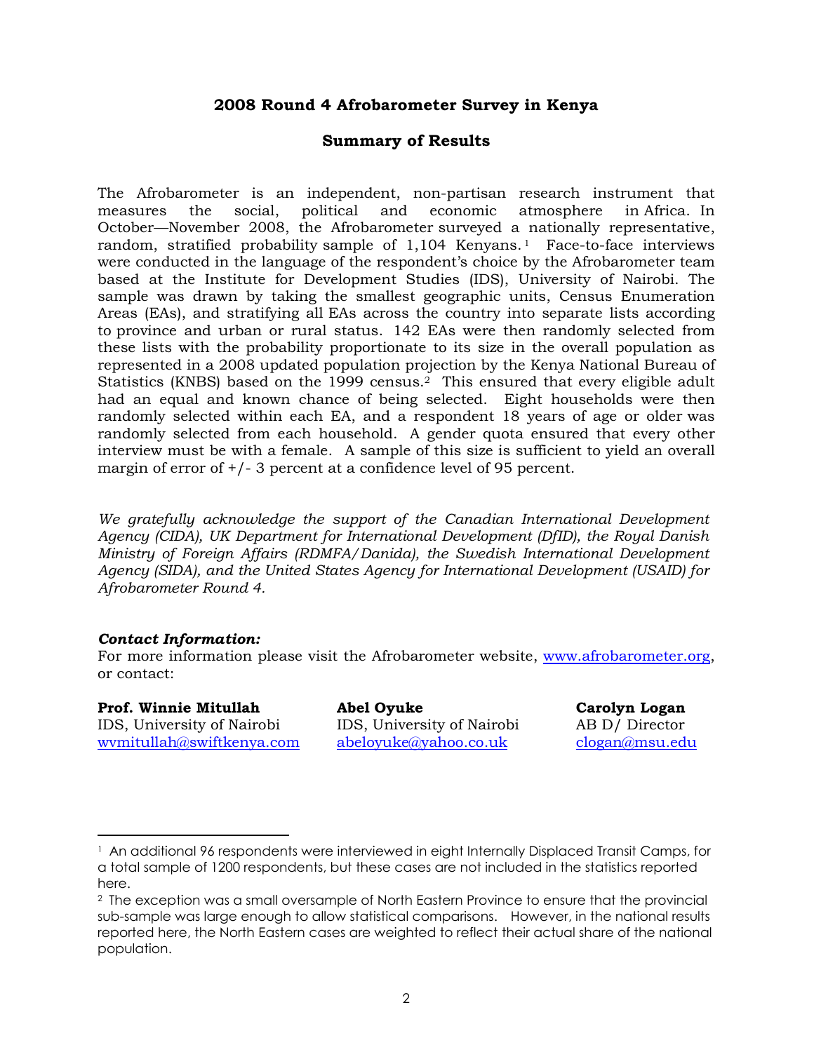## 2008 Round 4 Afrobarometer Survey in Kenya

### Summary of Results

The Afrobarometer is an independent, non-partisan research instrument that measures the social, political and economic atmosphere in Africa. In October—November 2008, the Afrobarometer surveyed a nationally representative, random, stratified probability sample of 1,104 Kenyans.[1] Face-to-face interviews were conducted in the language of the respondent's choice by the Afrobarometer team based at the Institute for Development Studies (IDS), University of Nairobi. The sample was drawn by taking the smallest geographic units, Census Enumeration Areas (EAs), and stratifying all EAs across the country into separate lists according to province and urban or rural status. 142 EAs were then randomly selected from these lists with the probability proportionate to its size in the overall population as represented in a 2008 updated population projection by the Kenya National Bureau of Statistics (KNBS) based on the 1999 census.[2] This ensured that every eligible adult had an equal and known chance of being selected. Eight households were then randomly selected within each EA, and a respondent 18 years of age or older was randomly selected from each household. A gender quota ensured that every other interview must be with a female. A sample of this size is sufficient to yield an overall margin of error of +/- 3 percent at a confidence level of 95 percent.

*We gratefully acknowledge the support of the Canadian International Development Agency (CIDA), UK Department for International Development (DfID), the Royal Danish Ministry of Foreign Affairs (RDMFA/Danida), the Swedish International Development Agency (SIDA), and the United States Agency for International Development (USAID) for Afrobarometer Round 4.*

***Contact Information:***
For more information please visit the Afrobarometer website, www.afrobarometer.org, or contact:

**Prof. Winnie Mitullah**
IDS, University of Nairobi
wvmitullah@swiftkenya.com

**Abel Oyuke**
IDS, University of Nairobi
abeloyuke@yahoo.co.uk

**Carolyn Logan**
AB D/ Director
clogan@msu.edu

---

[1] An additional 96 respondents were interviewed in eight Internally Displaced Transit Camps, for a total sample of 1200 respondents, but these cases are not included in the statistics reported here.

[2] The exception was a small oversample of North Eastern Province to ensure that the provincial sub-sample was large enough to allow statistical comparisons. However, in the national results reported here, the North Eastern cases are weighted to reflect their actual share of the national population.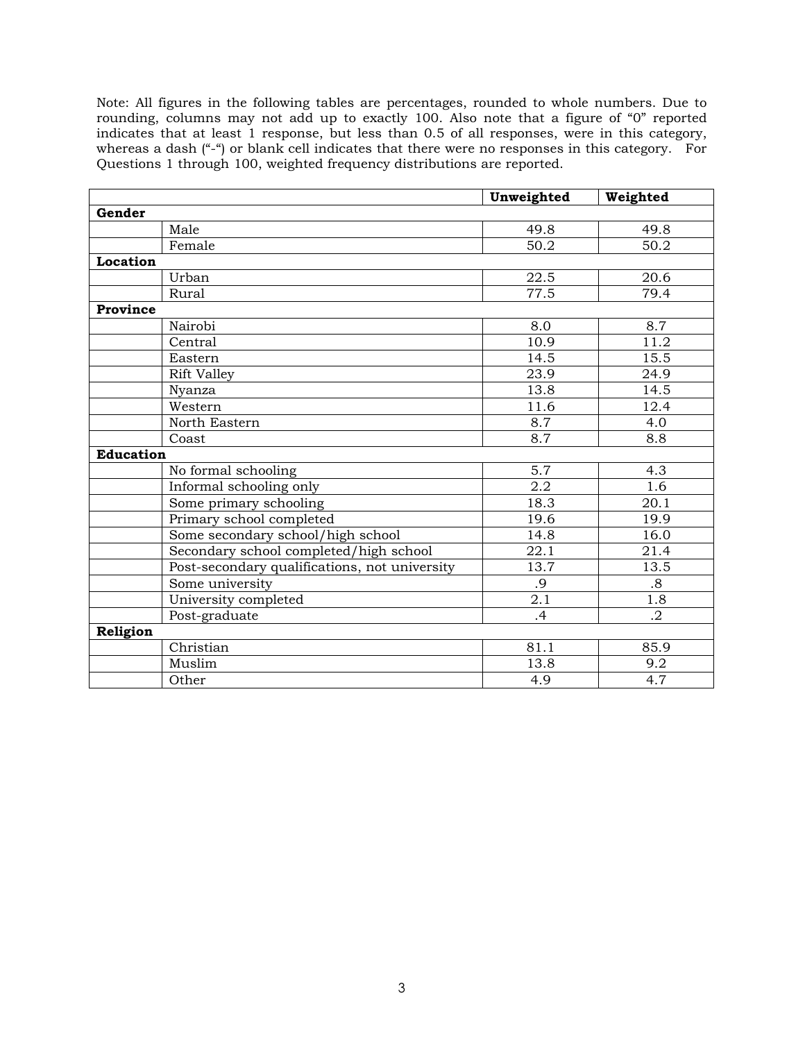Note: All figures in the following tables are percentages, rounded to whole numbers. Due to rounding, columns may not add up to exactly 100. Also note that a figure of "0" reported indicates that at least 1 response, but less than 0.5 of all responses, were in this category, whereas a dash ("-") or blank cell indicates that there were no responses in this category. For Questions 1 through 100, weighted frequency distributions are reported.

| | | **Unweighted** | **Weighted** |
|---|---|---|---|
| **Gender** | | | |
| | Male | 49.8 | 49.8 |
| | Female | 50.2 | 50.2 |
| **Location** | | | |
| | Urban | 22.5 | 20.6 |
| | Rural | 77.5 | 79.4 |
| **Province** | | | |
| | Nairobi | 8.0 | 8.7 |
| | Central | 10.9 | 11.2 |
| | Eastern | 14.5 | 15.5 |
| | Rift Valley | 23.9 | 24.9 |
| | Nyanza | 13.8 | 14.5 |
| | Western | 11.6 | 12.4 |
| | North Eastern | 8.7 | 4.0 |
| | Coast | 8.7 | 8.8 |
| **Education** | | | |
| | No formal schooling | 5.7 | 4.3 |
| | Informal schooling only | 2.2 | 1.6 |
| | Some primary schooling | 18.3 | 20.1 |
| | Primary school completed | 19.6 | 19.9 |
| | Some secondary school/high school | 14.8 | 16.0 |
| | Secondary school completed/high school | 22.1 | 21.4 |
| | Post-secondary qualifications, not university | 13.7 | 13.5 |
| | Some university | .9 | .8 |
| | University completed | 2.1 | 1.8 |
| | Post-graduate | .4 | .2 |
| **Religion** | | | |
| | Christian | 81.1 | 85.9 |
| | Muslim | 13.8 | 9.2 |
| | Other | 4.9 | 4.7 |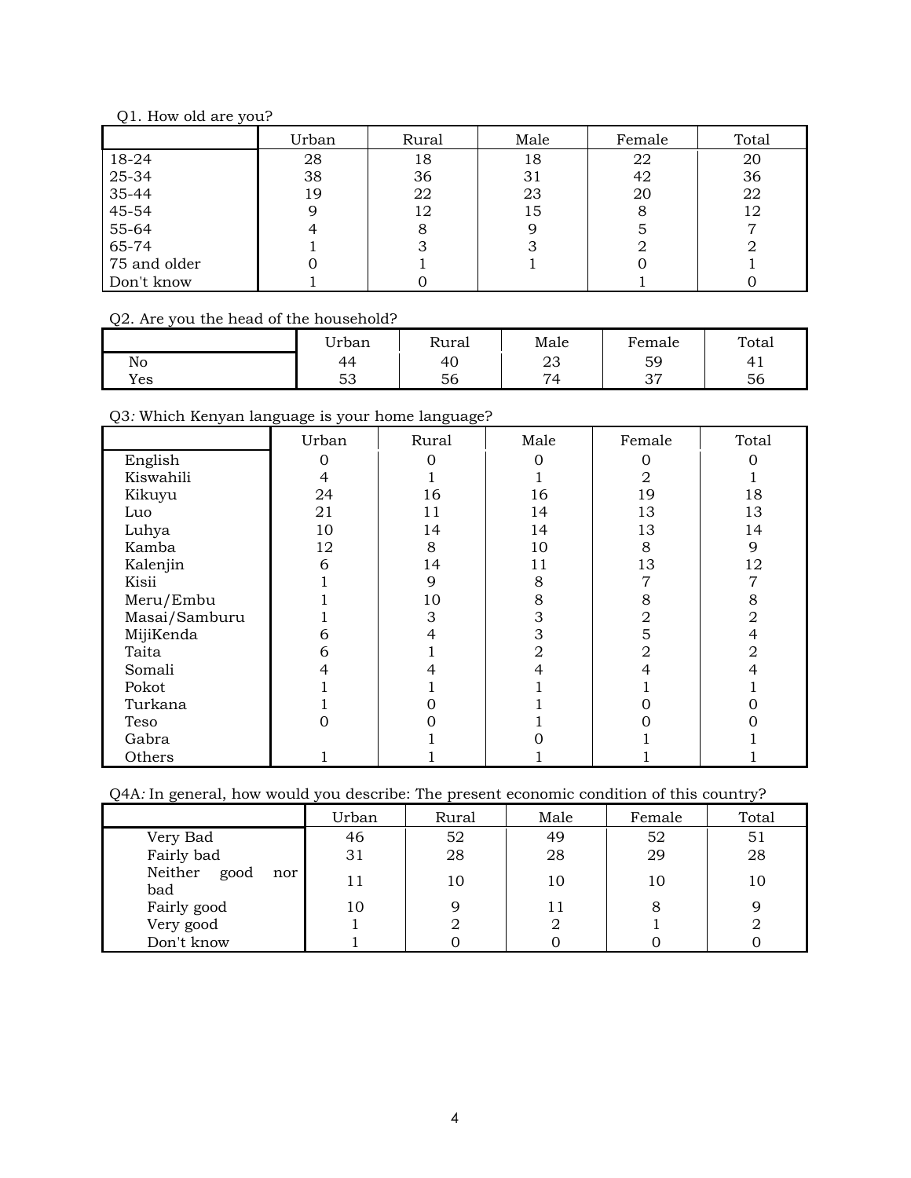Q1. How old are you?

| | Urban | Rural | Male | Female | Total |
|---|---|---|---|---|---|
| 18-24 | 28 | 18 | 18 | 22 | 20 |
| 25-34 | 38 | 36 | 31 | 42 | 36 |
| 35-44 | 19 | 22 | 23 | 20 | 22 |
| 45-54 | 9 | 12 | 15 | 8 | 12 |
| 55-64 | 4 | 8 | 9 | 5 | 7 |
| 65-74 | 1 | 3 | 3 | 2 | 2 |
| 75 and older | 0 | 1 | 1 | 0 | 1 |
| Don't know | 1 | 0 | | 1 | 0 |

Q2. Are you the head of the household?

| | Urban | Rural | Male | Female | Total |
|---|---|---|---|---|---|
| No | 44 | 40 | 23 | 59 | 41 |
| Yes | 53 | 56 | 74 | 37 | 56 |

Q3: Which Kenyan language is your home language?

| | Urban | Rural | Male | Female | Total |
|---|---|---|---|---|---|
| English | 0 | 0 | 0 | 0 | 0 |
| Kiswahili | 4 | 1 | 1 | 2 | 1 |
| Kikuyu | 24 | 16 | 16 | 19 | 18 |
| Luo | 21 | 11 | 14 | 13 | 13 |
| Luhya | 10 | 14 | 14 | 13 | 14 |
| Kamba | 12 | 8 | 10 | 8 | 9 |
| Kalenjin | 6 | 14 | 11 | 13 | 12 |
| Kisii | 1 | 9 | 8 | 7 | 7 |
| Meru/Embu | 1 | 10 | 8 | 8 | 8 |
| Masai/Samburu | 1 | 3 | 3 | 2 | 2 |
| MijiKenda | 6 | 4 | 3 | 5 | 4 |
| Taita | 6 | 1 | 2 | 2 | 2 |
| Somali | 4 | 4 | 4 | 4 | 4 |
| Pokot | 1 | 1 | 1 | 1 | 1 |
| Turkana | 1 | 0 | 1 | 0 | 0 |
| Teso | 0 | 0 | 1 | 0 | 0 |
| Gabra | | 1 | 0 | 1 | 1 |
| Others | 1 | 1 | 1 | 1 | 1 |

Q4A: In general, how would you describe: The present economic condition of this country?

| | Urban | Rural | Male | Female | Total |
|---|---|---|---|---|---|
| Very Bad | 46 | 52 | 49 | 52 | 51 |
| Fairly bad | 31 | 28 | 28 | 29 | 28 |
| Neither good nor bad | 11 | 10 | 10 | 10 | 10 |
| Fairly good | 10 | 9 | 11 | 8 | 9 |
| Very good | 1 | 2 | 2 | 1 | 2 |
| Don't know | 1 | 0 | 0 | 0 | 0 |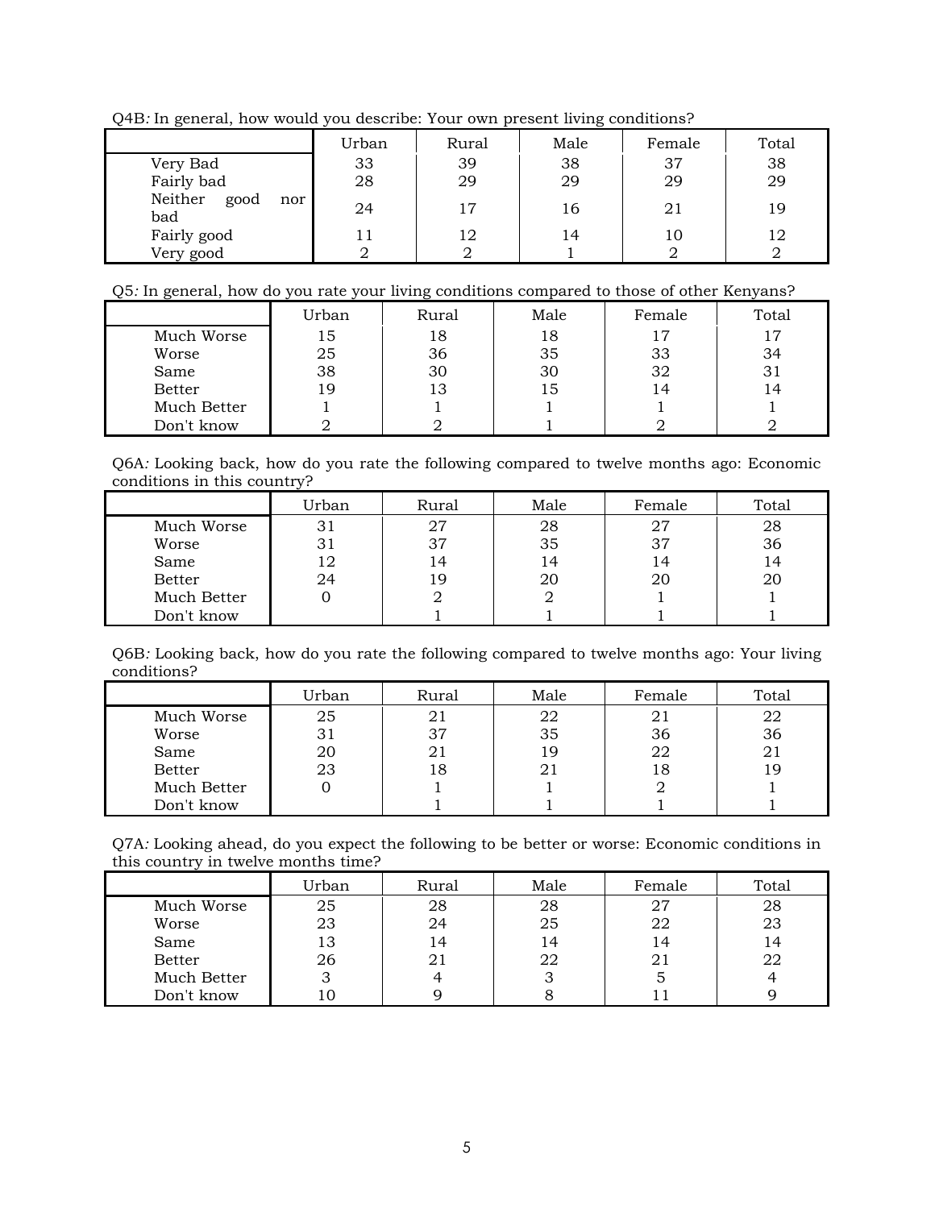Q4B*:* In general, how would you describe: Your own present living conditions?

| | Urban | Rural | Male | Female | Total |
|---|---|---|---|---|---|
| Very Bad | 33 | 39 | 38 | 37 | 38 |
| Fairly bad | 28 | 29 | 29 | 29 | 29 |
| Neither good nor bad | 24 | 17 | 16 | 21 | 19 |
| Fairly good | 11 | 12 | 14 | 10 | 12 |
| Very good | 2 | 2 | 1 | 2 | 2 |

Q5*:* In general, how do you rate your living conditions compared to those of other Kenyans?

| | Urban | Rural | Male | Female | Total |
|---|---|---|---|---|---|
| Much Worse | 15 | 18 | 18 | 17 | 17 |
| Worse | 25 | 36 | 35 | 33 | 34 |
| Same | 38 | 30 | 30 | 32 | 31 |
| Better | 19 | 13 | 15 | 14 | 14 |
| Much Better | 1 | 1 | 1 | 1 | 1 |
| Don't know | 2 | 2 | 1 | 2 | 2 |

Q6A*:* Looking back, how do you rate the following compared to twelve months ago: Economic conditions in this country?

| | Urban | Rural | Male | Female | Total |
|---|---|---|---|---|---|
| Much Worse | 31 | 27 | 28 | 27 | 28 |
| Worse | 31 | 37 | 35 | 37 | 36 |
| Same | 12 | 14 | 14 | 14 | 14 |
| Better | 24 | 19 | 20 | 20 | 20 |
| Much Better | 0 | 2 | 2 | 1 | 1 |
| Don't know | | 1 | 1 | 1 | 1 |

Q6B*:* Looking back, how do you rate the following compared to twelve months ago: Your living conditions?

| | Urban | Rural | Male | Female | Total |
|---|---|---|---|---|---|
| Much Worse | 25 | 21 | 22 | 21 | 22 |
| Worse | 31 | 37 | 35 | 36 | 36 |
| Same | 20 | 21 | 19 | 22 | 21 |
| Better | 23 | 18 | 21 | 18 | 19 |
| Much Better | 0 | 1 | 1 | 2 | 1 |
| Don't know | | 1 | 1 | 1 | 1 |

Q7A*:* Looking ahead, do you expect the following to be better or worse: Economic conditions in this country in twelve months time?

| | Urban | Rural | Male | Female | Total |
|---|---|---|---|---|---|
| Much Worse | 25 | 28 | 28 | 27 | 28 |
| Worse | 23 | 24 | 25 | 22 | 23 |
| Same | 13 | 14 | 14 | 14 | 14 |
| Better | 26 | 21 | 22 | 21 | 22 |
| Much Better | 3 | 4 | 3 | 5 | 4 |
| Don't know | 10 | 9 | 8 | 11 | 9 |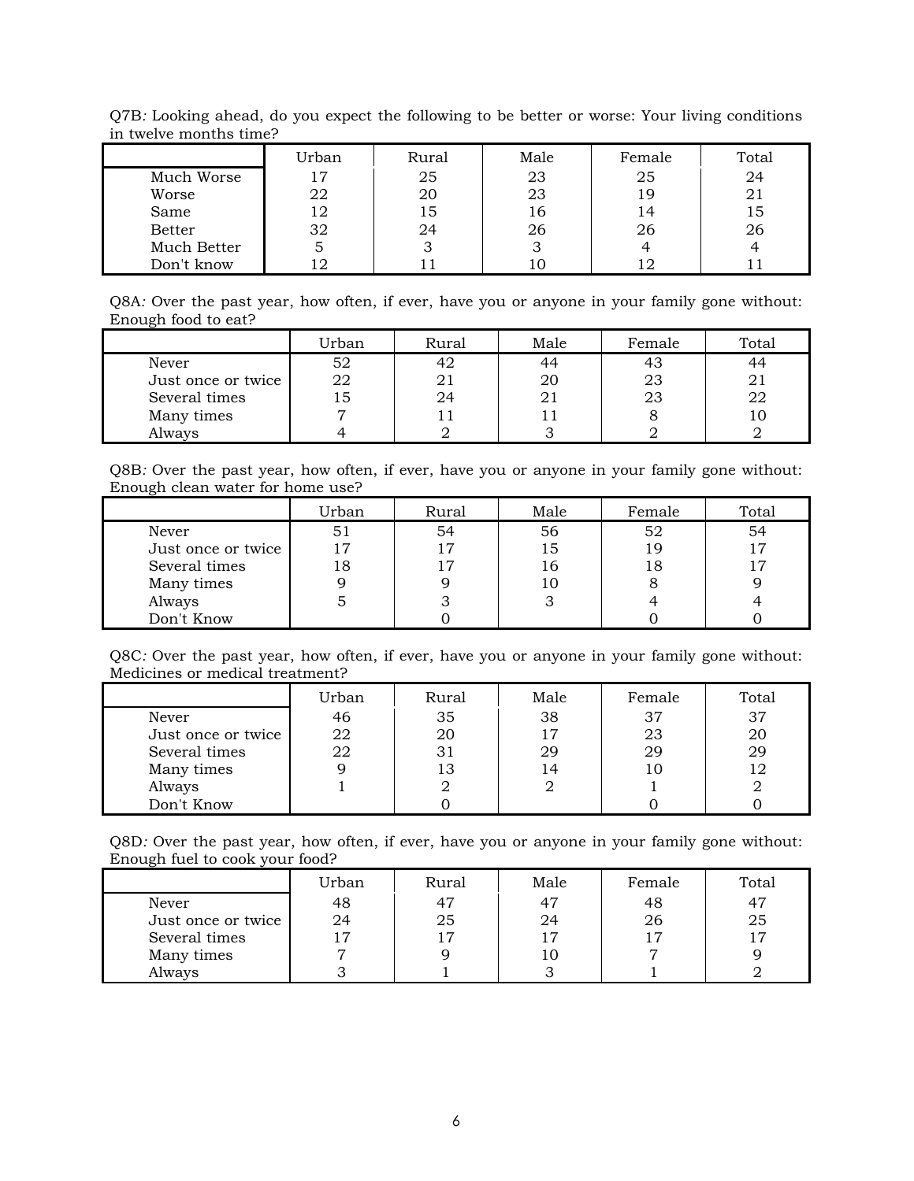Q7B*:* Looking ahead, do you expect the following to be better or worse: Your living conditions in twelve months time?

| | Urban | Rural | Male | Female | Total |
|---|---|---|---|---|---|
| Much Worse | 17 | 25 | 23 | 25 | 24 |
| Worse | 22 | 20 | 23 | 19 | 21 |
| Same | 12 | 15 | 16 | 14 | 15 |
| Better | 32 | 24 | 26 | 26 | 26 |
| Much Better | 5 | 3 | 3 | 4 | 4 |
| Don't know | 12 | 11 | 10 | 12 | 11 |

Q8A*:* Over the past year, how often, if ever, have you or anyone in your family gone without: Enough food to eat?

| | Urban | Rural | Male | Female | Total |
|---|---|---|---|---|---|
| Never | 52 | 42 | 44 | 43 | 44 |
| Just once or twice | 22 | 21 | 20 | 23 | 21 |
| Several times | 15 | 24 | 21 | 23 | 22 |
| Many times | 7 | 11 | 11 | 8 | 10 |
| Always | 4 | 2 | 3 | 2 | 2 |

Q8B*:* Over the past year, how often, if ever, have you or anyone in your family gone without: Enough clean water for home use?

| | Urban | Rural | Male | Female | Total |
|---|---|---|---|---|---|
| Never | 51 | 54 | 56 | 52 | 54 |
| Just once or twice | 17 | 17 | 15 | 19 | 17 |
| Several times | 18 | 17 | 16 | 18 | 17 |
| Many times | 9 | 9 | 10 | 8 | 9 |
| Always | 5 | 3 | 3 | 4 | 4 |
| Don't Know | | 0 | | 0 | 0 |

Q8C*:* Over the past year, how often, if ever, have you or anyone in your family gone without: Medicines or medical treatment?

| | Urban | Rural | Male | Female | Total |
|---|---|---|---|---|---|
| Never | 46 | 35 | 38 | 37 | 37 |
| Just once or twice | 22 | 20 | 17 | 23 | 20 |
| Several times | 22 | 31 | 29 | 29 | 29 |
| Many times | 9 | 13 | 14 | 10 | 12 |
| Always | 1 | 2 | 2 | 1 | 2 |
| Don't Know | | 0 | | 0 | 0 |

Q8D*:* Over the past year, how often, if ever, have you or anyone in your family gone without: Enough fuel to cook your food?

| | Urban | Rural | Male | Female | Total |
|---|---|---|---|---|---|
| Never | 48 | 47 | 47 | 48 | 47 |
| Just once or twice | 24 | 25 | 24 | 26 | 25 |
| Several times | 17 | 17 | 17 | 17 | 17 |
| Many times | 7 | 9 | 10 | 7 | 9 |
| Always | 3 | 1 | 3 | 1 | 2 |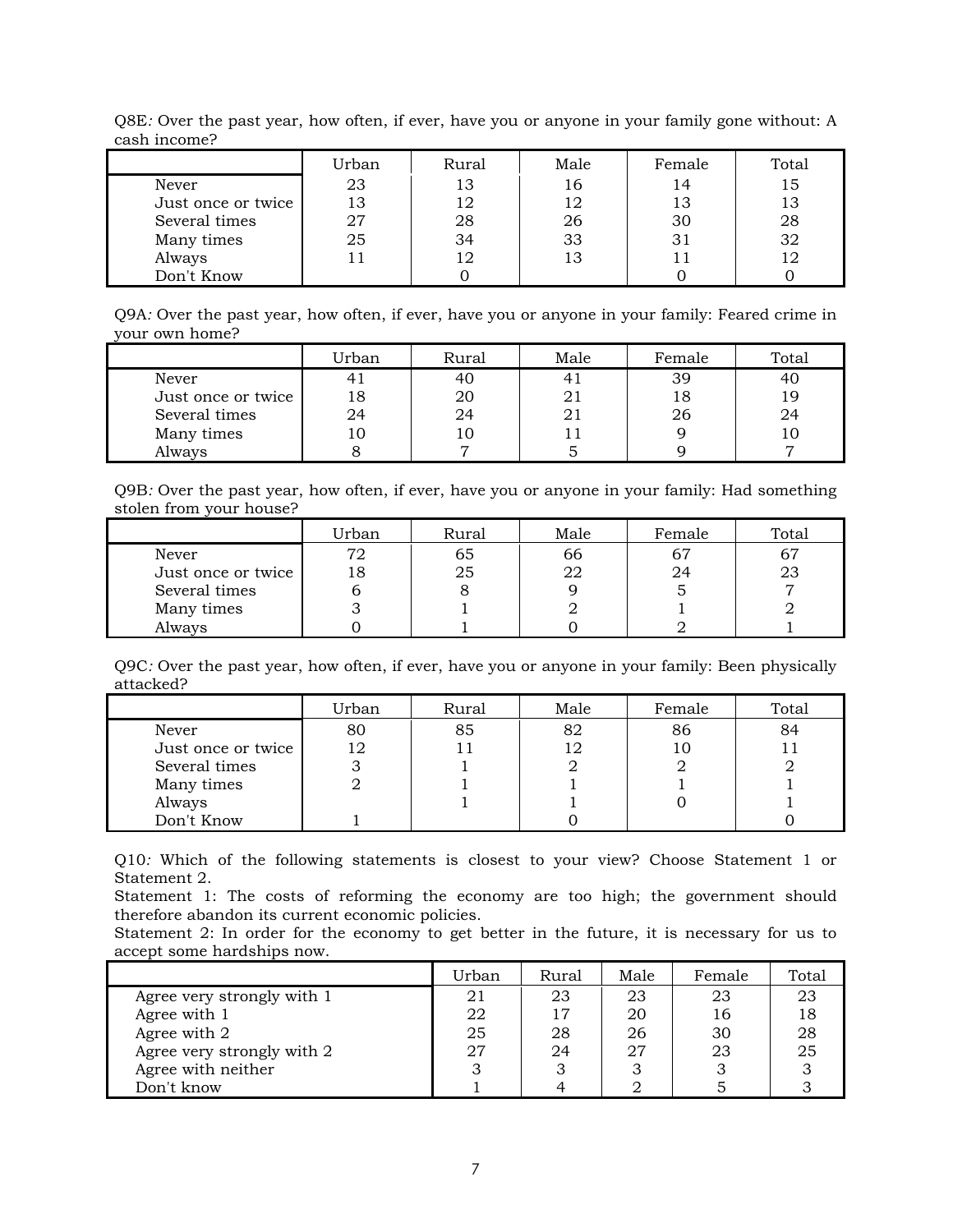Q8E*:* Over the past year, how often, if ever, have you or anyone in your family gone without: A cash income?

| | Urban | Rural | Male | Female | Total |
|---|---|---|---|---|---|
| Never | 23 | 13 | 16 | 14 | 15 |
| Just once or twice | 13 | 12 | 12 | 13 | 13 |
| Several times | 27 | 28 | 26 | 30 | 28 |
| Many times | 25 | 34 | 33 | 31 | 32 |
| Always | 11 | 12 | 13 | 11 | 12 |
| Don't Know | | 0 | | 0 | 0 |

Q9A*:* Over the past year, how often, if ever, have you or anyone in your family: Feared crime in your own home?

| | Urban | Rural | Male | Female | Total |
|---|---|---|---|---|---|
| Never | 41 | 40 | 41 | 39 | 40 |
| Just once or twice | 18 | 20 | 21 | 18 | 19 |
| Several times | 24 | 24 | 21 | 26 | 24 |
| Many times | 10 | 10 | 11 | 9 | 10 |
| Always | 8 | 7 | 5 | 9 | 7 |

Q9B*:* Over the past year, how often, if ever, have you or anyone in your family: Had something stolen from your house?

| | Urban | Rural | Male | Female | Total |
|---|---|---|---|---|---|
| Never | 72 | 65 | 66 | 67 | 67 |
| Just once or twice | 18 | 25 | 22 | 24 | 23 |
| Several times | 6 | 8 | 9 | 5 | 7 |
| Many times | 3 | 1 | 2 | 1 | 2 |
| Always | 0 | 1 | 0 | 2 | 1 |

Q9C*:* Over the past year, how often, if ever, have you or anyone in your family: Been physically attacked?

| | Urban | Rural | Male | Female | Total |
|---|---|---|---|---|---|
| Never | 80 | 85 | 82 | 86 | 84 |
| Just once or twice | 12 | 11 | 12 | 10 | 11 |
| Several times | 3 | 1 | 2 | 2 | 2 |
| Many times | 2 | 1 | 1 | 1 | 1 |
| Always | | 1 | 1 | 0 | 1 |
| Don't Know | 1 | | 0 | | 0 |

Q10*:* Which of the following statements is closest to your view? Choose Statement 1 or Statement 2.
Statement 1: The costs of reforming the economy are too high; the government should therefore abandon its current economic policies.
Statement 2: In order for the economy to get better in the future, it is necessary for us to accept some hardships now.

| | Urban | Rural | Male | Female | Total |
|---|---|---|---|---|---|
| Agree very strongly with 1 | 21 | 23 | 23 | 23 | 23 |
| Agree with 1 | 22 | 17 | 20 | 16 | 18 |
| Agree with 2 | 25 | 28 | 26 | 30 | 28 |
| Agree very strongly with 2 | 27 | 24 | 27 | 23 | 25 |
| Agree with neither | 3 | 3 | 3 | 3 | 3 |
| Don't know | 1 | 4 | 2 | 5 | 3 |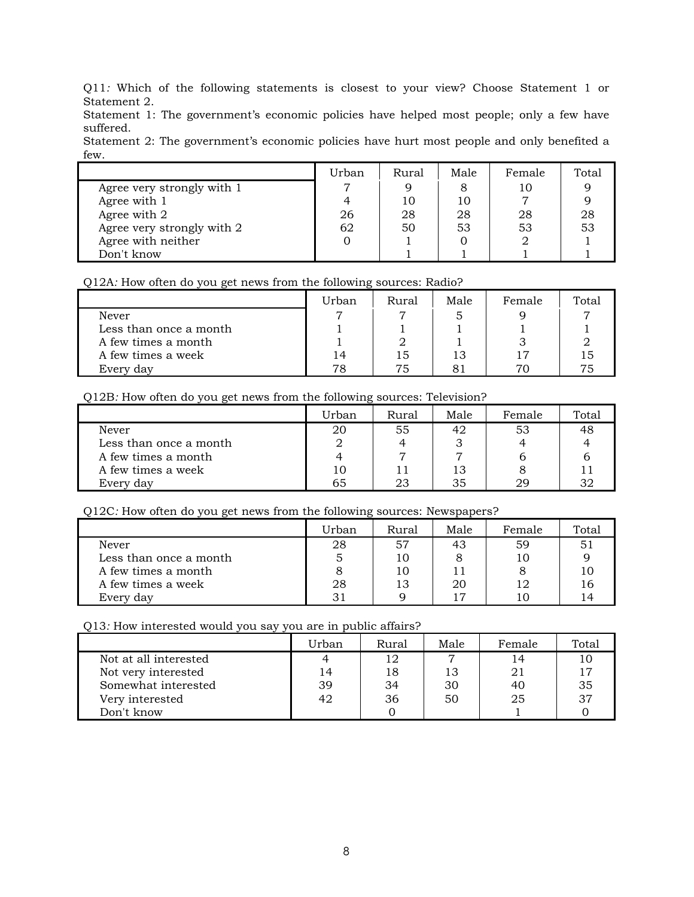Q11*:* Which of the following statements is closest to your view? Choose Statement 1 or Statement 2.
Statement 1: The government's economic policies have helped most people; only a few have suffered.
Statement 2: The government's economic policies have hurt most people and only benefited a few.

| | Urban | Rural | Male | Female | Total |
|---|---|---|---|---|---|
| Agree very strongly with 1 | 7 | 9 | 8 | 10 | 9 |
| Agree with 1 | 4 | 10 | 10 | 7 | 9 |
| Agree with 2 | 26 | 28 | 28 | 28 | 28 |
| Agree very strongly with 2 | 62 | 50 | 53 | 53 | 53 |
| Agree with neither | 0 | 1 | 0 | 2 | 1 |
| Don't know | | 1 | 1 | 1 | 1 |

Q12A*:* How often do you get news from the following sources: Radio?

| | Urban | Rural | Male | Female | Total |
|---|---|---|---|---|---|
| Never | 7 | 7 | 5 | 9 | 7 |
| Less than once a month | 1 | 1 | 1 | 1 | 1 |
| A few times a month | 1 | 2 | 1 | 3 | 2 |
| A few times a week | 14 | 15 | 13 | 17 | 15 |
| Every day | 78 | 75 | 81 | 70 | 75 |

Q12B*:* How often do you get news from the following sources: Television?

| | Urban | Rural | Male | Female | Total |
|---|---|---|---|---|---|
| Never | 20 | 55 | 42 | 53 | 48 |
| Less than once a month | 2 | 4 | 3 | 4 | 4 |
| A few times a month | 4 | 7 | 7 | 6 | 6 |
| A few times a week | 10 | 11 | 13 | 8 | 11 |
| Every day | 65 | 23 | 35 | 29 | 32 |

Q12C*:* How often do you get news from the following sources: Newspapers?

| | Urban | Rural | Male | Female | Total |
|---|---|---|---|---|---|
| Never | 28 | 57 | 43 | 59 | 51 |
| Less than once a month | 5 | 10 | 8 | 10 | 9 |
| A few times a month | 8 | 10 | 11 | 8 | 10 |
| A few times a week | 28 | 13 | 20 | 12 | 16 |
| Every day | 31 | 9 | 17 | 10 | 14 |

Q13*:* How interested would you say you are in public affairs?

| | Urban | Rural | Male | Female | Total |
|---|---|---|---|---|---|
| Not at all interested | 4 | 12 | 7 | 14 | 10 |
| Not very interested | 14 | 18 | 13 | 21 | 17 |
| Somewhat interested | 39 | 34 | 30 | 40 | 35 |
| Very interested | 42 | 36 | 50 | 25 | 37 |
| Don't know | | 0 | | 1 | 0 |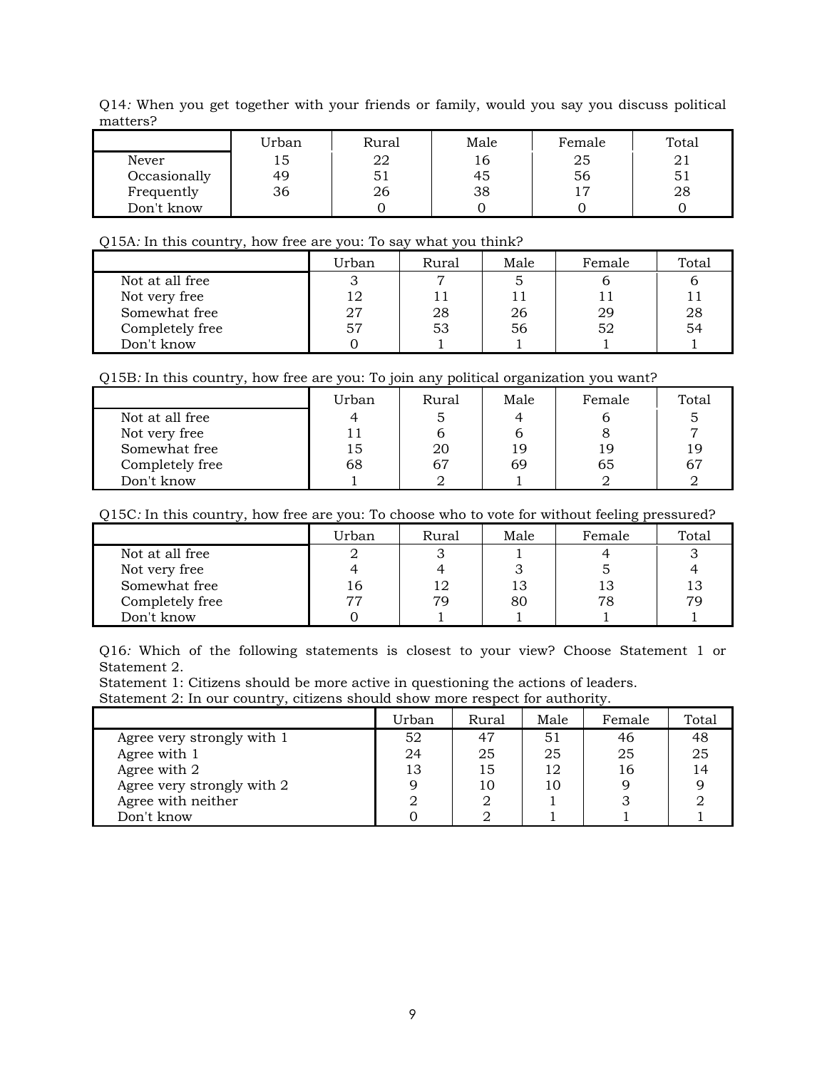Q14*:* When you get together with your friends or family, would you say you discuss political matters?

| | Urban | Rural | Male | Female | Total |
|---|---|---|---|---|---|
| Never | 15 | 22 | 16 | 25 | 21 |
| Occasionally | 49 | 51 | 45 | 56 | 51 |
| Frequently | 36 | 26 | 38 | 17 | 28 |
| Don't know | | 0 | 0 | 0 | 0 |

Q15A*:* In this country, how free are you: To say what you think?

| | Urban | Rural | Male | Female | Total |
|---|---|---|---|---|---|
| Not at all free | 3 | 7 | 5 | 6 | 6 |
| Not very free | 12 | 11 | 11 | 11 | 11 |
| Somewhat free | 27 | 28 | 26 | 29 | 28 |
| Completely free | 57 | 53 | 56 | 52 | 54 |
| Don't know | 0 | 1 | 1 | 1 | 1 |

Q15B*:* In this country, how free are you: To join any political organization you want?

| | Urban | Rural | Male | Female | Total |
|---|---|---|---|---|---|
| Not at all free | 4 | 5 | 4 | 6 | 5 |
| Not very free | 11 | 6 | 6 | 8 | 7 |
| Somewhat free | 15 | 20 | 19 | 19 | 19 |
| Completely free | 68 | 67 | 69 | 65 | 67 |
| Don't know | 1 | 2 | 1 | 2 | 2 |

Q15C*:* In this country, how free are you: To choose who to vote for without feeling pressured?

| | Urban | Rural | Male | Female | Total |
|---|---|---|---|---|---|
| Not at all free | 2 | 3 | 1 | 4 | 3 |
| Not very free | 4 | 4 | 3 | 5 | 4 |
| Somewhat free | 16 | 12 | 13 | 13 | 13 |
| Completely free | 77 | 79 | 80 | 78 | 79 |
| Don't know | 0 | 1 | 1 | 1 | 1 |

Q16*:* Which of the following statements is closest to your view? Choose Statement 1 or Statement 2.
Statement 1: Citizens should be more active in questioning the actions of leaders.
Statement 2: In our country, citizens should show more respect for authority.

| | Urban | Rural | Male | Female | Total |
|---|---|---|---|---|---|
| Agree very strongly with 1 | 52 | 47 | 51 | 46 | 48 |
| Agree with 1 | 24 | 25 | 25 | 25 | 25 |
| Agree with 2 | 13 | 15 | 12 | 16 | 14 |
| Agree very strongly with 2 | 9 | 10 | 10 | 9 | 9 |
| Agree with neither | 2 | 2 | 1 | 3 | 2 |
| Don't know | 0 | 2 | 1 | 1 | 1 |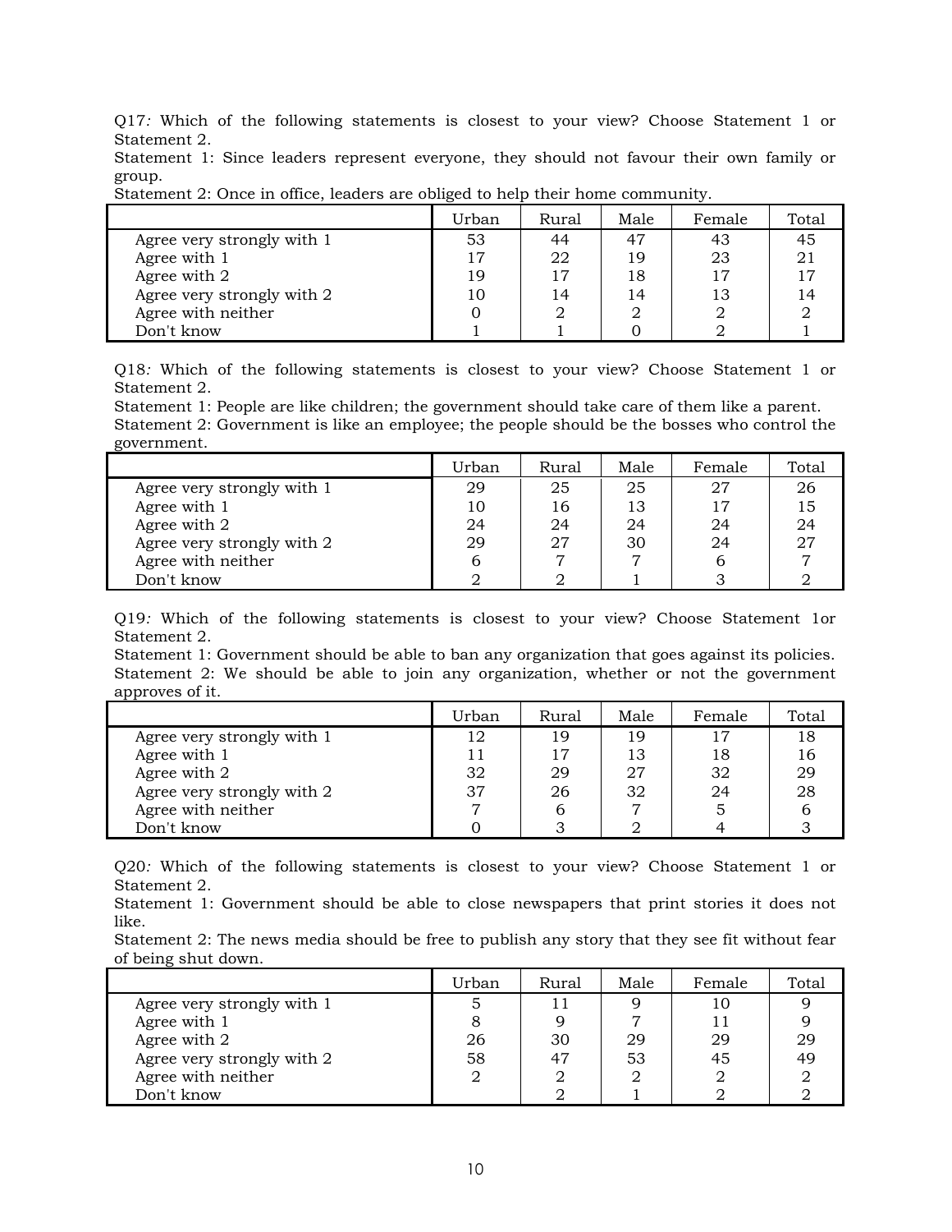Q17*:* Which of the following statements is closest to your view? Choose Statement 1 or Statement 2.
Statement 1: Since leaders represent everyone, they should not favour their own family or group.
Statement 2: Once in office, leaders are obliged to help their home community.

| | Urban | Rural | Male | Female | Total |
|---|---|---|---|---|---|
| Agree very strongly with 1 | 53 | 44 | 47 | 43 | 45 |
| Agree with 1 | 17 | 22 | 19 | 23 | 21 |
| Agree with 2 | 19 | 17 | 18 | 17 | 17 |
| Agree very strongly with 2 | 10 | 14 | 14 | 13 | 14 |
| Agree with neither | 0 | 2 | 2 | 2 | 2 |
| Don't know | 1 | 1 | 0 | 2 | 1 |

Q18*:* Which of the following statements is closest to your view? Choose Statement 1 or Statement 2.
Statement 1: People are like children; the government should take care of them like a parent.
Statement 2: Government is like an employee; the people should be the bosses who control the government.

| | Urban | Rural | Male | Female | Total |
|---|---|---|---|---|---|
| Agree very strongly with 1 | 29 | 25 | 25 | 27 | 26 |
| Agree with 1 | 10 | 16 | 13 | 17 | 15 |
| Agree with 2 | 24 | 24 | 24 | 24 | 24 |
| Agree very strongly with 2 | 29 | 27 | 30 | 24 | 27 |
| Agree with neither | 6 | 7 | 7 | 6 | 7 |
| Don't know | 2 | 2 | 1 | 3 | 2 |

Q19*:* Which of the following statements is closest to your view? Choose Statement 1or Statement 2.
Statement 1: Government should be able to ban any organization that goes against its policies.
Statement 2: We should be able to join any organization, whether or not the government approves of it.

| | Urban | Rural | Male | Female | Total |
|---|---|---|---|---|---|
| Agree very strongly with 1 | 12 | 19 | 19 | 17 | 18 |
| Agree with 1 | 11 | 17 | 13 | 18 | 16 |
| Agree with 2 | 32 | 29 | 27 | 32 | 29 |
| Agree very strongly with 2 | 37 | 26 | 32 | 24 | 28 |
| Agree with neither | 7 | 6 | 7 | 5 | 6 |
| Don't know | 0 | 3 | 2 | 4 | 3 |

Q20*:* Which of the following statements is closest to your view? Choose Statement 1 or Statement 2.
Statement 1: Government should be able to close newspapers that print stories it does not like.
Statement 2: The news media should be free to publish any story that they see fit without fear of being shut down.

| | Urban | Rural | Male | Female | Total |
|---|---|---|---|---|---|
| Agree very strongly with 1 | 5 | 11 | 9 | 10 | 9 |
| Agree with 1 | 8 | 9 | 7 | 11 | 9 |
| Agree with 2 | 26 | 30 | 29 | 29 | 29 |
| Agree very strongly with 2 | 58 | 47 | 53 | 45 | 49 |
| Agree with neither | 2 | 2 | 2 | 2 | 2 |
| Don't know | | 2 | 1 | 2 | 2 |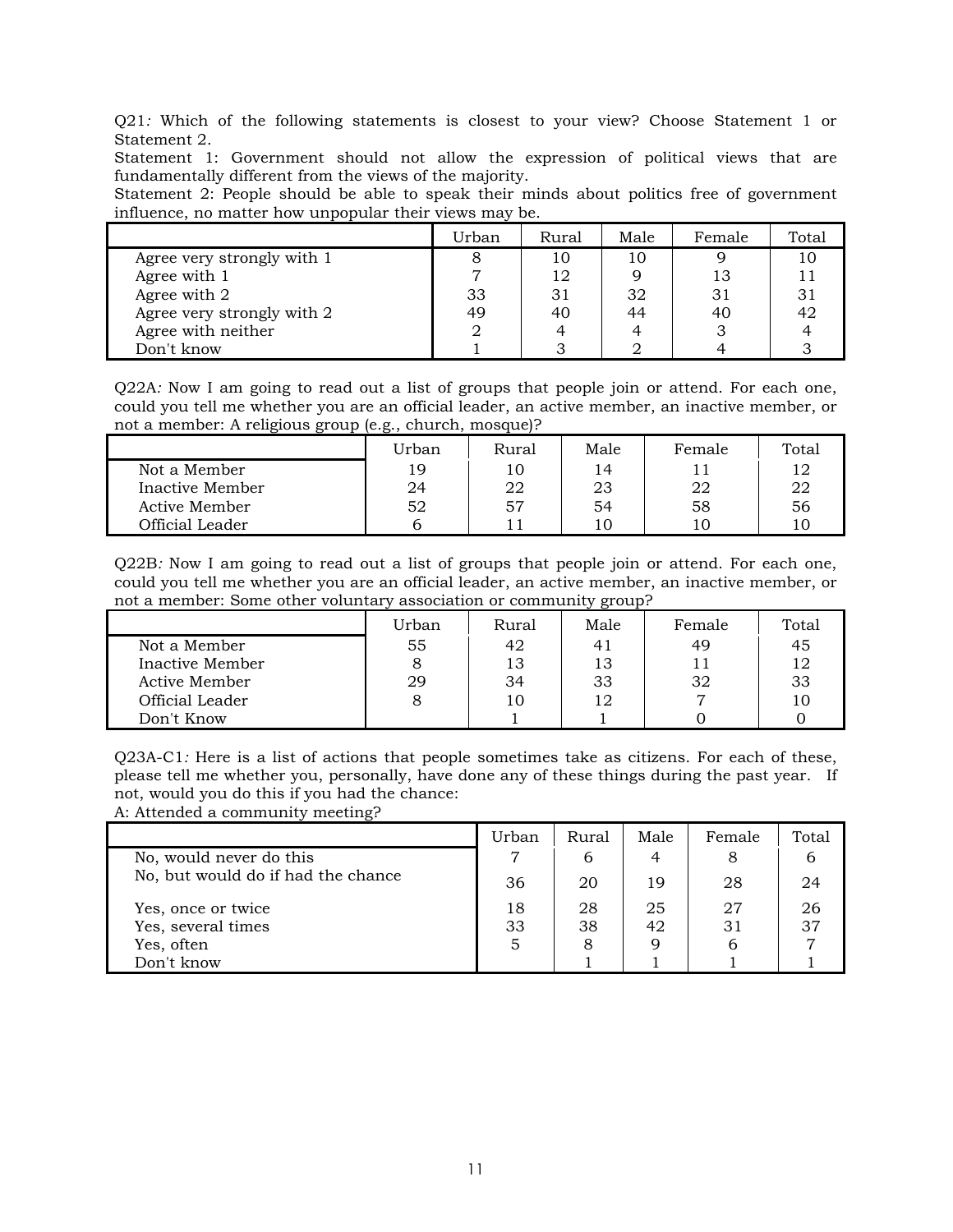Q21*:* Which of the following statements is closest to your view? Choose Statement 1 or Statement 2.
Statement 1: Government should not allow the expression of political views that are fundamentally different from the views of the majority.
Statement 2: People should be able to speak their minds about politics free of government influence, no matter how unpopular their views may be.

| | Urban | Rural | Male | Female | Total |
|---|---|---|---|---|---|
| Agree very strongly with 1 | 8 | 10 | 10 | 9 | 10 |
| Agree with 1 | 7 | 12 | 9 | 13 | 11 |
| Agree with 2 | 33 | 31 | 32 | 31 | 31 |
| Agree very strongly with 2 | 49 | 40 | 44 | 40 | 42 |
| Agree with neither | 2 | 4 | 4 | 3 | 4 |
| Don't know | 1 | 3 | 2 | 4 | 3 |

Q22A*:* Now I am going to read out a list of groups that people join or attend. For each one, could you tell me whether you are an official leader, an active member, an inactive member, or not a member: A religious group (e.g., church, mosque)?

| | Urban | Rural | Male | Female | Total |
|---|---|---|---|---|---|
| Not a Member | 19 | 10 | 14 | 11 | 12 |
| Inactive Member | 24 | 22 | 23 | 22 | 22 |
| Active Member | 52 | 57 | 54 | 58 | 56 |
| Official Leader | 6 | 11 | 10 | 10 | 10 |

Q22B*:* Now I am going to read out a list of groups that people join or attend. For each one, could you tell me whether you are an official leader, an active member, an inactive member, or not a member: Some other voluntary association or community group?

| | Urban | Rural | Male | Female | Total |
|---|---|---|---|---|---|
| Not a Member | 55 | 42 | 41 | 49 | 45 |
| Inactive Member | 8 | 13 | 13 | 11 | 12 |
| Active Member | 29 | 34 | 33 | 32 | 33 |
| Official Leader | 8 | 10 | 12 | 7 | 10 |
| Don't Know | | 1 | 1 | 0 | 0 |

Q23A-C1*:* Here is a list of actions that people sometimes take as citizens. For each of these, please tell me whether you, personally, have done any of these things during the past year. If not, would you do this if you had the chance:
A: Attended a community meeting?

| | Urban | Rural | Male | Female | Total |
|---|---|---|---|---|---|
| No, would never do this | 7 | 6 | 4 | 8 | 6 |
| No, but would do if had the chance | 36 | 20 | 19 | 28 | 24 |
| Yes, once or twice | 18 | 28 | 25 | 27 | 26 |
| Yes, several times | 33 | 38 | 42 | 31 | 37 |
| Yes, often | 5 | 8 | 9 | 6 | 7 |
| Don't know | | 1 | 1 | 1 | 1 |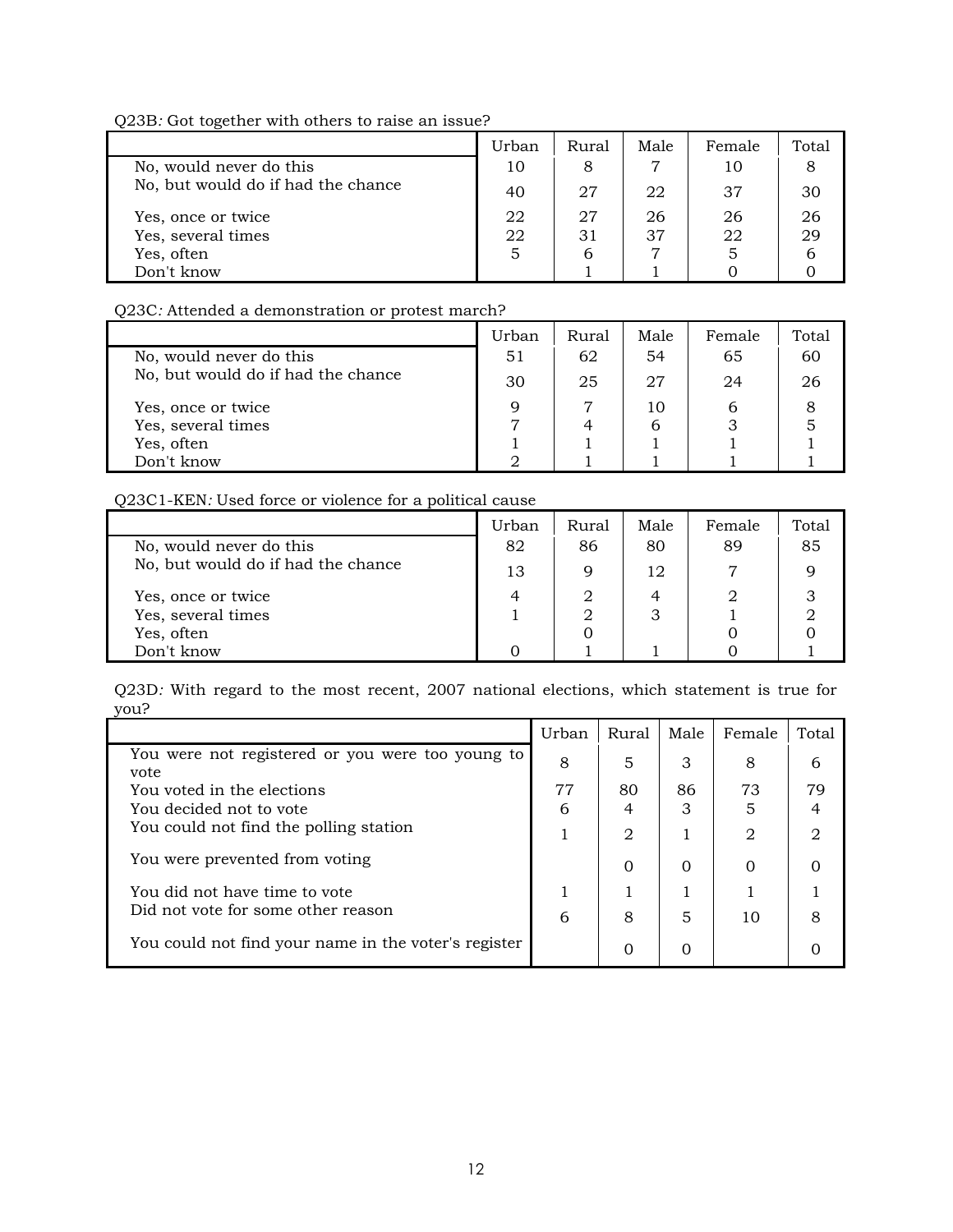Q23B*:* Got together with others to raise an issue?

| | Urban | Rural | Male | Female | Total |
|---|---|---|---|---|---|
| No, would never do this | 10 | 8 | 7 | 10 | 8 |
| No, but would do if had the chance | 40 | 27 | 22 | 37 | 30 |
| Yes, once or twice | 22 | 27 | 26 | 26 | 26 |
| Yes, several times | 22 | 31 | 37 | 22 | 29 |
| Yes, often | 5 | 6 | 7 | 5 | 6 |
| Don't know | | 1 | 1 | 0 | 0 |

Q23C*:* Attended a demonstration or protest march?

| | Urban | Rural | Male | Female | Total |
|---|---|---|---|---|---|
| No, would never do this | 51 | 62 | 54 | 65 | 60 |
| No, but would do if had the chance | 30 | 25 | 27 | 24 | 26 |
| Yes, once or twice | 9 | 7 | 10 | 6 | 8 |
| Yes, several times | 7 | 4 | 6 | 3 | 5 |
| Yes, often | 1 | 1 | 1 | 1 | 1 |
| Don't know | 2 | 1 | 1 | 1 | 1 |

Q23C1-KEN*:* Used force or violence for a political cause

| | Urban | Rural | Male | Female | Total |
|---|---|---|---|---|---|
| No, would never do this | 82 | 86 | 80 | 89 | 85 |
| No, but would do if had the chance | 13 | 9 | 12 | 7 | 9 |
| Yes, once or twice | 4 | 2 | 4 | 2 | 3 |
| Yes, several times | 1 | 2 | 3 | 1 | 2 |
| Yes, often | | 0 | | 0 | 0 |
| Don't know | 0 | 1 | 1 | 0 | 1 |

Q23D*:* With regard to the most recent, 2007 national elections, which statement is true for you?

| | Urban | Rural | Male | Female | Total |
|---|---|---|---|---|---|
| You were not registered or you were too young to vote | 8 | 5 | 3 | 8 | 6 |
| You voted in the elections | 77 | 80 | 86 | 73 | 79 |
| You decided not to vote | 6 | 4 | 3 | 5 | 4 |
| You could not find the polling station | 1 | 2 | 1 | 2 | 2 |
| You were prevented from voting | | 0 | 0 | 0 | 0 |
| You did not have time to vote | 1 | 1 | 1 | 1 | 1 |
| Did not vote for some other reason | 6 | 8 | 5 | 10 | 8 |
| You could not find your name in the voter's register | | 0 | 0 | | 0 |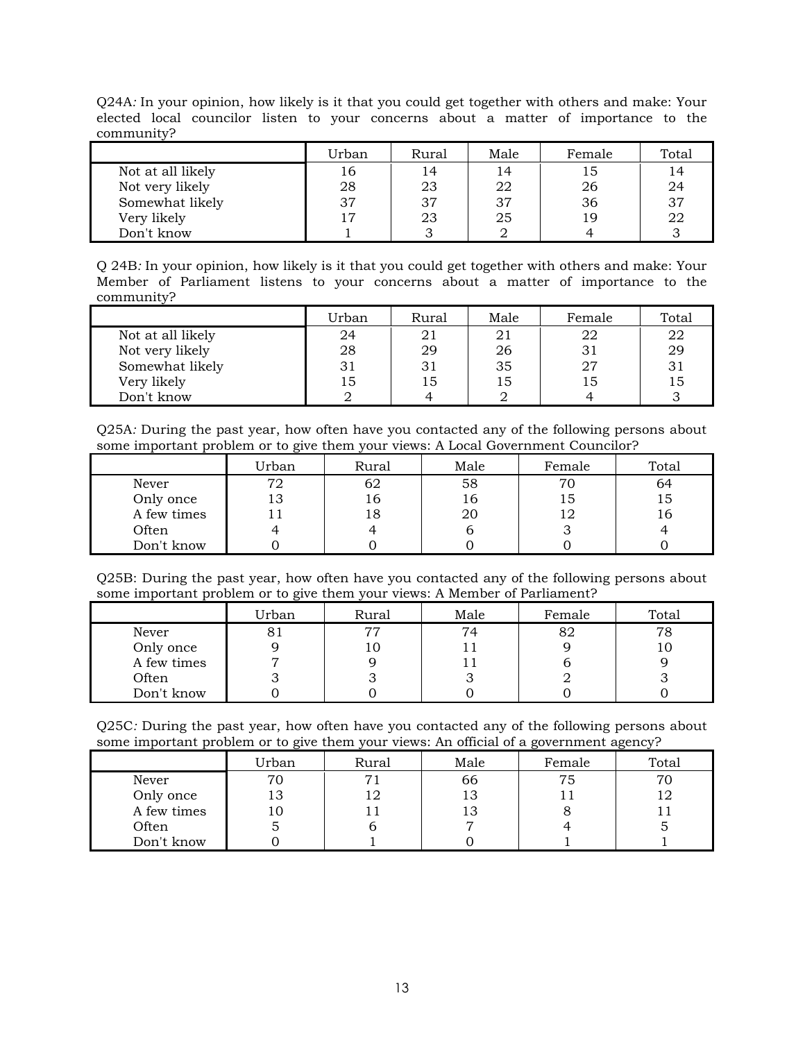Q24A*:* In your opinion, how likely is it that you could get together with others and make: Your elected local councilor listen to your concerns about a matter of importance to the community?

| | Urban | Rural | Male | Female | Total |
|---|---|---|---|---|---|
| Not at all likely | 16 | 14 | 14 | 15 | 14 |
| Not very likely | 28 | 23 | 22 | 26 | 24 |
| Somewhat likely | 37 | 37 | 37 | 36 | 37 |
| Very likely | 17 | 23 | 25 | 19 | 22 |
| Don't know | 1 | 3 | 2 | 4 | 3 |

Q 24B*:* In your opinion, how likely is it that you could get together with others and make: Your Member of Parliament listens to your concerns about a matter of importance to the community?

| | Urban | Rural | Male | Female | Total |
|---|---|---|---|---|---|
| Not at all likely | 24 | 21 | 21 | 22 | 22 |
| Not very likely | 28 | 29 | 26 | 31 | 29 |
| Somewhat likely | 31 | 31 | 35 | 27 | 31 |
| Very likely | 15 | 15 | 15 | 15 | 15 |
| Don't know | 2 | 4 | 2 | 4 | 3 |

Q25A*:* During the past year, how often have you contacted any of the following persons about some important problem or to give them your views: A Local Government Councilor?

| | Urban | Rural | Male | Female | Total |
|---|---|---|---|---|---|
| Never | 72 | 62 | 58 | 70 | 64 |
| Only once | 13 | 16 | 16 | 15 | 15 |
| A few times | 11 | 18 | 20 | 12 | 16 |
| Often | 4 | 4 | 6 | 3 | 4 |
| Don't know | 0 | 0 | 0 | 0 | 0 |

Q25B: During the past year, how often have you contacted any of the following persons about some important problem or to give them your views: A Member of Parliament?

| | Urban | Rural | Male | Female | Total |
|---|---|---|---|---|---|
| Never | 81 | 77 | 74 | 82 | 78 |
| Only once | 9 | 10 | 11 | 9 | 10 |
| A few times | 7 | 9 | 11 | 6 | 9 |
| Often | 3 | 3 | 3 | 2 | 3 |
| Don't know | 0 | 0 | 0 | 0 | 0 |

Q25C*:* During the past year, how often have you contacted any of the following persons about some important problem or to give them your views: An official of a government agency?

| | Urban | Rural | Male | Female | Total |
|---|---|---|---|---|---|
| Never | 70 | 71 | 66 | 75 | 70 |
| Only once | 13 | 12 | 13 | 11 | 12 |
| A few times | 10 | 11 | 13 | 8 | 11 |
| Often | 5 | 6 | 7 | 4 | 5 |
| Don't know | 0 | 1 | 0 | 1 | 1 |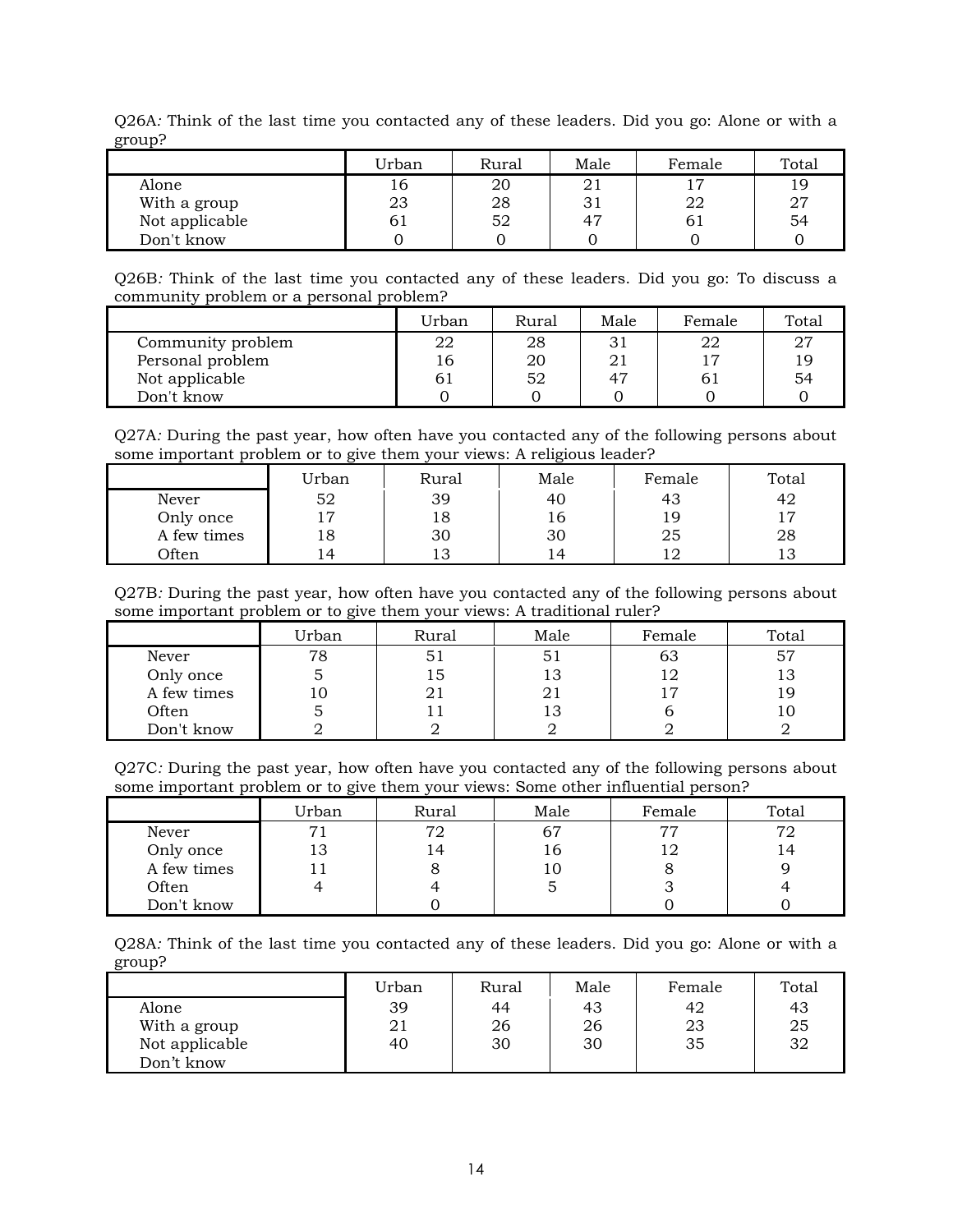Q26A*:* Think of the last time you contacted any of these leaders. Did you go: Alone or with a group?

| | Urban | Rural | Male | Female | Total |
|---|---|---|---|---|---|
| Alone | 16 | 20 | 21 | 17 | 19 |
| With a group | 23 | 28 | 31 | 22 | 27 |
| Not applicable | 61 | 52 | 47 | 61 | 54 |
| Don't know | 0 | 0 | 0 | 0 | 0 |

Q26B*:* Think of the last time you contacted any of these leaders. Did you go: To discuss a community problem or a personal problem?

| | Urban | Rural | Male | Female | Total |
|---|---|---|---|---|---|
| Community problem | 22 | 28 | 31 | 22 | 27 |
| Personal problem | 16 | 20 | 21 | 17 | 19 |
| Not applicable | 61 | 52 | 47 | 61 | 54 |
| Don't know | 0 | 0 | 0 | 0 | 0 |

Q27A*:* During the past year, how often have you contacted any of the following persons about some important problem or to give them your views: A religious leader?

| | Urban | Rural | Male | Female | Total |
|---|---|---|---|---|---|
| Never | 52 | 39 | 40 | 43 | 42 |
| Only once | 17 | 18 | 16 | 19 | 17 |
| A few times | 18 | 30 | 30 | 25 | 28 |
| Often | 14 | 13 | 14 | 12 | 13 |

Q27B*:* During the past year, how often have you contacted any of the following persons about some important problem or to give them your views: A traditional ruler?

| | Urban | Rural | Male | Female | Total |
|---|---|---|---|---|---|
| Never | 78 | 51 | 51 | 63 | 57 |
| Only once | 5 | 15 | 13 | 12 | 13 |
| A few times | 10 | 21 | 21 | 17 | 19 |
| Often | 5 | 11 | 13 | 6 | 10 |
| Don't know | 2 | 2 | 2 | 2 | 2 |

Q27C*:* During the past year, how often have you contacted any of the following persons about some important problem or to give them your views: Some other influential person?

| | Urban | Rural | Male | Female | Total |
|---|---|---|---|---|---|
| Never | 71 | 72 | 67 | 77 | 72 |
| Only once | 13 | 14 | 16 | 12 | 14 |
| A few times | 11 | 8 | 10 | 8 | 9 |
| Often | 4 | 4 | 5 | 3 | 4 |
| Don't know | | 0 | | 0 | 0 |

Q28A*:* Think of the last time you contacted any of these leaders. Did you go: Alone or with a group?

| | Urban | Rural | Male | Female | Total |
|---|---|---|---|---|---|
| Alone | 39 | 44 | 43 | 42 | 43 |
| With a group | 21 | 26 | 26 | 23 | 25 |
| Not applicable | 40 | 30 | 30 | 35 | 32 |
| Don't know | | | | | |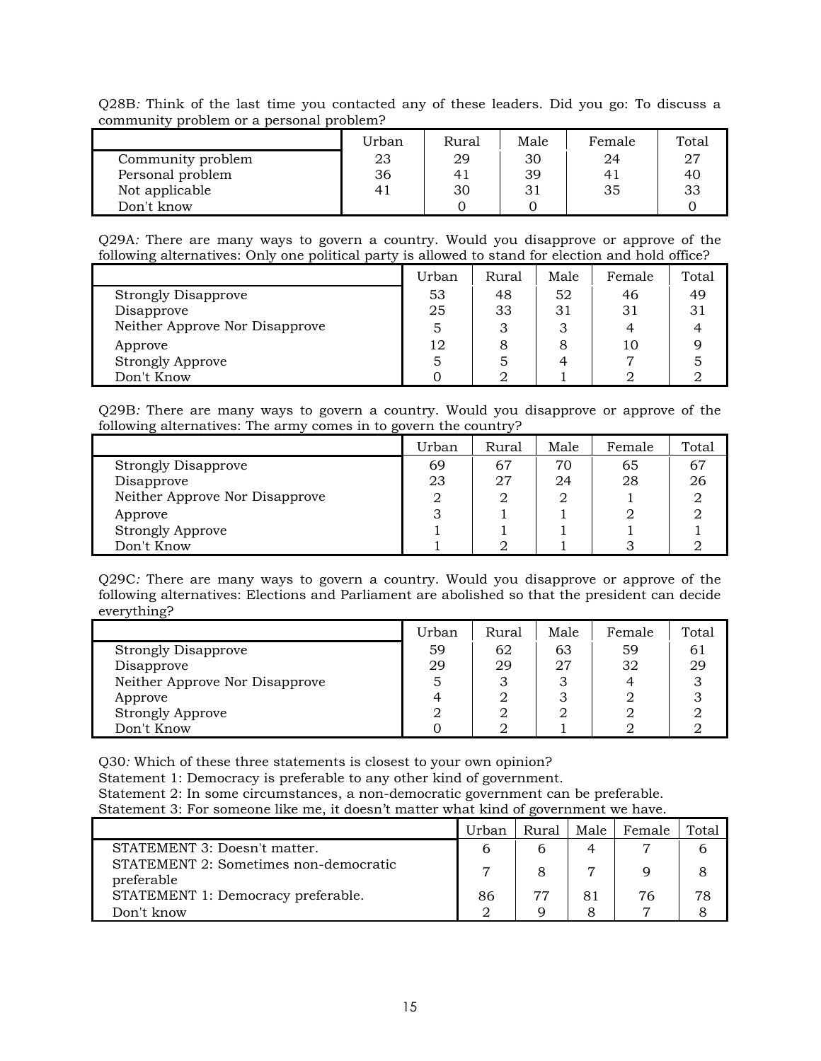Q28B*:* Think of the last time you contacted any of these leaders. Did you go: To discuss a community problem or a personal problem?

| | Urban | Rural | Male | Female | Total |
|---|---|---|---|---|---|
| Community problem | 23 | 29 | 30 | 24 | 27 |
| Personal problem | 36 | 41 | 39 | 41 | 40 |
| Not applicable | 41 | 30 | 31 | 35 | 33 |
| Don't know | | 0 | 0 | | 0 |

Q29A*:* There are many ways to govern a country. Would you disapprove or approve of the following alternatives: Only one political party is allowed to stand for election and hold office?

| | Urban | Rural | Male | Female | Total |
|---|---|---|---|---|---|
| Strongly Disapprove | 53 | 48 | 52 | 46 | 49 |
| Disapprove | 25 | 33 | 31 | 31 | 31 |
| Neither Approve Nor Disapprove | 5 | 3 | 3 | 4 | 4 |
| Approve | 12 | 8 | 8 | 10 | 9 |
| Strongly Approve | 5 | 5 | 4 | 7 | 5 |
| Don't Know | 0 | 2 | 1 | 2 | 2 |

Q29B*:* There are many ways to govern a country. Would you disapprove or approve of the following alternatives: The army comes in to govern the country?

| | Urban | Rural | Male | Female | Total |
|---|---|---|---|---|---|
| Strongly Disapprove | 69 | 67 | 70 | 65 | 67 |
| Disapprove | 23 | 27 | 24 | 28 | 26 |
| Neither Approve Nor Disapprove | 2 | 2 | 2 | 1 | 2 |
| Approve | 3 | 1 | 1 | 2 | 2 |
| Strongly Approve | 1 | 1 | 1 | 1 | 1 |
| Don't Know | 1 | 2 | 1 | 3 | 2 |

Q29C*:* There are many ways to govern a country. Would you disapprove or approve of the following alternatives: Elections and Parliament are abolished so that the president can decide everything?

| | Urban | Rural | Male | Female | Total |
|---|---|---|---|---|---|
| Strongly Disapprove | 59 | 62 | 63 | 59 | 61 |
| Disapprove | 29 | 29 | 27 | 32 | 29 |
| Neither Approve Nor Disapprove | 5 | 3 | 3 | 4 | 3 |
| Approve | 4 | 2 | 3 | 2 | 3 |
| Strongly Approve | 2 | 2 | 2 | 2 | 2 |
| Don't Know | 0 | 2 | 1 | 2 | 2 |

Q30*:* Which of these three statements is closest to your own opinion?
Statement 1: Democracy is preferable to any other kind of government.
Statement 2: In some circumstances, a non-democratic government can be preferable.
Statement 3: For someone like me, it doesn't matter what kind of government we have.

| | Urban | Rural | Male | Female | Total |
|---|---|---|---|---|---|
| STATEMENT 3: Doesn't matter. | 6 | 6 | 4 | 7 | 6 |
| STATEMENT 2: Sometimes non-democratic preferable | 7 | 8 | 7 | 9 | 8 |
| STATEMENT 1: Democracy preferable. | 86 | 77 | 81 | 76 | 78 |
| Don't know | 2 | 9 | 8 | 7 | 8 |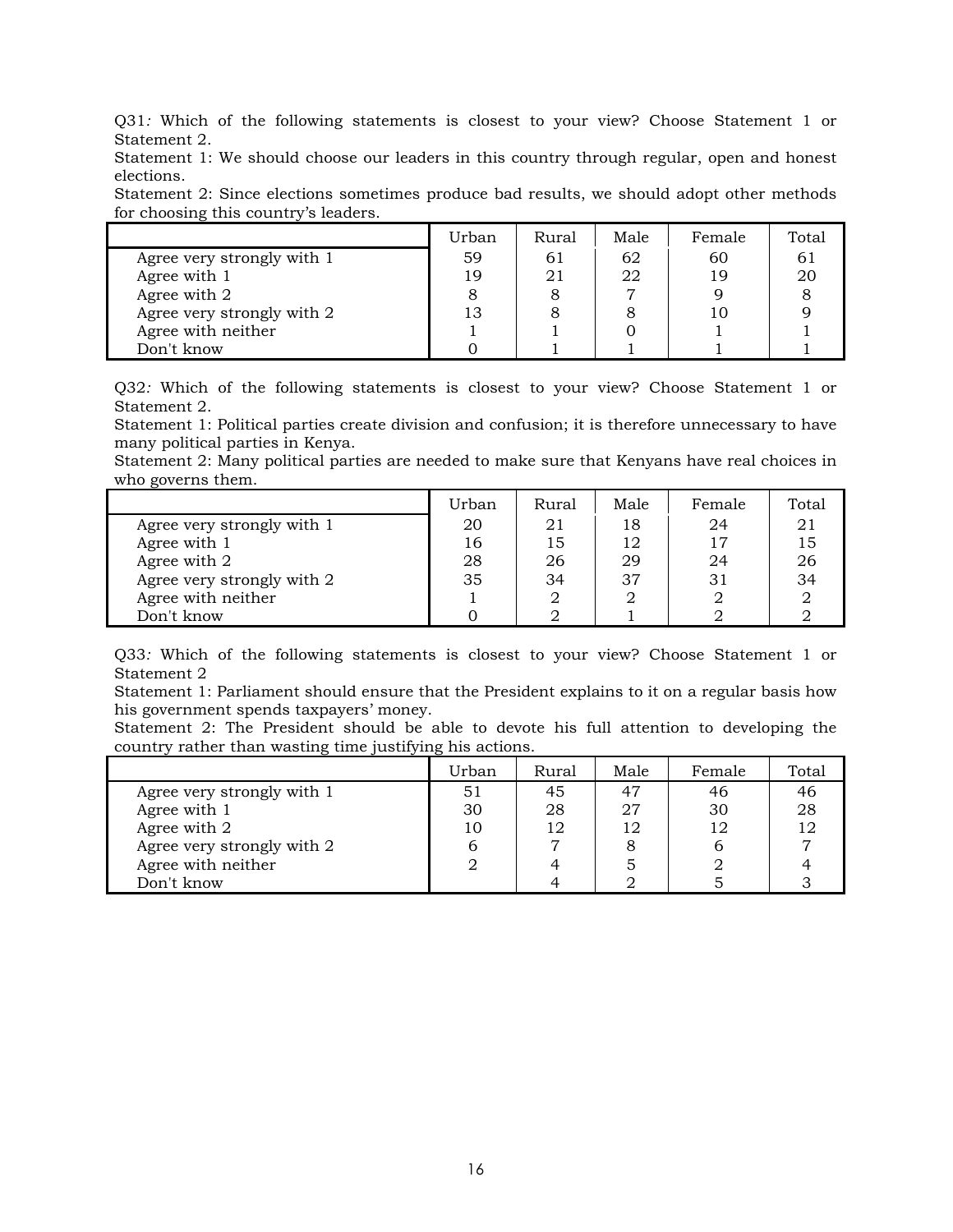Q31*:* Which of the following statements is closest to your view? Choose Statement 1 or Statement 2.

Statement 1: We should choose our leaders in this country through regular, open and honest elections.

Statement 2: Since elections sometimes produce bad results, we should adopt other methods for choosing this country's leaders.

| | Urban | Rural | Male | Female | Total |
|---|---|---|---|---|---|
| Agree very strongly with 1 | 59 | 61 | 62 | 60 | 61 |
| Agree with 1 | 19 | 21 | 22 | 19 | 20 |
| Agree with 2 | 8 | 8 | 7 | 9 | 8 |
| Agree very strongly with 2 | 13 | 8 | 8 | 10 | 9 |
| Agree with neither | 1 | 1 | 0 | 1 | 1 |
| Don't know | 0 | 1 | 1 | 1 | 1 |

Q32*:* Which of the following statements is closest to your view? Choose Statement 1 or Statement 2.

Statement 1: Political parties create division and confusion; it is therefore unnecessary to have many political parties in Kenya.

Statement 2: Many political parties are needed to make sure that Kenyans have real choices in who governs them.

| | Urban | Rural | Male | Female | Total |
|---|---|---|---|---|---|
| Agree very strongly with 1 | 20 | 21 | 18 | 24 | 21 |
| Agree with 1 | 16 | 15 | 12 | 17 | 15 |
| Agree with 2 | 28 | 26 | 29 | 24 | 26 |
| Agree very strongly with 2 | 35 | 34 | 37 | 31 | 34 |
| Agree with neither | 1 | 2 | 2 | 2 | 2 |
| Don't know | 0 | 2 | 1 | 2 | 2 |

Q33*:* Which of the following statements is closest to your view? Choose Statement 1 or Statement 2

Statement 1: Parliament should ensure that the President explains to it on a regular basis how his government spends taxpayers' money.

Statement 2: The President should be able to devote his full attention to developing the country rather than wasting time justifying his actions.

| | Urban | Rural | Male | Female | Total |
|---|---|---|---|---|---|
| Agree very strongly with 1 | 51 | 45 | 47 | 46 | 46 |
| Agree with 1 | 30 | 28 | 27 | 30 | 28 |
| Agree with 2 | 10 | 12 | 12 | 12 | 12 |
| Agree very strongly with 2 | 6 | 7 | 8 | 6 | 7 |
| Agree with neither | 2 | 4 | 5 | 2 | 4 |
| Don't know | | 4 | 2 | 5 | 3 |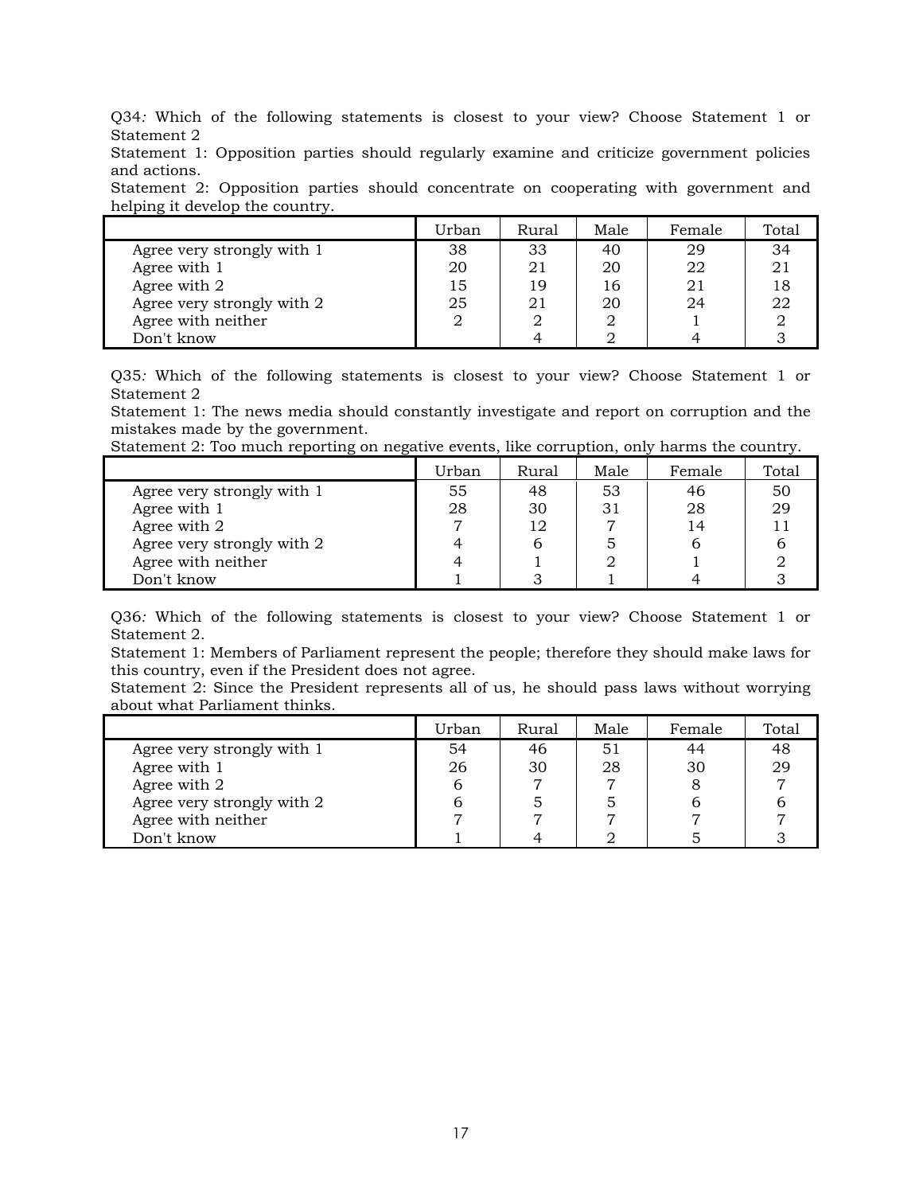Q34: Which of the following statements is closest to your view? Choose Statement 1 or Statement 2

Statement 1: Opposition parties should regularly examine and criticize government policies and actions.

Statement 2: Opposition parties should concentrate on cooperating with government and helping it develop the country.

| | Urban | Rural | Male | Female | Total |
|---|---|---|---|---|---|
| Agree very strongly with 1 | 38 | 33 | 40 | 29 | 34 |
| Agree with 1 | 20 | 21 | 20 | 22 | 21 |
| Agree with 2 | 15 | 19 | 16 | 21 | 18 |
| Agree very strongly with 2 | 25 | 21 | 20 | 24 | 22 |
| Agree with neither | 2 | 2 | 2 | 1 | 2 |
| Don't know | | 4 | 2 | 4 | 3 |

Q35: Which of the following statements is closest to your view? Choose Statement 1 or Statement 2

Statement 1: The news media should constantly investigate and report on corruption and the mistakes made by the government.

Statement 2: Too much reporting on negative events, like corruption, only harms the country.

| | Urban | Rural | Male | Female | Total |
|---|---|---|---|---|---|
| Agree very strongly with 1 | 55 | 48 | 53 | 46 | 50 |
| Agree with 1 | 28 | 30 | 31 | 28 | 29 |
| Agree with 2 | 7 | 12 | 7 | 14 | 11 |
| Agree very strongly with 2 | 4 | 6 | 5 | 6 | 6 |
| Agree with neither | 4 | 1 | 2 | 1 | 2 |
| Don't know | 1 | 3 | 1 | 4 | 3 |

Q36: Which of the following statements is closest to your view? Choose Statement 1 or Statement 2.

Statement 1: Members of Parliament represent the people; therefore they should make laws for this country, even if the President does not agree.

Statement 2: Since the President represents all of us, he should pass laws without worrying about what Parliament thinks.

| | Urban | Rural | Male | Female | Total |
|---|---|---|---|---|---|
| Agree very strongly with 1 | 54 | 46 | 51 | 44 | 48 |
| Agree with 1 | 26 | 30 | 28 | 30 | 29 |
| Agree with 2 | 6 | 7 | 7 | 8 | 7 |
| Agree very strongly with 2 | 6 | 5 | 5 | 6 | 6 |
| Agree with neither | 7 | 7 | 7 | 7 | 7 |
| Don't know | 1 | 4 | 2 | 5 | 3 |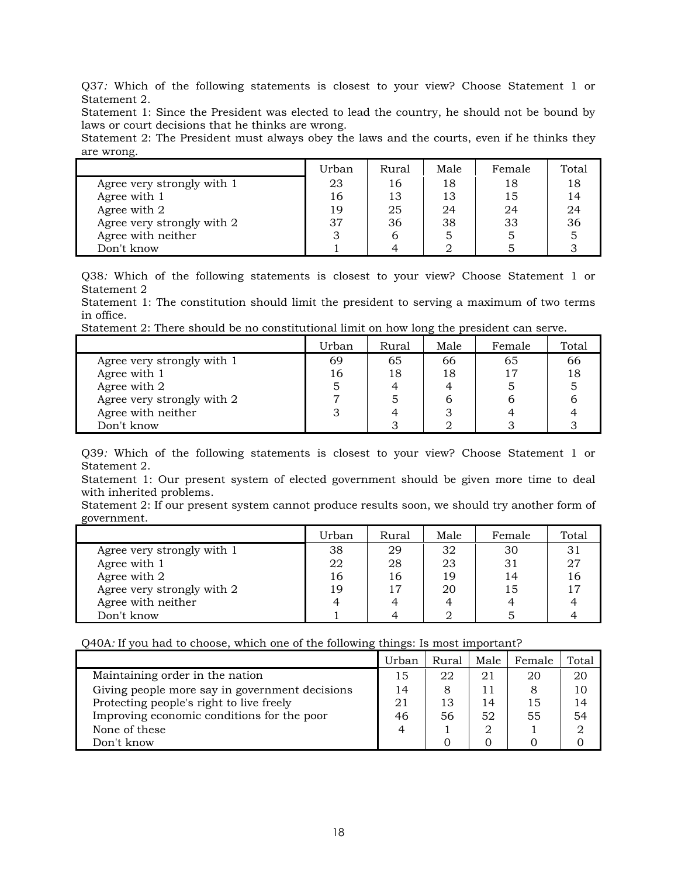Q37*:* Which of the following statements is closest to your view? Choose Statement 1 or Statement 2.
Statement 1: Since the President was elected to lead the country, he should not be bound by laws or court decisions that he thinks are wrong.
Statement 2: The President must always obey the laws and the courts, even if he thinks they are wrong.

| | Urban | Rural | Male | Female | Total |
|---|---|---|---|---|---|
| Agree very strongly with 1 | 23 | 16 | 18 | 18 | 18 |
| Agree with 1 | 16 | 13 | 13 | 15 | 14 |
| Agree with 2 | 19 | 25 | 24 | 24 | 24 |
| Agree very strongly with 2 | 37 | 36 | 38 | 33 | 36 |
| Agree with neither | 3 | 6 | 5 | 5 | 5 |
| Don't know | 1 | 4 | 2 | 5 | 3 |

Q38*:* Which of the following statements is closest to your view? Choose Statement 1 or Statement 2
Statement 1: The constitution should limit the president to serving a maximum of two terms in office.
Statement 2: There should be no constitutional limit on how long the president can serve.

| | Urban | Rural | Male | Female | Total |
|---|---|---|---|---|---|
| Agree very strongly with 1 | 69 | 65 | 66 | 65 | 66 |
| Agree with 1 | 16 | 18 | 18 | 17 | 18 |
| Agree with 2 | 5 | 4 | 4 | 5 | 5 |
| Agree very strongly with 2 | 7 | 5 | 6 | 6 | 6 |
| Agree with neither | 3 | 4 | 3 | 4 | 4 |
| Don't know | | 3 | 2 | 3 | 3 |

Q39*:* Which of the following statements is closest to your view? Choose Statement 1 or Statement 2.
Statement 1: Our present system of elected government should be given more time to deal with inherited problems.
Statement 2: If our present system cannot produce results soon, we should try another form of government.

| | Urban | Rural | Male | Female | Total |
|---|---|---|---|---|---|
| Agree very strongly with 1 | 38 | 29 | 32 | 30 | 31 |
| Agree with 1 | 22 | 28 | 23 | 31 | 27 |
| Agree with 2 | 16 | 16 | 19 | 14 | 16 |
| Agree very strongly with 2 | 19 | 17 | 20 | 15 | 17 |
| Agree with neither | 4 | 4 | 4 | 4 | 4 |
| Don't know | 1 | 4 | 2 | 5 | 4 |

Q40A*:* If you had to choose, which one of the following things: Is most important?

| | Urban | Rural | Male | Female | Total |
|---|---|---|---|---|---|
| Maintaining order in the nation | 15 | 22 | 21 | 20 | 20 |
| Giving people more say in government decisions | 14 | 8 | 11 | 8 | 10 |
| Protecting people's right to live freely | 21 | 13 | 14 | 15 | 14 |
| Improving economic conditions for the poor | 46 | 56 | 52 | 55 | 54 |
| None of these | 4 | 1 | 2 | 1 | 2 |
| Don't know | | 0 | 0 | 0 | 0 |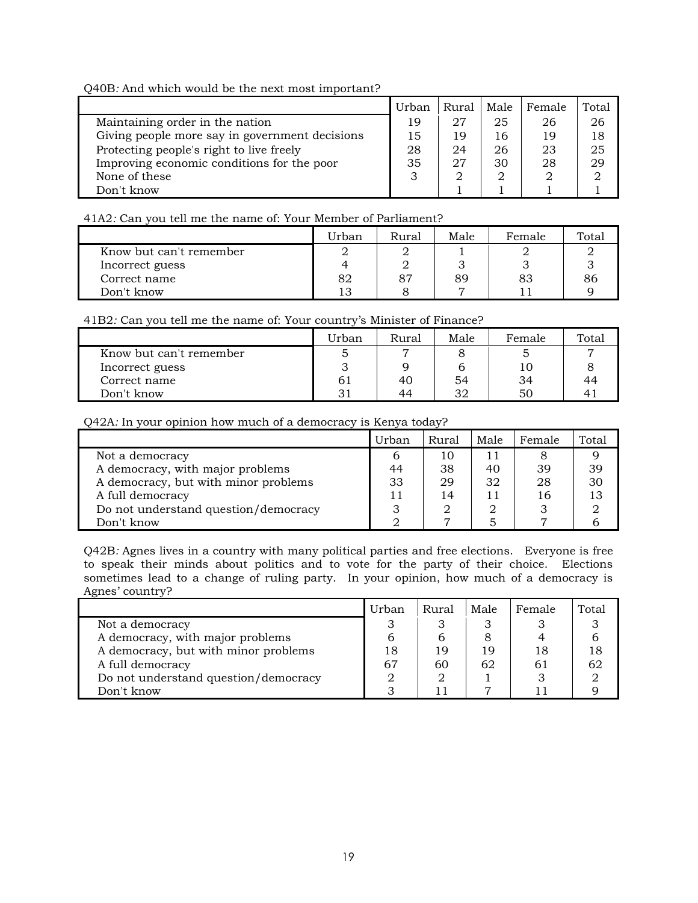Q40B*: And which would be the next most important?*

| | Urban | Rural | Male | Female | Total |
|---|---|---|---|---|---|
| Maintaining order in the nation | 19 | 27 | 25 | 26 | 26 |
| Giving people more say in government decisions | 15 | 19 | 16 | 19 | 18 |
| Protecting people's right to live freely | 28 | 24 | 26 | 23 | 25 |
| Improving economic conditions for the poor | 35 | 27 | 30 | 28 | 29 |
| None of these | 3 | 2 | 2 | 2 | 2 |
| Don't know | | 1 | 1 | 1 | 1 |

41A2*: Can you tell me the name of: Your Member of Parliament?*

| | Urban | Rural | Male | Female | Total |
|---|---|---|---|---|---|
| Know but can't remember | 2 | 2 | 1 | 2 | 2 |
| Incorrect guess | 4 | 2 | 3 | 3 | 3 |
| Correct name | 82 | 87 | 89 | 83 | 86 |
| Don't know | 13 | 8 | 7 | 11 | 9 |

41B2*: Can you tell me the name of: Your country's Minister of Finance?*

| | Urban | Rural | Male | Female | Total |
|---|---|---|---|---|---|
| Know but can't remember | 5 | 7 | 8 | 5 | 7 |
| Incorrect guess | 3 | 9 | 6 | 10 | 8 |
| Correct name | 61 | 40 | 54 | 34 | 44 |
| Don't know | 31 | 44 | 32 | 50 | 41 |

Q42A*: In your opinion how much of a democracy is Kenya today?*

| | Urban | Rural | Male | Female | Total |
|---|---|---|---|---|---|
| Not a democracy | 6 | 10 | 11 | 8 | 9 |
| A democracy, with major problems | 44 | 38 | 40 | 39 | 39 |
| A democracy, but with minor problems | 33 | 29 | 32 | 28 | 30 |
| A full democracy | 11 | 14 | 11 | 16 | 13 |
| Do not understand question/democracy | 3 | 2 | 2 | 3 | 2 |
| Don't know | 2 | 7 | 5 | 7 | 6 |

Q42B*: Agnes lives in a country with many political parties and free elections. Everyone is free to speak their minds about politics and to vote for the party of their choice. Elections sometimes lead to a change of ruling party. In your opinion, how much of a democracy is Agnes' country?*

| | Urban | Rural | Male | Female | Total |
|---|---|---|---|---|---|
| Not a democracy | 3 | 3 | 3 | 3 | 3 |
| A democracy, with major problems | 6 | 6 | 8 | 4 | 6 |
| A democracy, but with minor problems | 18 | 19 | 19 | 18 | 18 |
| A full democracy | 67 | 60 | 62 | 61 | 62 |
| Do not understand question/democracy | 2 | 2 | 1 | 3 | 2 |
| Don't know | 3 | 11 | 7 | 11 | 9 |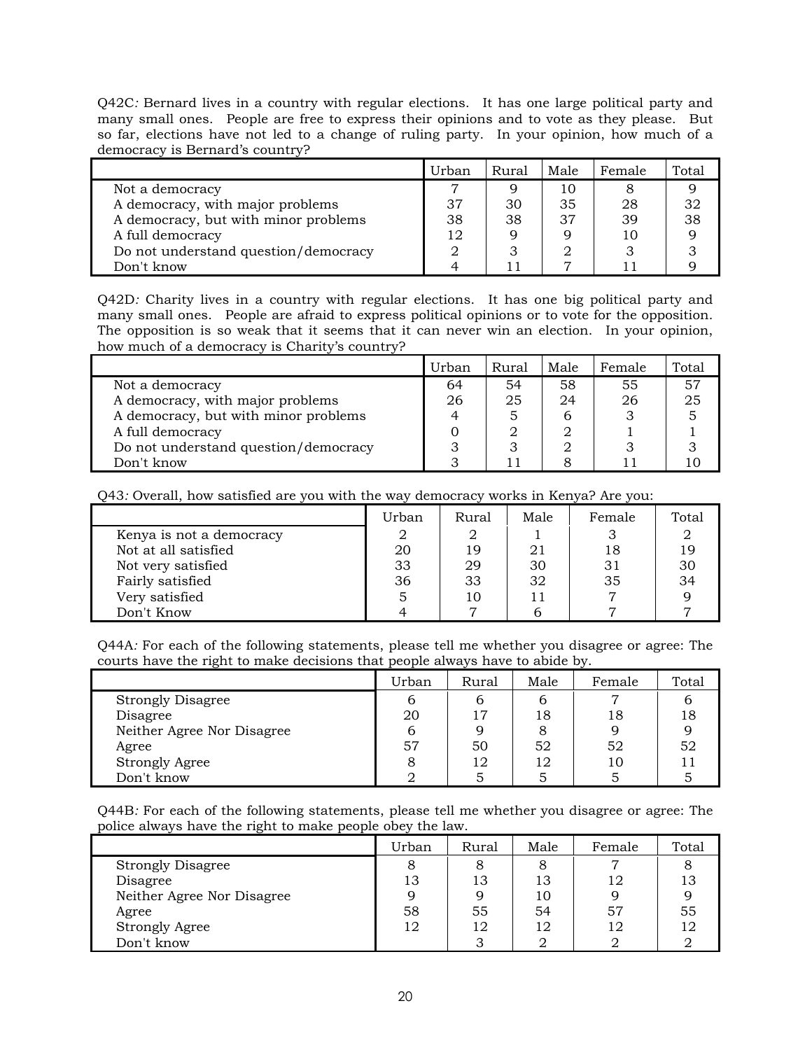Q42C*:* Bernard lives in a country with regular elections. It has one large political party and many small ones. People are free to express their opinions and to vote as they please. But so far, elections have not led to a change of ruling party. In your opinion, how much of a democracy is Bernard's country?

| | Urban | Rural | Male | Female | Total |
|---|---|---|---|---|---|
| Not a democracy | 7 | 9 | 10 | 8 | 9 |
| A democracy, with major problems | 37 | 30 | 35 | 28 | 32 |
| A democracy, but with minor problems | 38 | 38 | 37 | 39 | 38 |
| A full democracy | 12 | 9 | 9 | 10 | 9 |
| Do not understand question/democracy | 2 | 3 | 2 | 3 | 3 |
| Don't know | 4 | 11 | 7 | 11 | 9 |

Q42D*:* Charity lives in a country with regular elections. It has one big political party and many small ones. People are afraid to express political opinions or to vote for the opposition. The opposition is so weak that it seems that it can never win an election. In your opinion, how much of a democracy is Charity's country?

| | Urban | Rural | Male | Female | Total |
|---|---|---|---|---|---|
| Not a democracy | 64 | 54 | 58 | 55 | 57 |
| A democracy, with major problems | 26 | 25 | 24 | 26 | 25 |
| A democracy, but with minor problems | 4 | 5 | 6 | 3 | 5 |
| A full democracy | 0 | 2 | 2 | 1 | 1 |
| Do not understand question/democracy | 3 | 3 | 2 | 3 | 3 |
| Don't know | 3 | 11 | 8 | 11 | 10 |

Q43*:* Overall, how satisfied are you with the way democracy works in Kenya? Are you:

| | Urban | Rural | Male | Female | Total |
|---|---|---|---|---|---|
| Kenya is not a democracy | 2 | 2 | 1 | 3 | 2 |
| Not at all satisfied | 20 | 19 | 21 | 18 | 19 |
| Not very satisfied | 33 | 29 | 30 | 31 | 30 |
| Fairly satisfied | 36 | 33 | 32 | 35 | 34 |
| Very satisfied | 5 | 10 | 11 | 7 | 9 |
| Don't Know | 4 | 7 | 6 | 7 | 7 |

Q44A*:* For each of the following statements, please tell me whether you disagree or agree: The courts have the right to make decisions that people always have to abide by.

| | Urban | Rural | Male | Female | Total |
|---|---|---|---|---|---|
| Strongly Disagree | 6 | 6 | 6 | 7 | 6 |
| Disagree | 20 | 17 | 18 | 18 | 18 |
| Neither Agree Nor Disagree | 6 | 9 | 8 | 9 | 9 |
| Agree | 57 | 50 | 52 | 52 | 52 |
| Strongly Agree | 8 | 12 | 12 | 10 | 11 |
| Don't know | 2 | 5 | 5 | 5 | 5 |

Q44B*:* For each of the following statements, please tell me whether you disagree or agree: The police always have the right to make people obey the law.

| | Urban | Rural | Male | Female | Total |
|---|---|---|---|---|---|
| Strongly Disagree | 8 | 8 | 8 | 7 | 8 |
| Disagree | 13 | 13 | 13 | 12 | 13 |
| Neither Agree Nor Disagree | 9 | 9 | 10 | 9 | 9 |
| Agree | 58 | 55 | 54 | 57 | 55 |
| Strongly Agree | 12 | 12 | 12 | 12 | 12 |
| Don't know | | 3 | 2 | 2 | 2 |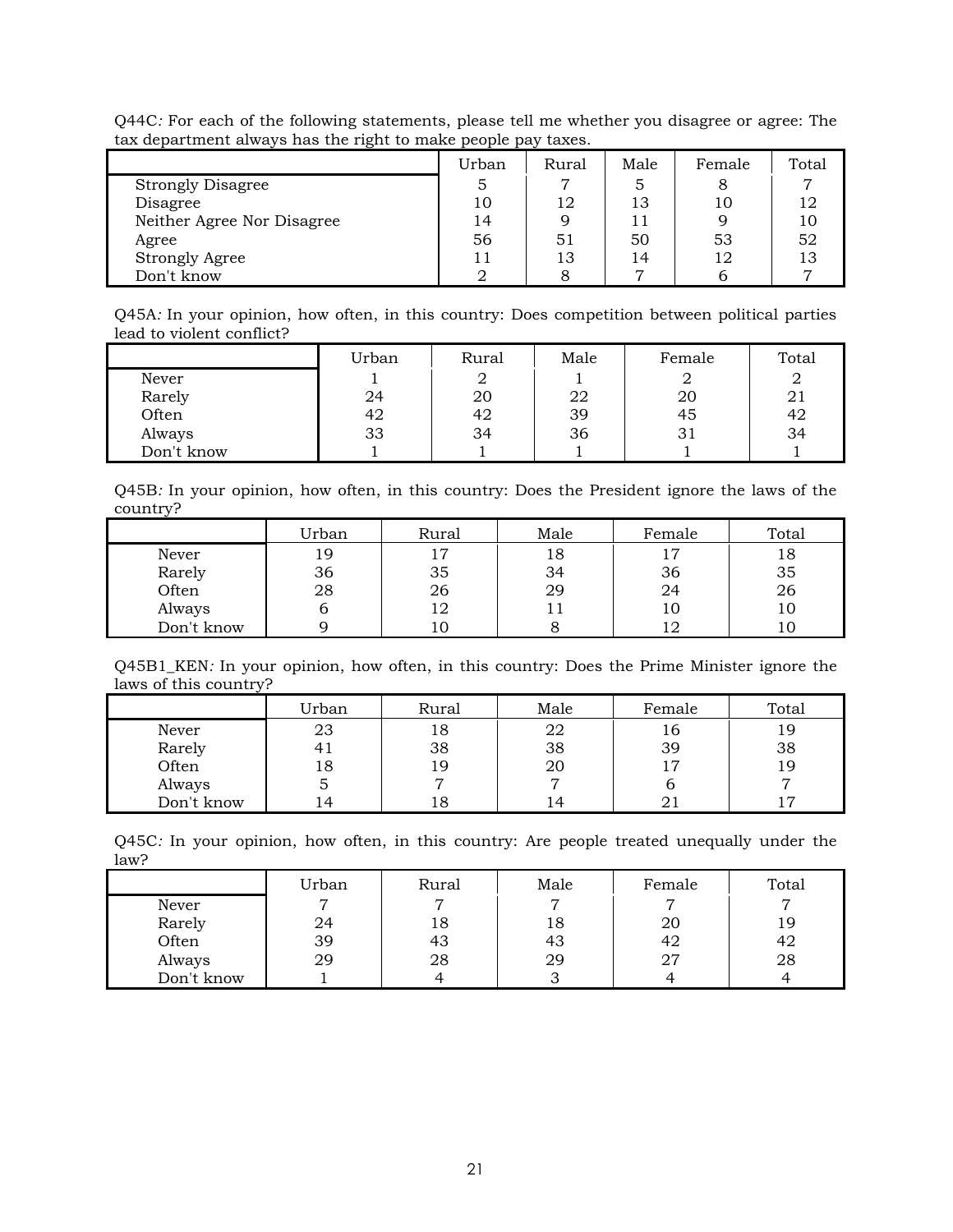Q44C*:* For each of the following statements, please tell me whether you disagree or agree: The tax department always has the right to make people pay taxes.

| | Urban | Rural | Male | Female | Total |
|---|---|---|---|---|---|
| Strongly Disagree | 5 | 7 | 5 | 8 | 7 |
| Disagree | 10 | 12 | 13 | 10 | 12 |
| Neither Agree Nor Disagree | 14 | 9 | 11 | 9 | 10 |
| Agree | 56 | 51 | 50 | 53 | 52 |
| Strongly Agree | 11 | 13 | 14 | 12 | 13 |
| Don't know | 2 | 8 | 7 | 6 | 7 |

Q45A*:* In your opinion, how often, in this country: Does competition between political parties lead to violent conflict?

| | Urban | Rural | Male | Female | Total |
|---|---|---|---|---|---|
| Never | 1 | 2 | 1 | 2 | 2 |
| Rarely | 24 | 20 | 22 | 20 | 21 |
| Often | 42 | 42 | 39 | 45 | 42 |
| Always | 33 | 34 | 36 | 31 | 34 |
| Don't know | 1 | 1 | 1 | 1 | 1 |

Q45B*:* In your opinion, how often, in this country: Does the President ignore the laws of the country?

| | Urban | Rural | Male | Female | Total |
|---|---|---|---|---|---|
| Never | 19 | 17 | 18 | 17 | 18 |
| Rarely | 36 | 35 | 34 | 36 | 35 |
| Often | 28 | 26 | 29 | 24 | 26 |
| Always | 6 | 12 | 11 | 10 | 10 |
| Don't know | 9 | 10 | 8 | 12 | 10 |

Q45B1_KEN*:* In your opinion, how often, in this country: Does the Prime Minister ignore the laws of this country?

| | Urban | Rural | Male | Female | Total |
|---|---|---|---|---|---|
| Never | 23 | 18 | 22 | 16 | 19 |
| Rarely | 41 | 38 | 38 | 39 | 38 |
| Often | 18 | 19 | 20 | 17 | 19 |
| Always | 5 | 7 | 7 | 6 | 7 |
| Don't know | 14 | 18 | 14 | 21 | 17 |

Q45C*:* In your opinion, how often, in this country: Are people treated unequally under the law?

| | Urban | Rural | Male | Female | Total |
|---|---|---|---|---|---|
| Never | 7 | 7 | 7 | 7 | 7 |
| Rarely | 24 | 18 | 18 | 20 | 19 |
| Often | 39 | 43 | 43 | 42 | 42 |
| Always | 29 | 28 | 29 | 27 | 28 |
| Don't know | 1 | 4 | 3 | 4 | 4 |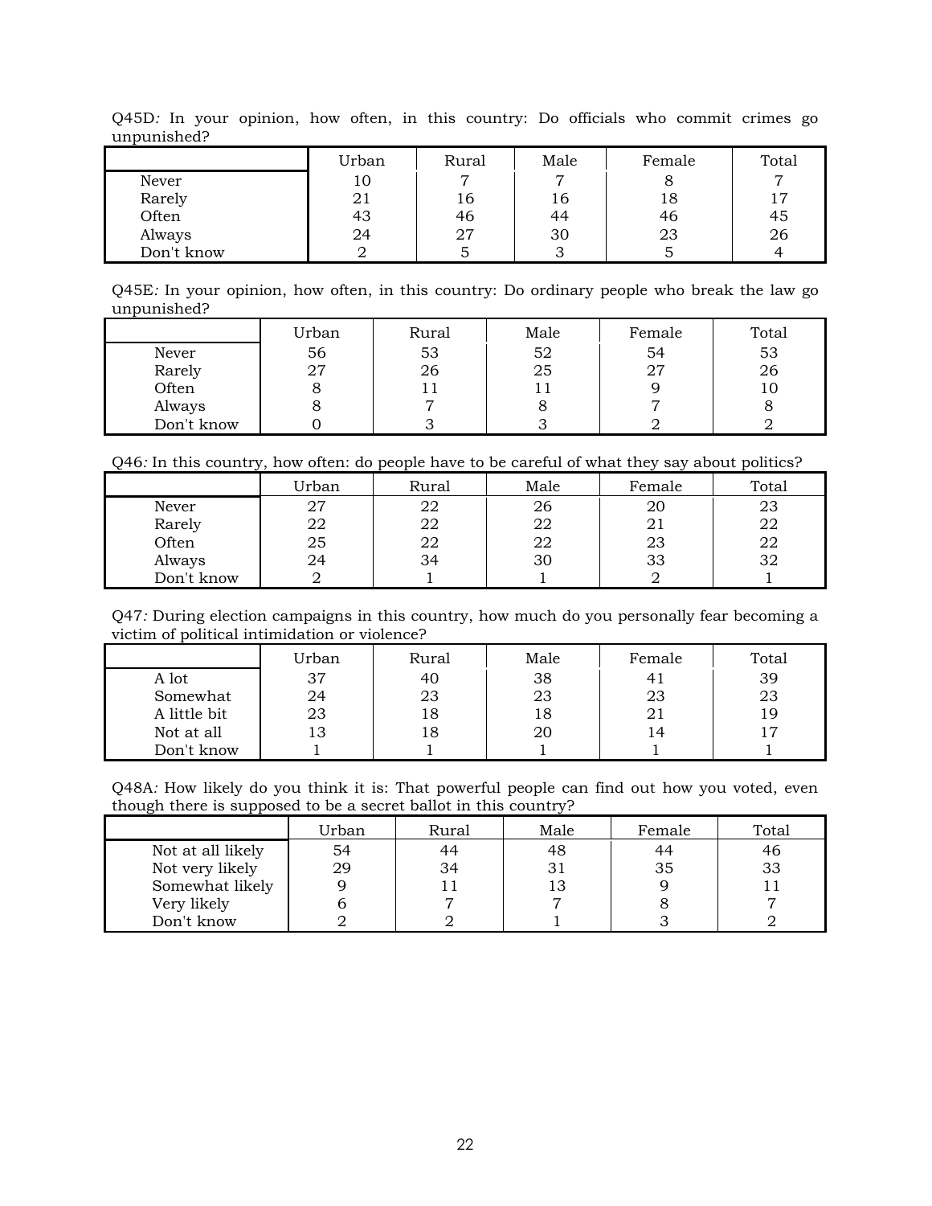Q45D*:* In your opinion, how often, in this country: Do officials who commit crimes go unpunished?

| | Urban | Rural | Male | Female | Total |
|---|---|---|---|---|---|
| Never | 10 | 7 | 7 | 8 | 7 |
| Rarely | 21 | 16 | 16 | 18 | 17 |
| Often | 43 | 46 | 44 | 46 | 45 |
| Always | 24 | 27 | 30 | 23 | 26 |
| Don't know | 2 | 5 | 3 | 5 | 4 |

Q45E*:* In your opinion, how often, in this country: Do ordinary people who break the law go unpunished?

| | Urban | Rural | Male | Female | Total |
|---|---|---|---|---|---|
| Never | 56 | 53 | 52 | 54 | 53 |
| Rarely | 27 | 26 | 25 | 27 | 26 |
| Often | 8 | 11 | 11 | 9 | 10 |
| Always | 8 | 7 | 8 | 7 | 8 |
| Don't know | 0 | 3 | 3 | 2 | 2 |

Q46*:* In this country, how often: do people have to be careful of what they say about politics?

| | Urban | Rural | Male | Female | Total |
|---|---|---|---|---|---|
| Never | 27 | 22 | 26 | 20 | 23 |
| Rarely | 22 | 22 | 22 | 21 | 22 |
| Often | 25 | 22 | 22 | 23 | 22 |
| Always | 24 | 34 | 30 | 33 | 32 |
| Don't know | 2 | 1 | 1 | 2 | 1 |

Q47*:* During election campaigns in this country, how much do you personally fear becoming a victim of political intimidation or violence?

| | Urban | Rural | Male | Female | Total |
|---|---|---|---|---|---|
| A lot | 37 | 40 | 38 | 41 | 39 |
| Somewhat | 24 | 23 | 23 | 23 | 23 |
| A little bit | 23 | 18 | 18 | 21 | 19 |
| Not at all | 13 | 18 | 20 | 14 | 17 |
| Don't know | 1 | 1 | 1 | 1 | 1 |

Q48A*:* How likely do you think it is: That powerful people can find out how you voted, even though there is supposed to be a secret ballot in this country?

| | Urban | Rural | Male | Female | Total |
|---|---|---|---|---|---|
| Not at all likely | 54 | 44 | 48 | 44 | 46 |
| Not very likely | 29 | 34 | 31 | 35 | 33 |
| Somewhat likely | 9 | 11 | 13 | 9 | 11 |
| Very likely | 6 | 7 | 7 | 8 | 7 |
| Don't know | 2 | 2 | 1 | 3 | 2 |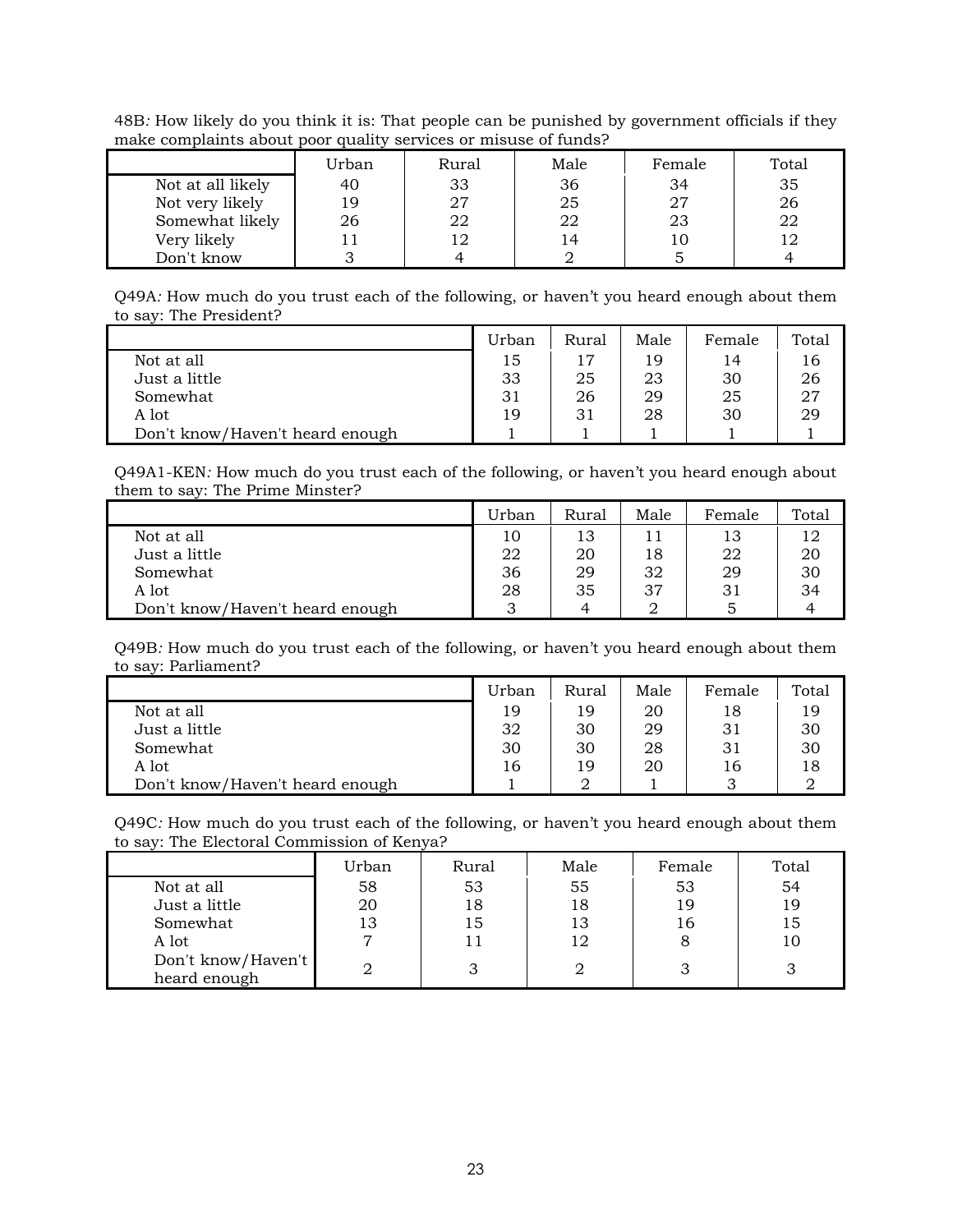48B*: How likely do you think it is: That people can be punished by government officials if they make complaints about poor quality services or misuse of funds?*

| | Urban | Rural | Male | Female | Total |
|---|---|---|---|---|---|
| Not at all likely | 40 | 33 | 36 | 34 | 35 |
| Not very likely | 19 | 27 | 25 | 27 | 26 |
| Somewhat likely | 26 | 22 | 22 | 23 | 22 |
| Very likely | 11 | 12 | 14 | 10 | 12 |
| Don't know | 3 | 4 | 2 | 5 | 4 |

Q49A*: How much do you trust each of the following, or haven't you heard enough about them to say: The President?*

| | Urban | Rural | Male | Female | Total |
|---|---|---|---|---|---|
| Not at all | 15 | 17 | 19 | 14 | 16 |
| Just a little | 33 | 25 | 23 | 30 | 26 |
| Somewhat | 31 | 26 | 29 | 25 | 27 |
| A lot | 19 | 31 | 28 | 30 | 29 |
| Don't know/Haven't heard enough | 1 | 1 | 1 | 1 | 1 |

Q49A1-KEN*: How much do you trust each of the following, or haven't you heard enough about them to say: The Prime Minster?*

| | Urban | Rural | Male | Female | Total |
|---|---|---|---|---|---|
| Not at all | 10 | 13 | 11 | 13 | 12 |
| Just a little | 22 | 20 | 18 | 22 | 20 |
| Somewhat | 36 | 29 | 32 | 29 | 30 |
| A lot | 28 | 35 | 37 | 31 | 34 |
| Don't know/Haven't heard enough | 3 | 4 | 2 | 5 | 4 |

Q49B*: How much do you trust each of the following, or haven't you heard enough about them to say: Parliament?*

| | Urban | Rural | Male | Female | Total |
|---|---|---|---|---|---|
| Not at all | 19 | 19 | 20 | 18 | 19 |
| Just a little | 32 | 30 | 29 | 31 | 30 |
| Somewhat | 30 | 30 | 28 | 31 | 30 |
| A lot | 16 | 19 | 20 | 16 | 18 |
| Don't know/Haven't heard enough | 1 | 2 | 1 | 3 | 2 |

Q49C*: How much do you trust each of the following, or haven't you heard enough about them to say: The Electoral Commission of Kenya?*

| | Urban | Rural | Male | Female | Total |
|---|---|---|---|---|---|
| Not at all | 58 | 53 | 55 | 53 | 54 |
| Just a little | 20 | 18 | 18 | 19 | 19 |
| Somewhat | 13 | 15 | 13 | 16 | 15 |
| A lot | 7 | 11 | 12 | 8 | 10 |
| Don't know/Haven't heard enough | 2 | 3 | 2 | 3 | 3 |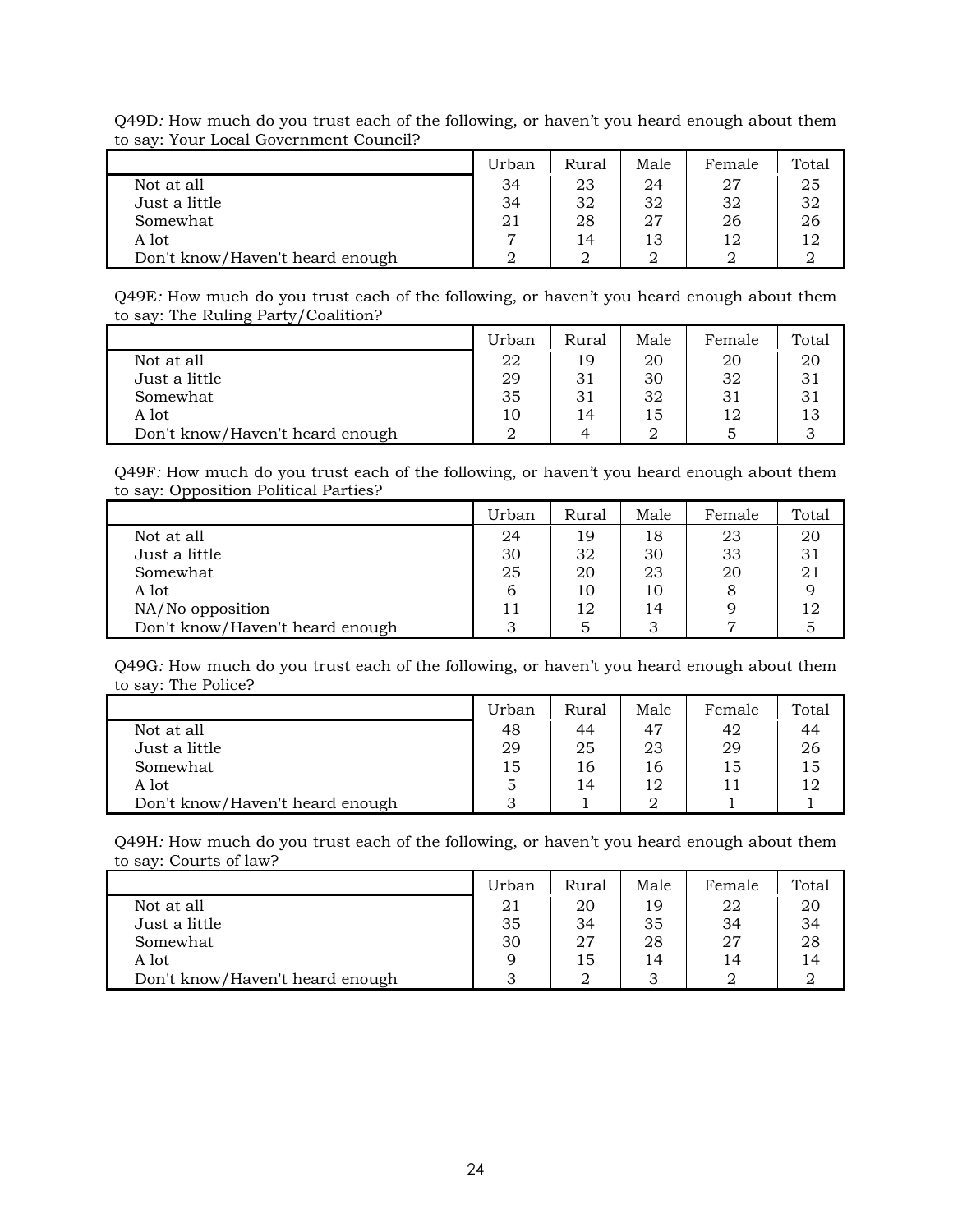Q49D*:* How much do you trust each of the following, or haven't you heard enough about them to say: Your Local Government Council?

| | Urban | Rural | Male | Female | Total |
|---|---|---|---|---|---|
| Not at all | 34 | 23 | 24 | 27 | 25 |
| Just a little | 34 | 32 | 32 | 32 | 32 |
| Somewhat | 21 | 28 | 27 | 26 | 26 |
| A lot | 7 | 14 | 13 | 12 | 12 |
| Don't know/Haven't heard enough | 2 | 2 | 2 | 2 | 2 |

Q49E*:* How much do you trust each of the following, or haven't you heard enough about them to say: The Ruling Party/Coalition?

| | Urban | Rural | Male | Female | Total |
|---|---|---|---|---|---|
| Not at all | 22 | 19 | 20 | 20 | 20 |
| Just a little | 29 | 31 | 30 | 32 | 31 |
| Somewhat | 35 | 31 | 32 | 31 | 31 |
| A lot | 10 | 14 | 15 | 12 | 13 |
| Don't know/Haven't heard enough | 2 | 4 | 2 | 5 | 3 |

Q49F*:* How much do you trust each of the following, or haven't you heard enough about them to say: Opposition Political Parties?

| | Urban | Rural | Male | Female | Total |
|---|---|---|---|---|---|
| Not at all | 24 | 19 | 18 | 23 | 20 |
| Just a little | 30 | 32 | 30 | 33 | 31 |
| Somewhat | 25 | 20 | 23 | 20 | 21 |
| A lot | 6 | 10 | 10 | 8 | 9 |
| NA/No opposition | 11 | 12 | 14 | 9 | 12 |
| Don't know/Haven't heard enough | 3 | 5 | 3 | 7 | 5 |

Q49G*:* How much do you trust each of the following, or haven't you heard enough about them to say: The Police?

| | Urban | Rural | Male | Female | Total |
|---|---|---|---|---|---|
| Not at all | 48 | 44 | 47 | 42 | 44 |
| Just a little | 29 | 25 | 23 | 29 | 26 |
| Somewhat | 15 | 16 | 16 | 15 | 15 |
| A lot | 5 | 14 | 12 | 11 | 12 |
| Don't know/Haven't heard enough | 3 | 1 | 2 | 1 | 1 |

Q49H*:* How much do you trust each of the following, or haven't you heard enough about them to say: Courts of law?

| | Urban | Rural | Male | Female | Total |
|---|---|---|---|---|---|
| Not at all | 21 | 20 | 19 | 22 | 20 |
| Just a little | 35 | 34 | 35 | 34 | 34 |
| Somewhat | 30 | 27 | 28 | 27 | 28 |
| A lot | 9 | 15 | 14 | 14 | 14 |
| Don't know/Haven't heard enough | 3 | 2 | 3 | 2 | 2 |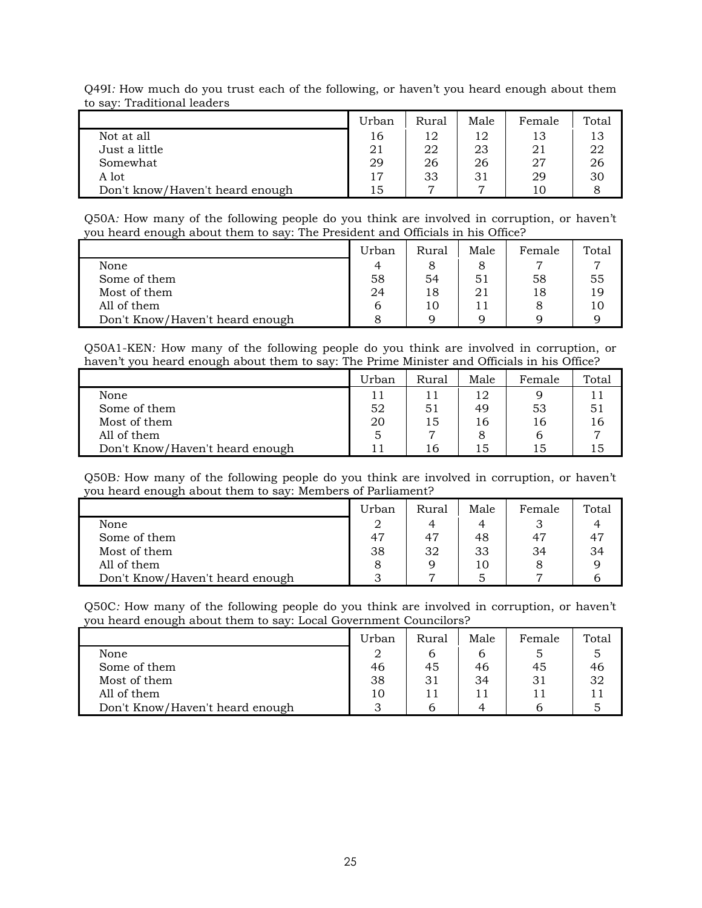Q49I*:* How much do you trust each of the following, or haven't you heard enough about them to say: Traditional leaders

| | Urban | Rural | Male | Female | Total |
|---|---|---|---|---|---|
| Not at all | 16 | 12 | 12 | 13 | 13 |
| Just a little | 21 | 22 | 23 | 21 | 22 |
| Somewhat | 29 | 26 | 26 | 27 | 26 |
| A lot | 17 | 33 | 31 | 29 | 30 |
| Don't know/Haven't heard enough | 15 | 7 | 7 | 10 | 8 |

Q50A*:* How many of the following people do you think are involved in corruption, or haven't you heard enough about them to say: The President and Officials in his Office?

| | Urban | Rural | Male | Female | Total |
|---|---|---|---|---|---|
| None | 4 | 8 | 8 | 7 | 7 |
| Some of them | 58 | 54 | 51 | 58 | 55 |
| Most of them | 24 | 18 | 21 | 18 | 19 |
| All of them | 6 | 10 | 11 | 8 | 10 |
| Don't Know/Haven't heard enough | 8 | 9 | 9 | 9 | 9 |

Q50A1-KEN*:* How many of the following people do you think are involved in corruption, or haven't you heard enough about them to say: The Prime Minister and Officials in his Office?

| | Urban | Rural | Male | Female | Total |
|---|---|---|---|---|---|
| None | 11 | 11 | 12 | 9 | 11 |
| Some of them | 52 | 51 | 49 | 53 | 51 |
| Most of them | 20 | 15 | 16 | 16 | 16 |
| All of them | 5 | 7 | 8 | 6 | 7 |
| Don't Know/Haven't heard enough | 11 | 16 | 15 | 15 | 15 |

Q50B*:* How many of the following people do you think are involved in corruption, or haven't you heard enough about them to say: Members of Parliament?

| | Urban | Rural | Male | Female | Total |
|---|---|---|---|---|---|
| None | 2 | 4 | 4 | 3 | 4 |
| Some of them | 47 | 47 | 48 | 47 | 47 |
| Most of them | 38 | 32 | 33 | 34 | 34 |
| All of them | 8 | 9 | 10 | 8 | 9 |
| Don't Know/Haven't heard enough | 3 | 7 | 5 | 7 | 6 |

Q50C*:* How many of the following people do you think are involved in corruption, or haven't you heard enough about them to say: Local Government Councilors?

| | Urban | Rural | Male | Female | Total |
|---|---|---|---|---|---|
| None | 2 | 6 | 6 | 5 | 5 |
| Some of them | 46 | 45 | 46 | 45 | 46 |
| Most of them | 38 | 31 | 34 | 31 | 32 |
| All of them | 10 | 11 | 11 | 11 | 11 |
| Don't Know/Haven't heard enough | 3 | 6 | 4 | 6 | 5 |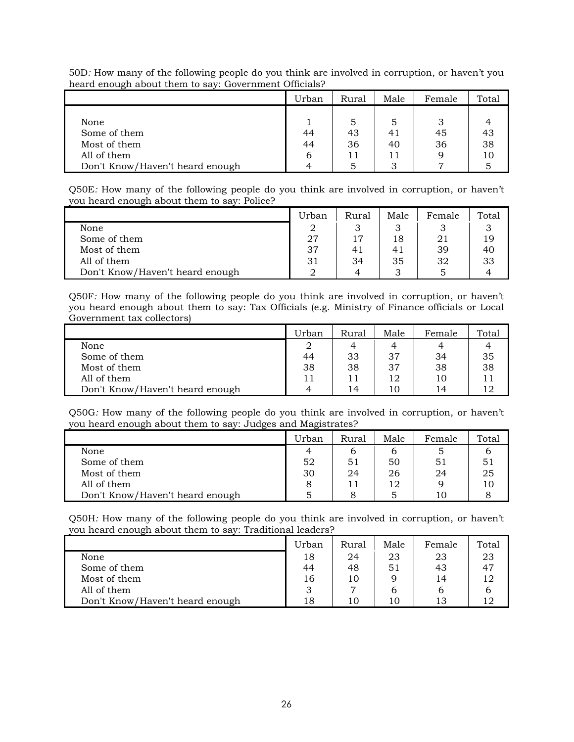50D*:* How many of the following people do you think are involved in corruption, or haven't you heard enough about them to say: Government Officials?

| | Urban | Rural | Male | Female | Total |
|---|---|---|---|---|---|
| None | 1 | 5 | 5 | 3 | 4 |
| Some of them | 44 | 43 | 41 | 45 | 43 |
| Most of them | 44 | 36 | 40 | 36 | 38 |
| All of them | 6 | 11 | 11 | 9 | 10 |
| Don't Know/Haven't heard enough | 4 | 5 | 3 | 7 | 5 |

Q50E*:* How many of the following people do you think are involved in corruption, or haven't you heard enough about them to say: Police?

| | Urban | Rural | Male | Female | Total |
|---|---|---|---|---|---|
| None | 2 | 3 | 3 | 3 | 3 |
| Some of them | 27 | 17 | 18 | 21 | 19 |
| Most of them | 37 | 41 | 41 | 39 | 40 |
| All of them | 31 | 34 | 35 | 32 | 33 |
| Don't Know/Haven't heard enough | 2 | 4 | 3 | 5 | 4 |

Q50F*:* How many of the following people do you think are involved in corruption, or haven't you heard enough about them to say: Tax Officials (e.g. Ministry of Finance officials or Local Government tax collectors)

| | Urban | Rural | Male | Female | Total |
|---|---|---|---|---|---|
| None | 2 | 4 | 4 | 4 | 4 |
| Some of them | 44 | 33 | 37 | 34 | 35 |
| Most of them | 38 | 38 | 37 | 38 | 38 |
| All of them | 11 | 11 | 12 | 10 | 11 |
| Don't Know/Haven't heard enough | 4 | 14 | 10 | 14 | 12 |

Q50G*:* How many of the following people do you think are involved in corruption, or haven't you heard enough about them to say: Judges and Magistrates?

| | Urban | Rural | Male | Female | Total |
|---|---|---|---|---|---|
| None | 4 | 6 | 6 | 5 | 6 |
| Some of them | 52 | 51 | 50 | 51 | 51 |
| Most of them | 30 | 24 | 26 | 24 | 25 |
| All of them | 8 | 11 | 12 | 9 | 10 |
| Don't Know/Haven't heard enough | 5 | 8 | 5 | 10 | 8 |

Q50H*:* How many of the following people do you think are involved in corruption, or haven't you heard enough about them to say: Traditional leaders?

| | Urban | Rural | Male | Female | Total |
|---|---|---|---|---|---|
| None | 18 | 24 | 23 | 23 | 23 |
| Some of them | 44 | 48 | 51 | 43 | 47 |
| Most of them | 16 | 10 | 9 | 14 | 12 |
| All of them | 3 | 7 | 6 | 6 | 6 |
| Don't Know/Haven't heard enough | 18 | 10 | 10 | 13 | 12 |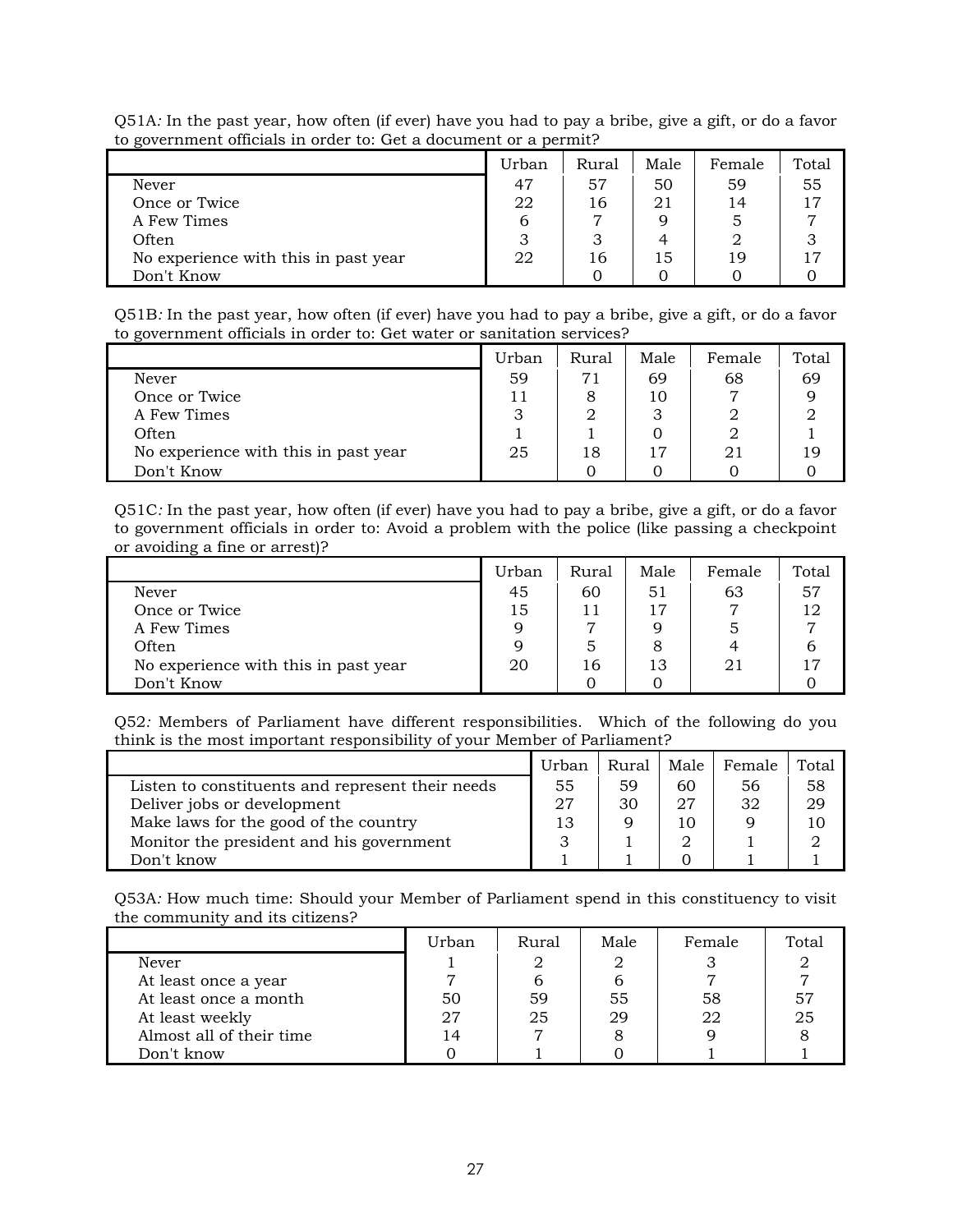Q51A*:* In the past year, how often (if ever) have you had to pay a bribe, give a gift, or do a favor to government officials in order to: Get a document or a permit?

| | Urban | Rural | Male | Female | Total |
|---|---|---|---|---|---|
| Never | 47 | 57 | 50 | 59 | 55 |
| Once or Twice | 22 | 16 | 21 | 14 | 17 |
| A Few Times | 6 | 7 | 9 | 5 | 7 |
| Often | 3 | 3 | 4 | 2 | 3 |
| No experience with this in past year | 22 | 16 | 15 | 19 | 17 |
| Don't Know | | 0 | 0 | 0 | 0 |

Q51B*:* In the past year, how often (if ever) have you had to pay a bribe, give a gift, or do a favor to government officials in order to: Get water or sanitation services?

| | Urban | Rural | Male | Female | Total |
|---|---|---|---|---|---|
| Never | 59 | 71 | 69 | 68 | 69 |
| Once or Twice | 11 | 8 | 10 | 7 | 9 |
| A Few Times | 3 | 2 | 3 | 2 | 2 |
| Often | 1 | 1 | 0 | 2 | 1 |
| No experience with this in past year | 25 | 18 | 17 | 21 | 19 |
| Don't Know | | 0 | 0 | 0 | 0 |

Q51C*:* In the past year, how often (if ever) have you had to pay a bribe, give a gift, or do a favor to government officials in order to: Avoid a problem with the police (like passing a checkpoint or avoiding a fine or arrest)?

| | Urban | Rural | Male | Female | Total |
|---|---|---|---|---|---|
| Never | 45 | 60 | 51 | 63 | 57 |
| Once or Twice | 15 | 11 | 17 | 7 | 12 |
| A Few Times | 9 | 7 | 9 | 5 | 7 |
| Often | 9 | 5 | 8 | 4 | 6 |
| No experience with this in past year | 20 | 16 | 13 | 21 | 17 |
| Don't Know | | 0 | 0 | | 0 |

Q52*:* Members of Parliament have different responsibilities. Which of the following do you think is the most important responsibility of your Member of Parliament?

| | Urban | Rural | Male | Female | Total |
|---|---|---|---|---|---|
| Listen to constituents and represent their needs | 55 | 59 | 60 | 56 | 58 |
| Deliver jobs or development | 27 | 30 | 27 | 32 | 29 |
| Make laws for the good of the country | 13 | 9 | 10 | 9 | 10 |
| Monitor the president and his government | 3 | 1 | 2 | 1 | 2 |
| Don't know | 1 | 1 | 0 | 1 | 1 |

Q53A*:* How much time: Should your Member of Parliament spend in this constituency to visit the community and its citizens?

| | Urban | Rural | Male | Female | Total |
|---|---|---|---|---|---|
| Never | 1 | 2 | 2 | 3 | 2 |
| At least once a year | 7 | 6 | 6 | 7 | 7 |
| At least once a month | 50 | 59 | 55 | 58 | 57 |
| At least weekly | 27 | 25 | 29 | 22 | 25 |
| Almost all of their time | 14 | 7 | 8 | 9 | 8 |
| Don't know | 0 | 1 | 0 | 1 | 1 |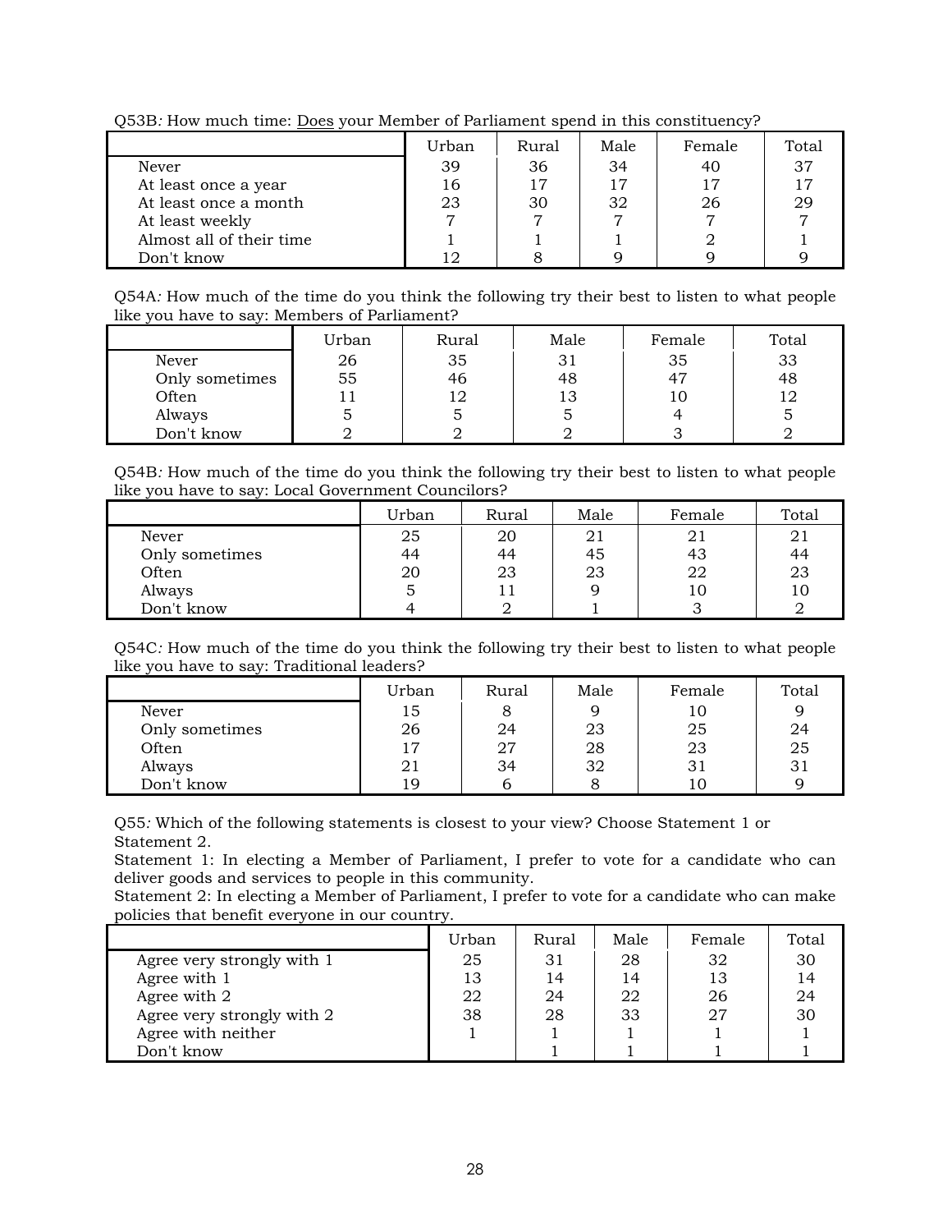Q53B*:* How much time: Does your Member of Parliament spend in this constituency?

| | Urban | Rural | Male | Female | Total |
|---|---|---|---|---|---|
| Never | 39 | 36 | 34 | 40 | 37 |
| At least once a year | 16 | 17 | 17 | 17 | 17 |
| At least once a month | 23 | 30 | 32 | 26 | 29 |
| At least weekly | 7 | 7 | 7 | 7 | 7 |
| Almost all of their time | 1 | 1 | 1 | 2 | 1 |
| Don't know | 12 | 8 | 9 | 9 | 9 |

Q54A*:* How much of the time do you think the following try their best to listen to what people like you have to say: Members of Parliament?

| | Urban | Rural | Male | Female | Total |
|---|---|---|---|---|---|
| Never | 26 | 35 | 31 | 35 | 33 |
| Only sometimes | 55 | 46 | 48 | 47 | 48 |
| Often | 11 | 12 | 13 | 10 | 12 |
| Always | 5 | 5 | 5 | 4 | 5 |
| Don't know | 2 | 2 | 2 | 3 | 2 |

Q54B*:* How much of the time do you think the following try their best to listen to what people like you have to say: Local Government Councilors?

| | Urban | Rural | Male | Female | Total |
|---|---|---|---|---|---|
| Never | 25 | 20 | 21 | 21 | 21 |
| Only sometimes | 44 | 44 | 45 | 43 | 44 |
| Often | 20 | 23 | 23 | 22 | 23 |
| Always | 5 | 11 | 9 | 10 | 10 |
| Don't know | 4 | 2 | 1 | 3 | 2 |

Q54C*:* How much of the time do you think the following try their best to listen to what people like you have to say: Traditional leaders?

| | Urban | Rural | Male | Female | Total |
|---|---|---|---|---|---|
| Never | 15 | 8 | 9 | 10 | 9 |
| Only sometimes | 26 | 24 | 23 | 25 | 24 |
| Often | 17 | 27 | 28 | 23 | 25 |
| Always | 21 | 34 | 32 | 31 | 31 |
| Don't know | 19 | 6 | 8 | 10 | 9 |

Q55*:* Which of the following statements is closest to your view? Choose Statement 1 or Statement 2.
Statement 1: In electing a Member of Parliament, I prefer to vote for a candidate who can deliver goods and services to people in this community.
Statement 2: In electing a Member of Parliament, I prefer to vote for a candidate who can make policies that benefit everyone in our country.

| | Urban | Rural | Male | Female | Total |
|---|---|---|---|---|---|
| Agree very strongly with 1 | 25 | 31 | 28 | 32 | 30 |
| Agree with 1 | 13 | 14 | 14 | 13 | 14 |
| Agree with 2 | 22 | 24 | 22 | 26 | 24 |
| Agree very strongly with 2 | 38 | 28 | 33 | 27 | 30 |
| Agree with neither | 1 | 1 | 1 | 1 | 1 |
| Don't know | | 1 | 1 | 1 | 1 |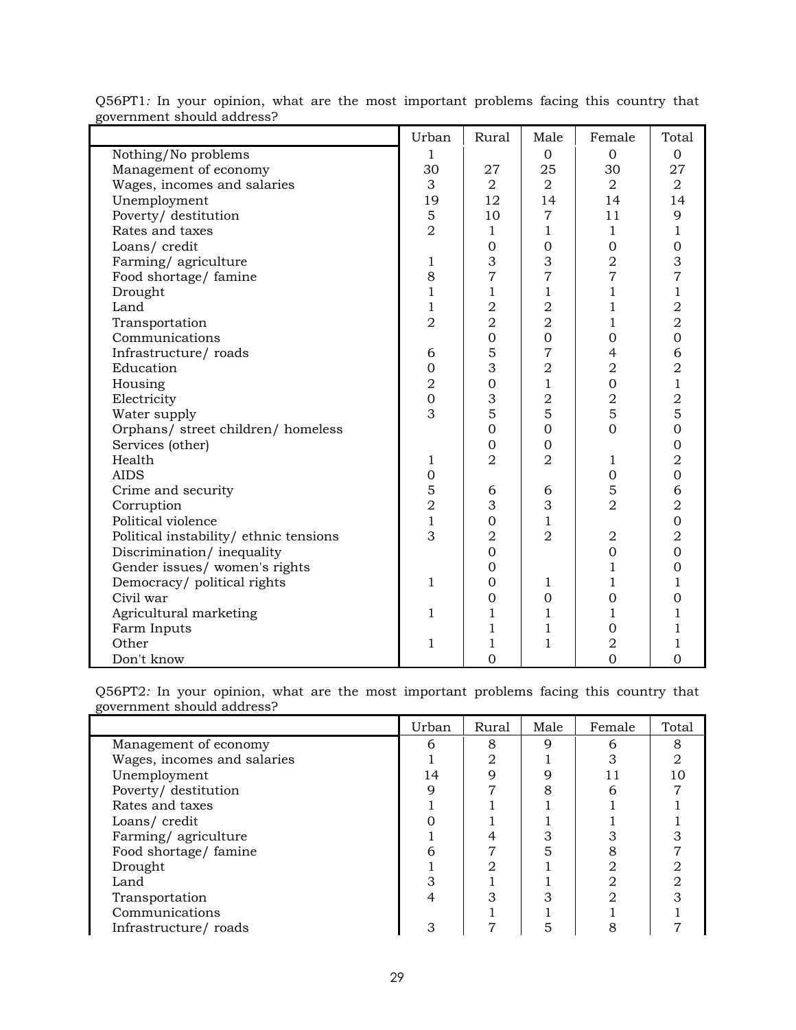Q56PT1*:* In your opinion, what are the most important problems facing this country that government should address?

| | Urban | Rural | Male | Female | Total |
|---|---|---|---|---|---|
| Nothing/No problems | 1 | | 0 | 0 | 0 |
| Management of economy | 30 | 27 | 25 | 30 | 27 |
| Wages, incomes and salaries | 3 | 2 | 2 | 2 | 2 |
| Unemployment | 19 | 12 | 14 | 14 | 14 |
| Poverty/ destitution | 5 | 10 | 7 | 11 | 9 |
| Rates and taxes | 2 | 1 | 1 | 1 | 1 |
| Loans/ credit | | 0 | 0 | 0 | 0 |
| Farming/ agriculture | 1 | 3 | 3 | 2 | 3 |
| Food shortage/ famine | 8 | 7 | 7 | 7 | 7 |
| Drought | 1 | 1 | 1 | 1 | 1 |
| Land | 1 | 2 | 2 | 1 | 2 |
| Transportation | 2 | 2 | 2 | 1 | 2 |
| Communications | | 0 | 0 | 0 | 0 |
| Infrastructure/ roads | 6 | 5 | 7 | 4 | 6 |
| Education | 0 | 3 | 2 | 2 | 2 |
| Housing | 2 | 0 | 1 | 0 | 1 |
| Electricity | 0 | 3 | 2 | 2 | 2 |
| Water supply | 3 | 5 | 5 | 5 | 5 |
| Orphans/ street children/ homeless | | 0 | 0 | 0 | 0 |
| Services (other) | | 0 | 0 | | 0 |
| Health | 1 | 2 | 2 | 1 | 2 |
| AIDS | 0 | | | 0 | 0 |
| Crime and security | 5 | 6 | 6 | 5 | 6 |
| Corruption | 2 | 3 | 3 | 2 | 2 |
| Political violence | 1 | 0 | 1 | | 0 |
| Political instability/ ethnic tensions | 3 | 2 | 2 | 2 | 2 |
| Discrimination/ inequality | | 0 | | 0 | 0 |
| Gender issues/ women's rights | | 0 | | 1 | 0 |
| Democracy/ political rights | 1 | 0 | 1 | 1 | 1 |
| Civil war | | 0 | 0 | 0 | 0 |
| Agricultural marketing | 1 | 1 | 1 | 1 | 1 |
| Farm Inputs | | 1 | 1 | 0 | 1 |
| Other | 1 | 1 | 1 | 2 | 1 |
| Don't know | | 0 | | 0 | 0 |

Q56PT2*:* In your opinion, what are the most important problems facing this country that government should address?

| | Urban | Rural | Male | Female | Total |
|---|---|---|---|---|---|
| Management of economy | 6 | 8 | 9 | 6 | 8 |
| Wages, incomes and salaries | 1 | 2 | 1 | 3 | 2 |
| Unemployment | 14 | 9 | 9 | 11 | 10 |
| Poverty/ destitution | 9 | 7 | 8 | 6 | 7 |
| Rates and taxes | 1 | 1 | 1 | 1 | 1 |
| Loans/ credit | 0 | 1 | 1 | 1 | 1 |
| Farming/ agriculture | 1 | 4 | 3 | 3 | 3 |
| Food shortage/ famine | 6 | 7 | 5 | 8 | 7 |
| Drought | 1 | 2 | 1 | 2 | 2 |
| Land | 3 | 1 | 1 | 2 | 2 |
| Transportation | 4 | 3 | 3 | 2 | 3 |
| Communications | | 1 | 1 | 1 | 1 |
| Infrastructure/ roads | 3 | 7 | 5 | 8 | 7 |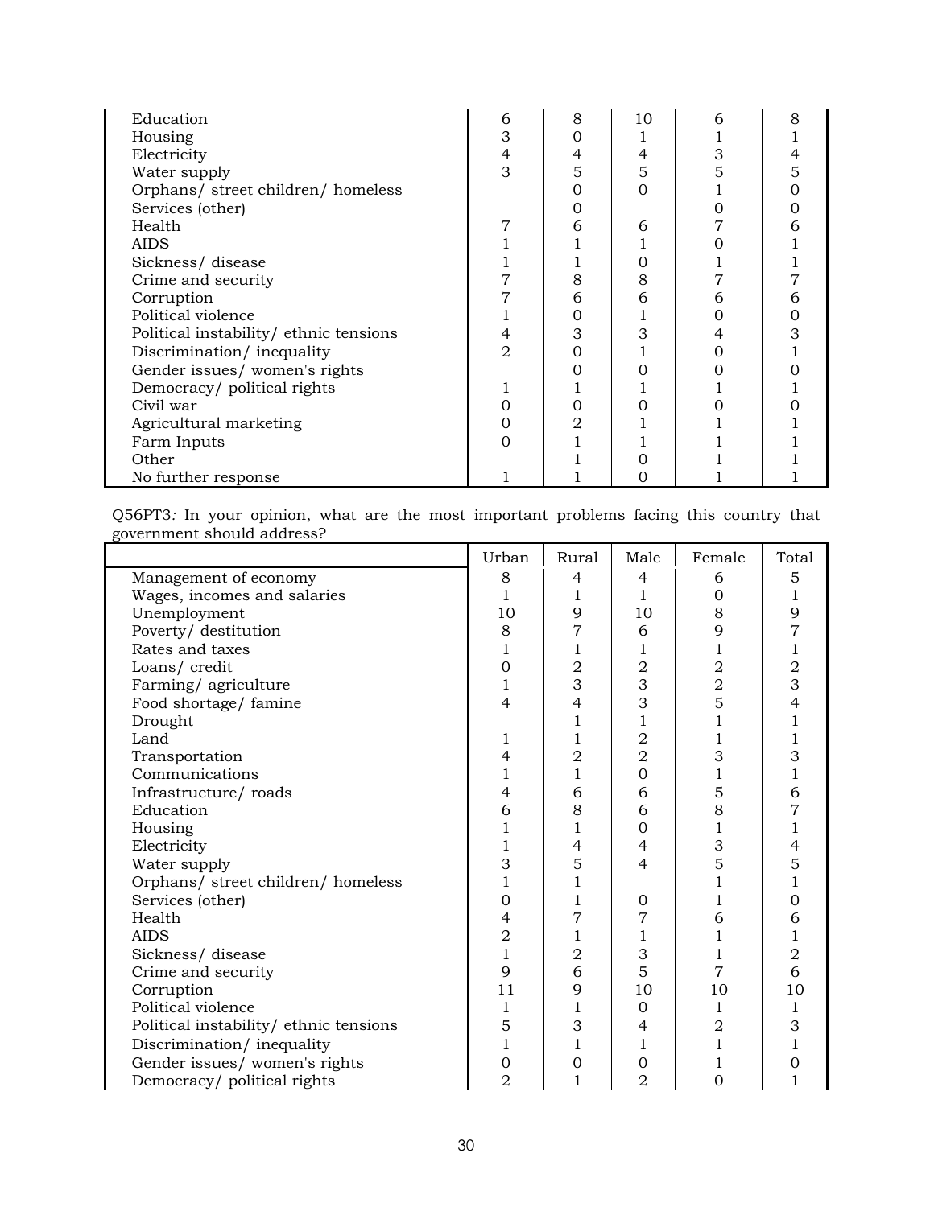| | | | | | |
|---|---|---|---|---|---|
| Education | 6 | 8 | 10 | 6 | 8 |
| Housing | 3 | 0 | 1 | 1 | 1 |
| Electricity | 4 | 4 | 4 | 3 | 4 |
| Water supply | 3 | 5 | 5 | 5 | 5 |
| Orphans/ street children/ homeless | | 0 | 0 | 1 | 0 |
| Services (other) | | 0 | | 0 | 0 |
| Health | 7 | 6 | 6 | 7 | 6 |
| AIDS | 1 | 1 | 1 | 0 | 1 |
| Sickness/ disease | 1 | 1 | 0 | 1 | 1 |
| Crime and security | 7 | 8 | 8 | 7 | 7 |
| Corruption | 7 | 6 | 6 | 6 | 6 |
| Political violence | 1 | 0 | 1 | 0 | 0 |
| Political instability/ ethnic tensions | 4 | 3 | 3 | 4 | 3 |
| Discrimination/ inequality | 2 | 0 | 1 | 0 | 1 |
| Gender issues/ women's rights | | 0 | 0 | 0 | 0 |
| Democracy/ political rights | 1 | 1 | 1 | 1 | 1 |
| Civil war | 0 | 0 | 0 | 0 | 0 |
| Agricultural marketing | 0 | 2 | 1 | 1 | 1 |
| Farm Inputs | 0 | 1 | 1 | 1 | 1 |
| Other | | 1 | 0 | 1 | 1 |
| No further response | 1 | 1 | 0 | 1 | 1 |

Q56PT3*:* In your opinion, what are the most important problems facing this country that government should address?

| | Urban | Rural | Male | Female | Total |
|---|---|---|---|---|---|
| Management of economy | 8 | 4 | 4 | 6 | 5 |
| Wages, incomes and salaries | 1 | 1 | 1 | 0 | 1 |
| Unemployment | 10 | 9 | 10 | 8 | 9 |
| Poverty/ destitution | 8 | 7 | 6 | 9 | 7 |
| Rates and taxes | 1 | 1 | 1 | 1 | 1 |
| Loans/ credit | 0 | 2 | 2 | 2 | 2 |
| Farming/ agriculture | 1 | 3 | 3 | 2 | 3 |
| Food shortage/ famine | 4 | 4 | 3 | 5 | 4 |
| Drought | | 1 | 1 | 1 | 1 |
| Land | 1 | 1 | 2 | 1 | 1 |
| Transportation | 4 | 2 | 2 | 3 | 3 |
| Communications | 1 | 1 | 0 | 1 | 1 |
| Infrastructure/ roads | 4 | 6 | 6 | 5 | 6 |
| Education | 6 | 8 | 6 | 8 | 7 |
| Housing | 1 | 1 | 0 | 1 | 1 |
| Electricity | 1 | 4 | 4 | 3 | 4 |
| Water supply | 3 | 5 | 4 | 5 | 5 |
| Orphans/ street children/ homeless | 1 | 1 | | 1 | 1 |
| Services (other) | 0 | 1 | 0 | 1 | 0 |
| Health | 4 | 7 | 7 | 6 | 6 |
| AIDS | 2 | 1 | 1 | 1 | 1 |
| Sickness/ disease | 1 | 2 | 3 | 1 | 2 |
| Crime and security | 9 | 6 | 5 | 7 | 6 |
| Corruption | 11 | 9 | 10 | 10 | 10 |
| Political violence | 1 | 1 | 0 | 1 | 1 |
| Political instability/ ethnic tensions | 5 | 3 | 4 | 2 | 3 |
| Discrimination/ inequality | 1 | 1 | 1 | 1 | 1 |
| Gender issues/ women's rights | 0 | 0 | 0 | 1 | 0 |
| Democracy/ political rights | 2 | 1 | 2 | 0 | 1 |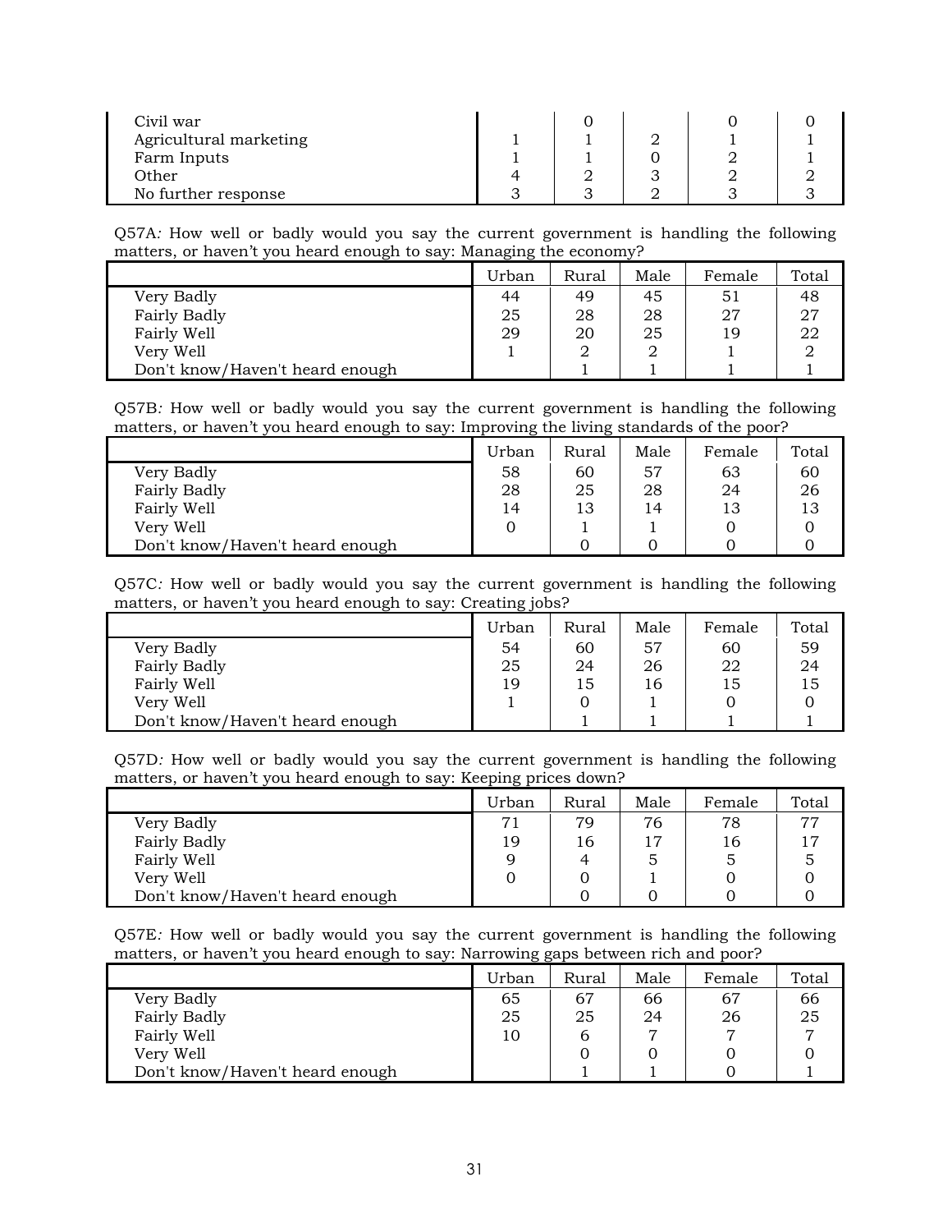| | | | | | |
|---|---|---|---|---|---|
| Civil war | | 0 | | 0 | 0 |
| Agricultural marketing | 1 | 1 | 2 | 1 | 1 |
| Farm Inputs | 1 | 1 | 0 | 2 | 1 |
| Other | 4 | 2 | 3 | 2 | 2 |
| No further response | 3 | 3 | 2 | 3 | 3 |

Q57A*:* How well or badly would you say the current government is handling the following matters, or haven't you heard enough to say: Managing the economy?

| | Urban | Rural | Male | Female | Total |
|---|---|---|---|---|---|
| Very Badly | 44 | 49 | 45 | 51 | 48 |
| Fairly Badly | 25 | 28 | 28 | 27 | 27 |
| Fairly Well | 29 | 20 | 25 | 19 | 22 |
| Very Well | 1 | 2 | 2 | 1 | 2 |
| Don't know/Haven't heard enough | | 1 | 1 | 1 | 1 |

Q57B*:* How well or badly would you say the current government is handling the following matters, or haven't you heard enough to say: Improving the living standards of the poor?

| | Urban | Rural | Male | Female | Total |
|---|---|---|---|---|---|
| Very Badly | 58 | 60 | 57 | 63 | 60 |
| Fairly Badly | 28 | 25 | 28 | 24 | 26 |
| Fairly Well | 14 | 13 | 14 | 13 | 13 |
| Very Well | 0 | 1 | 1 | 0 | 0 |
| Don't know/Haven't heard enough | | 0 | 0 | 0 | 0 |

Q57C*:* How well or badly would you say the current government is handling the following matters, or haven't you heard enough to say: Creating jobs?

| | Urban | Rural | Male | Female | Total |
|---|---|---|---|---|---|
| Very Badly | 54 | 60 | 57 | 60 | 59 |
| Fairly Badly | 25 | 24 | 26 | 22 | 24 |
| Fairly Well | 19 | 15 | 16 | 15 | 15 |
| Very Well | 1 | 0 | 1 | 0 | 0 |
| Don't know/Haven't heard enough | | 1 | 1 | 1 | 1 |

Q57D*:* How well or badly would you say the current government is handling the following matters, or haven't you heard enough to say: Keeping prices down?

| | Urban | Rural | Male | Female | Total |
|---|---|---|---|---|---|
| Very Badly | 71 | 79 | 76 | 78 | 77 |
| Fairly Badly | 19 | 16 | 17 | 16 | 17 |
| Fairly Well | 9 | 4 | 5 | 5 | 5 |
| Very Well | 0 | 0 | 1 | 0 | 0 |
| Don't know/Haven't heard enough | | 0 | 0 | 0 | 0 |

Q57E*:* How well or badly would you say the current government is handling the following matters, or haven't you heard enough to say: Narrowing gaps between rich and poor?

| | Urban | Rural | Male | Female | Total |
|---|---|---|---|---|---|
| Very Badly | 65 | 67 | 66 | 67 | 66 |
| Fairly Badly | 25 | 25 | 24 | 26 | 25 |
| Fairly Well | 10 | 6 | 7 | 7 | 7 |
| Very Well | | 0 | 0 | 0 | 0 |
| Don't know/Haven't heard enough | | 1 | 1 | 0 | 1 |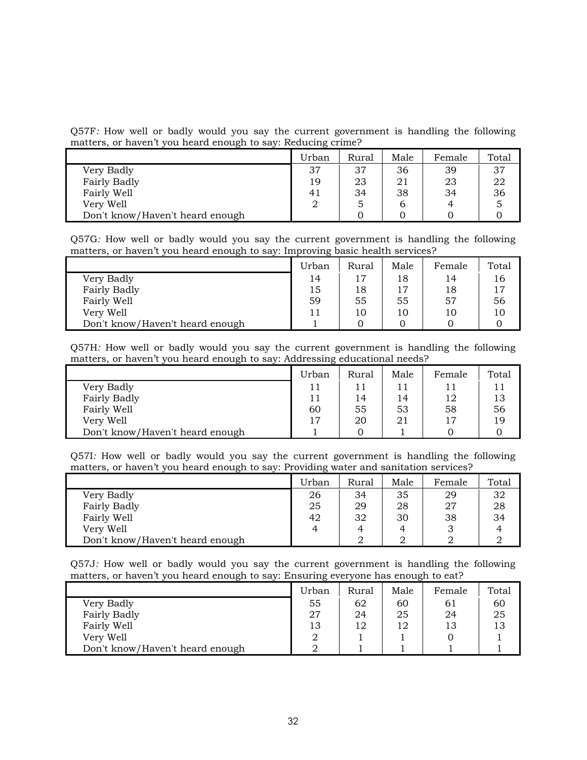Q57F*:* How well or badly would you say the current government is handling the following matters, or haven't you heard enough to say: Reducing crime?

| | Urban | Rural | Male | Female | Total |
|---|---|---|---|---|---|
| Very Badly | 37 | 37 | 36 | 39 | 37 |
| Fairly Badly | 19 | 23 | 21 | 23 | 22 |
| Fairly Well | 41 | 34 | 38 | 34 | 36 |
| Very Well | 2 | 5 | 6 | 4 | 5 |
| Don't know/Haven't heard enough | | 0 | 0 | 0 | 0 |

Q57G*:* How well or badly would you say the current government is handling the following matters, or haven't you heard enough to say: Improving basic health services?

| | Urban | Rural | Male | Female | Total |
|---|---|---|---|---|---|
| Very Badly | 14 | 17 | 18 | 14 | 16 |
| Fairly Badly | 15 | 18 | 17 | 18 | 17 |
| Fairly Well | 59 | 55 | 55 | 57 | 56 |
| Very Well | 11 | 10 | 10 | 10 | 10 |
| Don't know/Haven't heard enough | 1 | 0 | 0 | 0 | 0 |

Q57H*:* How well or badly would you say the current government is handling the following matters, or haven't you heard enough to say: Addressing educational needs?

| | Urban | Rural | Male | Female | Total |
|---|---|---|---|---|---|
| Very Badly | 11 | 11 | 11 | 11 | 11 |
| Fairly Badly | 11 | 14 | 14 | 12 | 13 |
| Fairly Well | 60 | 55 | 53 | 58 | 56 |
| Very Well | 17 | 20 | 21 | 17 | 19 |
| Don't know/Haven't heard enough | 1 | 0 | 1 | 0 | 0 |

Q57I*:* How well or badly would you say the current government is handling the following matters, or haven't you heard enough to say: Providing water and sanitation services?

| | Urban | Rural | Male | Female | Total |
|---|---|---|---|---|---|
| Very Badly | 26 | 34 | 35 | 29 | 32 |
| Fairly Badly | 25 | 29 | 28 | 27 | 28 |
| Fairly Well | 42 | 32 | 30 | 38 | 34 |
| Very Well | 4 | 4 | 4 | 3 | 4 |
| Don't know/Haven't heard enough | | 2 | 2 | 2 | 2 |

Q57J*:* How well or badly would you say the current government is handling the following matters, or haven't you heard enough to say: Ensuring everyone has enough to eat?

| | Urban | Rural | Male | Female | Total |
|---|---|---|---|---|---|
| Very Badly | 55 | 62 | 60 | 61 | 60 |
| Fairly Badly | 27 | 24 | 25 | 24 | 25 |
| Fairly Well | 13 | 12 | 12 | 13 | 13 |
| Very Well | 2 | 1 | 1 | 0 | 1 |
| Don't know/Haven't heard enough | 2 | 1 | 1 | 1 | 1 |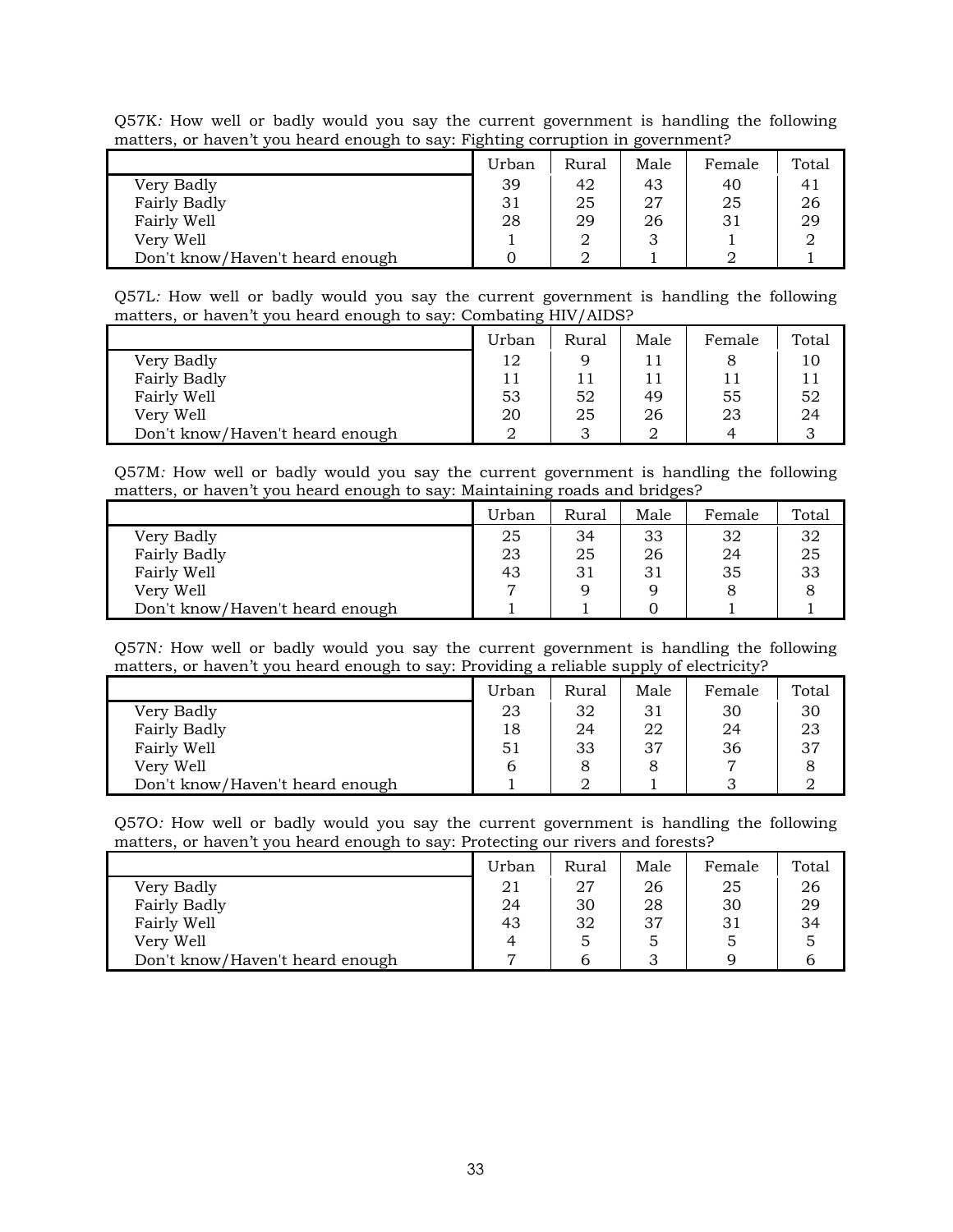Q57K*:* How well or badly would you say the current government is handling the following matters, or haven't you heard enough to say: Fighting corruption in government?

| | Urban | Rural | Male | Female | Total |
|---|---|---|---|---|---|
| Very Badly | 39 | 42 | 43 | 40 | 41 |
| Fairly Badly | 31 | 25 | 27 | 25 | 26 |
| Fairly Well | 28 | 29 | 26 | 31 | 29 |
| Very Well | 1 | 2 | 3 | 1 | 2 |
| Don't know/Haven't heard enough | 0 | 2 | 1 | 2 | 1 |

Q57L*:* How well or badly would you say the current government is handling the following matters, or haven't you heard enough to say: Combating HIV/AIDS?

| | Urban | Rural | Male | Female | Total |
|---|---|---|---|---|---|
| Very Badly | 12 | 9 | 11 | 8 | 10 |
| Fairly Badly | 11 | 11 | 11 | 11 | 11 |
| Fairly Well | 53 | 52 | 49 | 55 | 52 |
| Very Well | 20 | 25 | 26 | 23 | 24 |
| Don't know/Haven't heard enough | 2 | 3 | 2 | 4 | 3 |

Q57M*:* How well or badly would you say the current government is handling the following matters, or haven't you heard enough to say: Maintaining roads and bridges?

| | Urban | Rural | Male | Female | Total |
|---|---|---|---|---|---|
| Very Badly | 25 | 34 | 33 | 32 | 32 |
| Fairly Badly | 23 | 25 | 26 | 24 | 25 |
| Fairly Well | 43 | 31 | 31 | 35 | 33 |
| Very Well | 7 | 9 | 9 | 8 | 8 |
| Don't know/Haven't heard enough | 1 | 1 | 0 | 1 | 1 |

Q57N*:* How well or badly would you say the current government is handling the following matters, or haven't you heard enough to say: Providing a reliable supply of electricity?

| | Urban | Rural | Male | Female | Total |
|---|---|---|---|---|---|
| Very Badly | 23 | 32 | 31 | 30 | 30 |
| Fairly Badly | 18 | 24 | 22 | 24 | 23 |
| Fairly Well | 51 | 33 | 37 | 36 | 37 |
| Very Well | 6 | 8 | 8 | 7 | 8 |
| Don't know/Haven't heard enough | 1 | 2 | 1 | 3 | 2 |

Q57O*:* How well or badly would you say the current government is handling the following matters, or haven't you heard enough to say: Protecting our rivers and forests?

| | Urban | Rural | Male | Female | Total |
|---|---|---|---|---|---|
| Very Badly | 21 | 27 | 26 | 25 | 26 |
| Fairly Badly | 24 | 30 | 28 | 30 | 29 |
| Fairly Well | 43 | 32 | 37 | 31 | 34 |
| Very Well | 4 | 5 | 5 | 5 | 5 |
| Don't know/Haven't heard enough | 7 | 6 | 3 | 9 | 6 |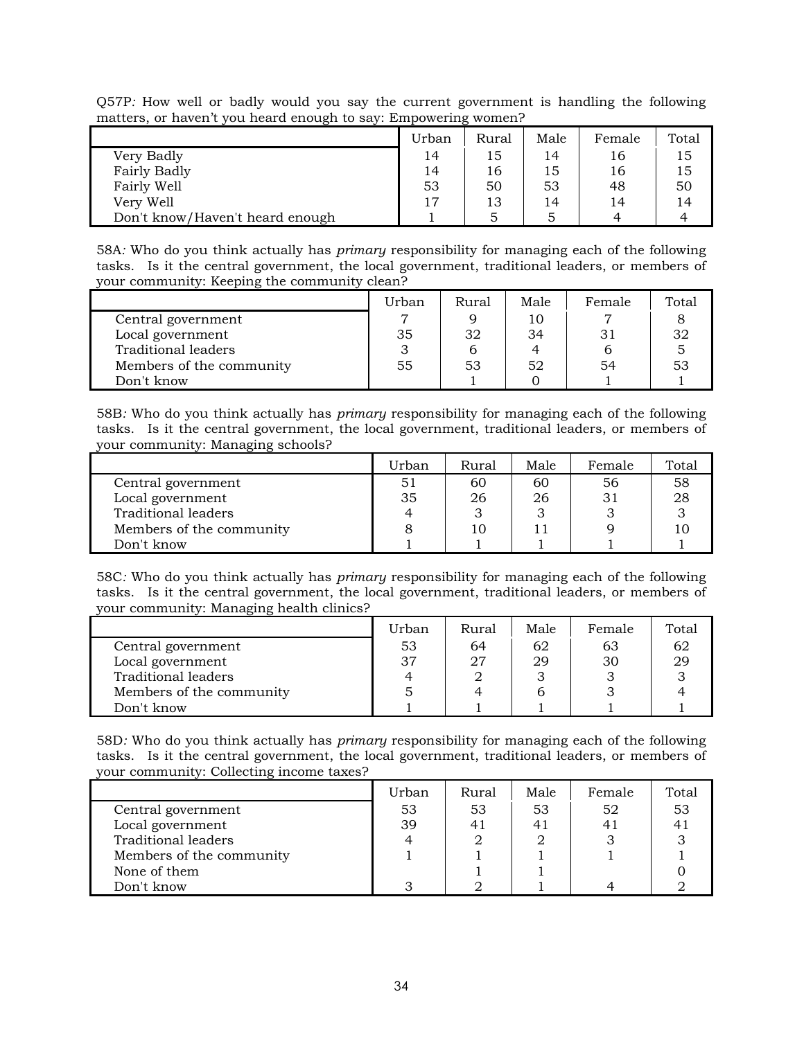Q57P*:* How well or badly would you say the current government is handling the following matters, or haven't you heard enough to say: Empowering women?

| | Urban | Rural | Male | Female | Total |
|---|---|---|---|---|---|
| Very Badly | 14 | 15 | 14 | 16 | 15 |
| Fairly Badly | 14 | 16 | 15 | 16 | 15 |
| Fairly Well | 53 | 50 | 53 | 48 | 50 |
| Very Well | 17 | 13 | 14 | 14 | 14 |
| Don't know/Haven't heard enough | 1 | 5 | 5 | 4 | 4 |

58A*:* Who do you think actually has *primary* responsibility for managing each of the following tasks. Is it the central government, the local government, traditional leaders, or members of your community: Keeping the community clean?

| | Urban | Rural | Male | Female | Total |
|---|---|---|---|---|---|
| Central government | 7 | 9 | 10 | 7 | 8 |
| Local government | 35 | 32 | 34 | 31 | 32 |
| Traditional leaders | 3 | 6 | 4 | 6 | 5 |
| Members of the community | 55 | 53 | 52 | 54 | 53 |
| Don't know | | 1 | 0 | 1 | 1 |

58B*:* Who do you think actually has *primary* responsibility for managing each of the following tasks. Is it the central government, the local government, traditional leaders, or members of your community: Managing schools?

| | Urban | Rural | Male | Female | Total |
|---|---|---|---|---|---|
| Central government | 51 | 60 | 60 | 56 | 58 |
| Local government | 35 | 26 | 26 | 31 | 28 |
| Traditional leaders | 4 | 3 | 3 | 3 | 3 |
| Members of the community | 8 | 10 | 11 | 9 | 10 |
| Don't know | 1 | 1 | 1 | 1 | 1 |

58C*:* Who do you think actually has *primary* responsibility for managing each of the following tasks. Is it the central government, the local government, traditional leaders, or members of your community: Managing health clinics?

| | Urban | Rural | Male | Female | Total |
|---|---|---|---|---|---|
| Central government | 53 | 64 | 62 | 63 | 62 |
| Local government | 37 | 27 | 29 | 30 | 29 |
| Traditional leaders | 4 | 2 | 3 | 3 | 3 |
| Members of the community | 5 | 4 | 6 | 3 | 4 |
| Don't know | 1 | 1 | 1 | 1 | 1 |

58D*:* Who do you think actually has *primary* responsibility for managing each of the following tasks. Is it the central government, the local government, traditional leaders, or members of your community: Collecting income taxes?

| | Urban | Rural | Male | Female | Total |
|---|---|---|---|---|---|
| Central government | 53 | 53 | 53 | 52 | 53 |
| Local government | 39 | 41 | 41 | 41 | 41 |
| Traditional leaders | 4 | 2 | 2 | 3 | 3 |
| Members of the community | 1 | 1 | 1 | 1 | 1 |
| None of them | | 1 | 1 | | 0 |
| Don't know | 3 | 2 | 1 | 4 | 2 |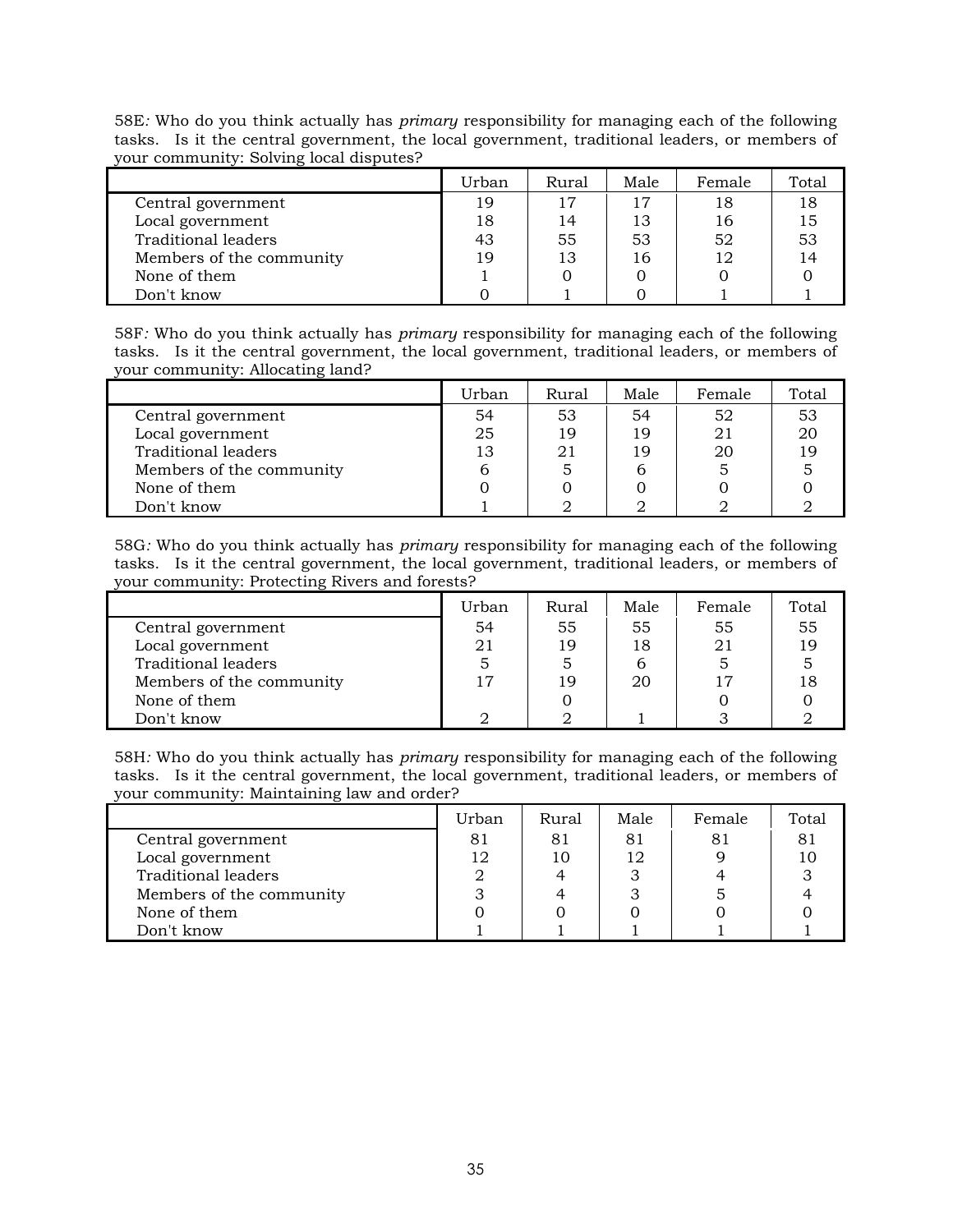58E*:* Who do you think actually has *primary* responsibility for managing each of the following tasks. Is it the central government, the local government, traditional leaders, or members of your community: Solving local disputes?

| | Urban | Rural | Male | Female | Total |
|---|---|---|---|---|---|
| Central government | 19 | 17 | 17 | 18 | 18 |
| Local government | 18 | 14 | 13 | 16 | 15 |
| Traditional leaders | 43 | 55 | 53 | 52 | 53 |
| Members of the community | 19 | 13 | 16 | 12 | 14 |
| None of them | 1 | 0 | 0 | 0 | 0 |
| Don't know | 0 | 1 | 0 | 1 | 1 |

58F*:* Who do you think actually has *primary* responsibility for managing each of the following tasks. Is it the central government, the local government, traditional leaders, or members of your community: Allocating land?

| | Urban | Rural | Male | Female | Total |
|---|---|---|---|---|---|
| Central government | 54 | 53 | 54 | 52 | 53 |
| Local government | 25 | 19 | 19 | 21 | 20 |
| Traditional leaders | 13 | 21 | 19 | 20 | 19 |
| Members of the community | 6 | 5 | 6 | 5 | 5 |
| None of them | 0 | 0 | 0 | 0 | 0 |
| Don't know | 1 | 2 | 2 | 2 | 2 |

58G*:* Who do you think actually has *primary* responsibility for managing each of the following tasks. Is it the central government, the local government, traditional leaders, or members of your community: Protecting Rivers and forests?

| | Urban | Rural | Male | Female | Total |
|---|---|---|---|---|---|
| Central government | 54 | 55 | 55 | 55 | 55 |
| Local government | 21 | 19 | 18 | 21 | 19 |
| Traditional leaders | 5 | 5 | 6 | 5 | 5 |
| Members of the community | 17 | 19 | 20 | 17 | 18 |
| None of them | | 0 | | 0 | 0 |
| Don't know | 2 | 2 | 1 | 3 | 2 |

58H*:* Who do you think actually has *primary* responsibility for managing each of the following tasks. Is it the central government, the local government, traditional leaders, or members of your community: Maintaining law and order?

| | Urban | Rural | Male | Female | Total |
|---|---|---|---|---|---|
| Central government | 81 | 81 | 81 | 81 | 81 |
| Local government | 12 | 10 | 12 | 9 | 10 |
| Traditional leaders | 2 | 4 | 3 | 4 | 3 |
| Members of the community | 3 | 4 | 3 | 5 | 4 |
| None of them | 0 | 0 | 0 | 0 | 0 |
| Don't know | 1 | 1 | 1 | 1 | 1 |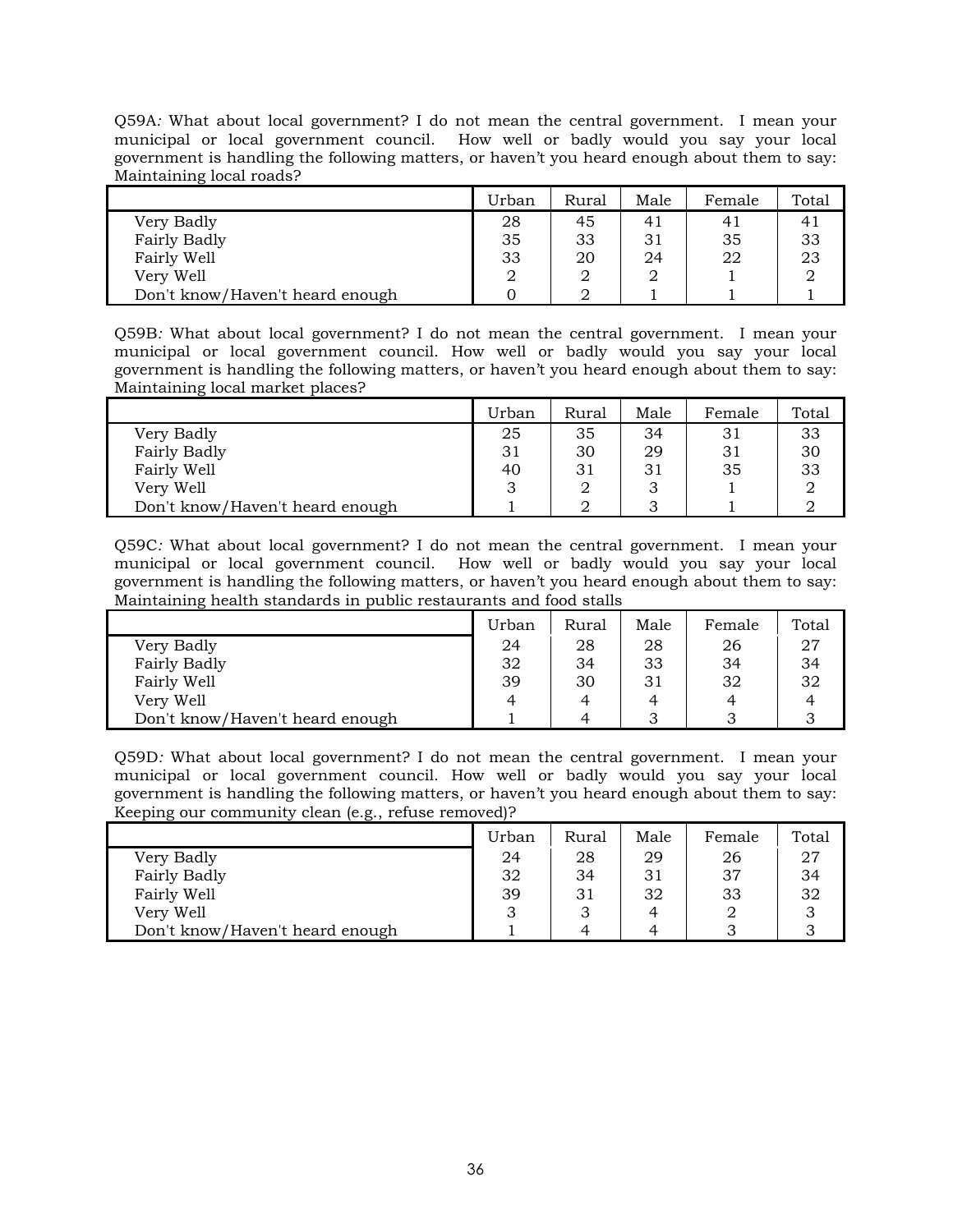Q59A*:* What about local government? I do not mean the central government. I mean your municipal or local government council. How well or badly would you say your local government is handling the following matters, or haven't you heard enough about them to say: Maintaining local roads?

| | Urban | Rural | Male | Female | Total |
|---|---|---|---|---|---|
| Very Badly | 28 | 45 | 41 | 41 | 41 |
| Fairly Badly | 35 | 33 | 31 | 35 | 33 |
| Fairly Well | 33 | 20 | 24 | 22 | 23 |
| Very Well | 2 | 2 | 2 | 1 | 2 |
| Don't know/Haven't heard enough | 0 | 2 | 1 | 1 | 1 |

Q59B*:* What about local government? I do not mean the central government. I mean your municipal or local government council. How well or badly would you say your local government is handling the following matters, or haven't you heard enough about them to say: Maintaining local market places?

| | Urban | Rural | Male | Female | Total |
|---|---|---|---|---|---|
| Very Badly | 25 | 35 | 34 | 31 | 33 |
| Fairly Badly | 31 | 30 | 29 | 31 | 30 |
| Fairly Well | 40 | 31 | 31 | 35 | 33 |
| Very Well | 3 | 2 | 3 | 1 | 2 |
| Don't know/Haven't heard enough | 1 | 2 | 3 | 1 | 2 |

Q59C*:* What about local government? I do not mean the central government. I mean your municipal or local government council. How well or badly would you say your local government is handling the following matters, or haven't you heard enough about them to say: Maintaining health standards in public restaurants and food stalls

| | Urban | Rural | Male | Female | Total |
|---|---|---|---|---|---|
| Very Badly | 24 | 28 | 28 | 26 | 27 |
| Fairly Badly | 32 | 34 | 33 | 34 | 34 |
| Fairly Well | 39 | 30 | 31 | 32 | 32 |
| Very Well | 4 | 4 | 4 | 4 | 4 |
| Don't know/Haven't heard enough | 1 | 4 | 3 | 3 | 3 |

Q59D*:* What about local government? I do not mean the central government. I mean your municipal or local government council. How well or badly would you say your local government is handling the following matters, or haven't you heard enough about them to say: Keeping our community clean (e.g., refuse removed)?

| | Urban | Rural | Male | Female | Total |
|---|---|---|---|---|---|
| Very Badly | 24 | 28 | 29 | 26 | 27 |
| Fairly Badly | 32 | 34 | 31 | 37 | 34 |
| Fairly Well | 39 | 31 | 32 | 33 | 32 |
| Very Well | 3 | 3 | 4 | 2 | 3 |
| Don't know/Haven't heard enough | 1 | 4 | 4 | 3 | 3 |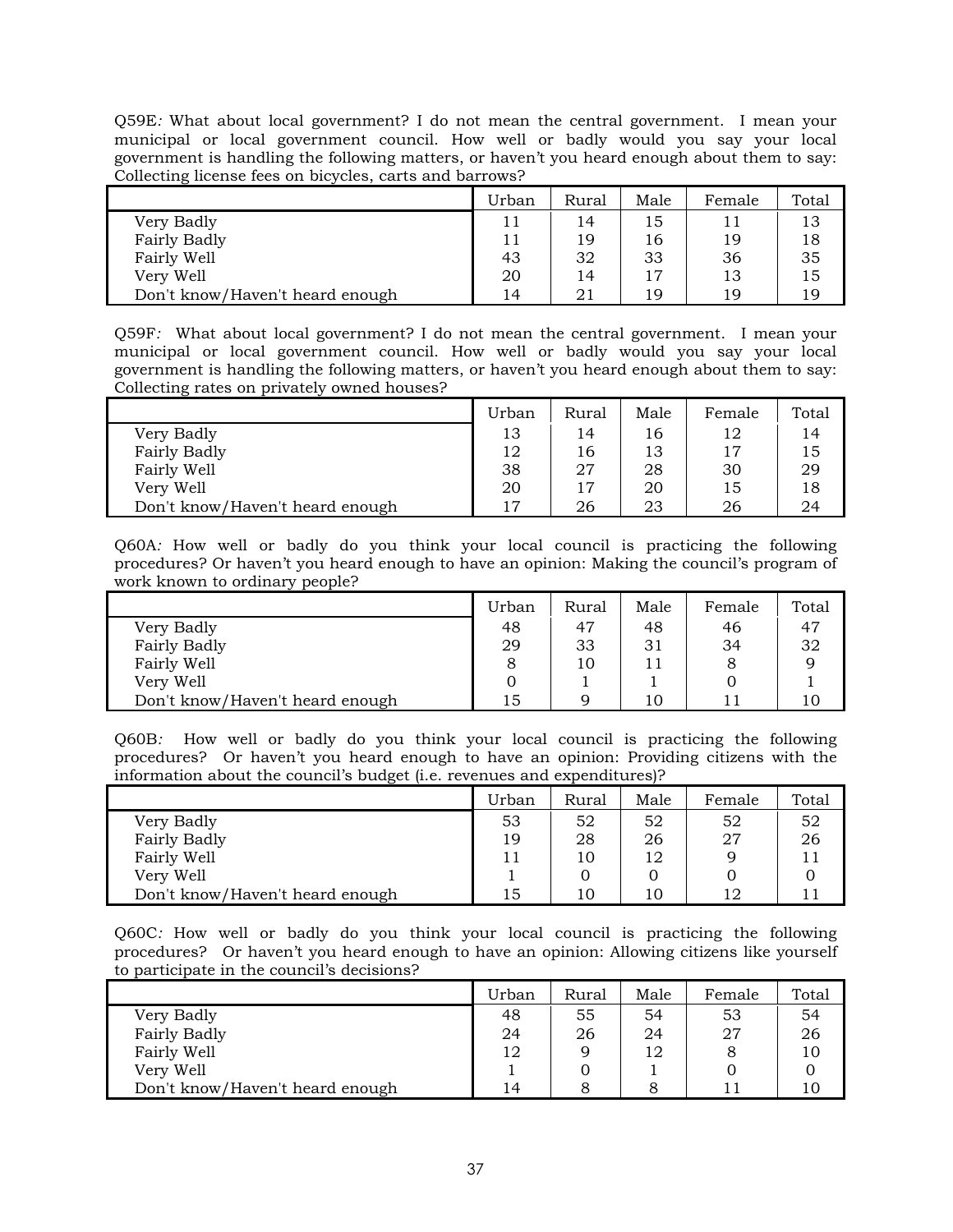Q59E*:* What about local government? I do not mean the central government. I mean your municipal or local government council. How well or badly would you say your local government is handling the following matters, or haven't you heard enough about them to say: Collecting license fees on bicycles, carts and barrows?

| | Urban | Rural | Male | Female | Total |
|---|---|---|---|---|---|
| Very Badly | 11 | 14 | 15 | 11 | 13 |
| Fairly Badly | 11 | 19 | 16 | 19 | 18 |
| Fairly Well | 43 | 32 | 33 | 36 | 35 |
| Very Well | 20 | 14 | 17 | 13 | 15 |
| Don't know/Haven't heard enough | 14 | 21 | 19 | 19 | 19 |

Q59F*:* What about local government? I do not mean the central government. I mean your municipal or local government council. How well or badly would you say your local government is handling the following matters, or haven't you heard enough about them to say: Collecting rates on privately owned houses?

| | Urban | Rural | Male | Female | Total |
|---|---|---|---|---|---|
| Very Badly | 13 | 14 | 16 | 12 | 14 |
| Fairly Badly | 12 | 16 | 13 | 17 | 15 |
| Fairly Well | 38 | 27 | 28 | 30 | 29 |
| Very Well | 20 | 17 | 20 | 15 | 18 |
| Don't know/Haven't heard enough | 17 | 26 | 23 | 26 | 24 |

Q60A*:* How well or badly do you think your local council is practicing the following procedures? Or haven't you heard enough to have an opinion: Making the council's program of work known to ordinary people?

| | Urban | Rural | Male | Female | Total |
|---|---|---|---|---|---|
| Very Badly | 48 | 47 | 48 | 46 | 47 |
| Fairly Badly | 29 | 33 | 31 | 34 | 32 |
| Fairly Well | 8 | 10 | 11 | 8 | 9 |
| Very Well | 0 | 1 | 1 | 0 | 1 |
| Don't know/Haven't heard enough | 15 | 9 | 10 | 11 | 10 |

Q60B*:* How well or badly do you think your local council is practicing the following procedures? Or haven't you heard enough to have an opinion: Providing citizens with the information about the council's budget (i.e. revenues and expenditures)?

| | Urban | Rural | Male | Female | Total |
|---|---|---|---|---|---|
| Very Badly | 53 | 52 | 52 | 52 | 52 |
| Fairly Badly | 19 | 28 | 26 | 27 | 26 |
| Fairly Well | 11 | 10 | 12 | 9 | 11 |
| Very Well | 1 | 0 | 0 | 0 | 0 |
| Don't know/Haven't heard enough | 15 | 10 | 10 | 12 | 11 |

Q60C*:* How well or badly do you think your local council is practicing the following procedures? Or haven't you heard enough to have an opinion: Allowing citizens like yourself to participate in the council's decisions?

| | Urban | Rural | Male | Female | Total |
|---|---|---|---|---|---|
| Very Badly | 48 | 55 | 54 | 53 | 54 |
| Fairly Badly | 24 | 26 | 24 | 27 | 26 |
| Fairly Well | 12 | 9 | 12 | 8 | 10 |
| Very Well | 1 | 0 | 1 | 0 | 0 |
| Don't know/Haven't heard enough | 14 | 8 | 8 | 11 | 10 |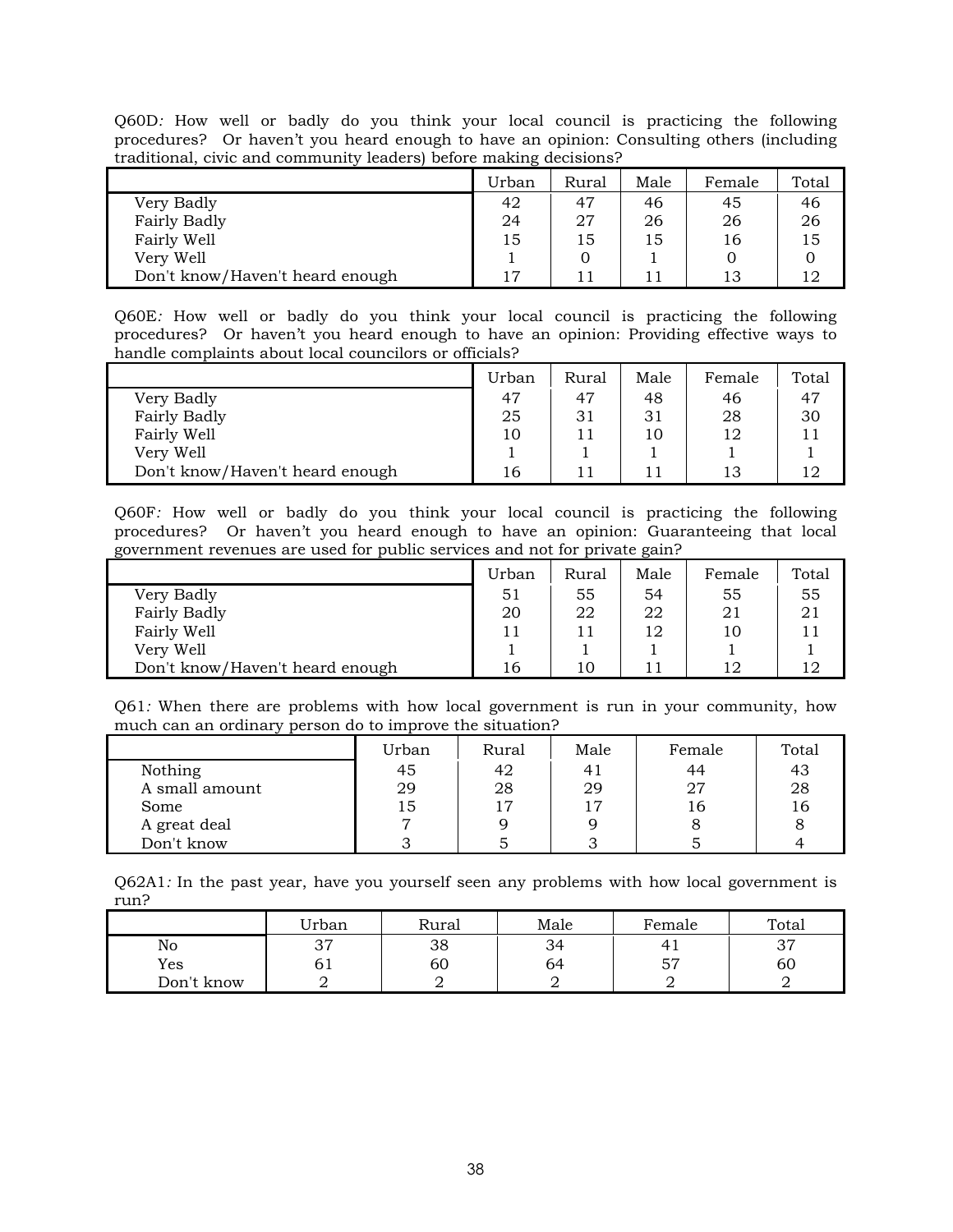Q60D*:* How well or badly do you think your local council is practicing the following procedures? Or haven't you heard enough to have an opinion: Consulting others (including traditional, civic and community leaders) before making decisions?

| | Urban | Rural | Male | Female | Total |
|---|---|---|---|---|---|
| Very Badly | 42 | 47 | 46 | 45 | 46 |
| Fairly Badly | 24 | 27 | 26 | 26 | 26 |
| Fairly Well | 15 | 15 | 15 | 16 | 15 |
| Very Well | 1 | 0 | 1 | 0 | 0 |
| Don't know/Haven't heard enough | 17 | 11 | 11 | 13 | 12 |

Q60E*:* How well or badly do you think your local council is practicing the following procedures? Or haven't you heard enough to have an opinion: Providing effective ways to handle complaints about local councilors or officials?

| | Urban | Rural | Male | Female | Total |
|---|---|---|---|---|---|
| Very Badly | 47 | 47 | 48 | 46 | 47 |
| Fairly Badly | 25 | 31 | 31 | 28 | 30 |
| Fairly Well | 10 | 11 | 10 | 12 | 11 |
| Very Well | 1 | 1 | 1 | 1 | 1 |
| Don't know/Haven't heard enough | 16 | 11 | 11 | 13 | 12 |

Q60F*:* How well or badly do you think your local council is practicing the following procedures? Or haven't you heard enough to have an opinion: Guaranteeing that local government revenues are used for public services and not for private gain?

| | Urban | Rural | Male | Female | Total |
|---|---|---|---|---|---|
| Very Badly | 51 | 55 | 54 | 55 | 55 |
| Fairly Badly | 20 | 22 | 22 | 21 | 21 |
| Fairly Well | 11 | 11 | 12 | 10 | 11 |
| Very Well | 1 | 1 | 1 | 1 | 1 |
| Don't know/Haven't heard enough | 16 | 10 | 11 | 12 | 12 |

Q61*:* When there are problems with how local government is run in your community, how much can an ordinary person do to improve the situation?

| | Urban | Rural | Male | Female | Total |
|---|---|---|---|---|---|
| Nothing | 45 | 42 | 41 | 44 | 43 |
| A small amount | 29 | 28 | 29 | 27 | 28 |
| Some | 15 | 17 | 17 | 16 | 16 |
| A great deal | 7 | 9 | 9 | 8 | 8 |
| Don't know | 3 | 5 | 3 | 5 | 4 |

Q62A1*:* In the past year, have you yourself seen any problems with how local government is run?

| | Urban | Rural | Male | Female | Total |
|---|---|---|---|---|---|
| No | 37 | 38 | 34 | 41 | 37 |
| Yes | 61 | 60 | 64 | 57 | 60 |
| Don't know | 2 | 2 | 2 | 2 | 2 |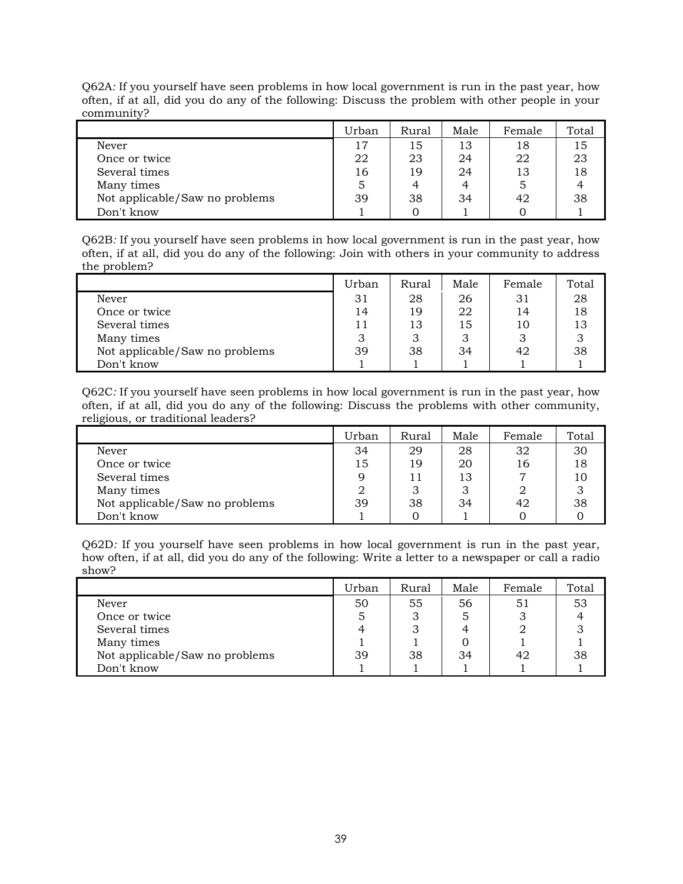Q62A*:* If you yourself have seen problems in how local government is run in the past year, how often, if at all, did you do any of the following: Discuss the problem with other people in your community?

| | Urban | Rural | Male | Female | Total |
|---|---|---|---|---|---|
| Never | 17 | 15 | 13 | 18 | 15 |
| Once or twice | 22 | 23 | 24 | 22 | 23 |
| Several times | 16 | 19 | 24 | 13 | 18 |
| Many times | 5 | 4 | 4 | 5 | 4 |
| Not applicable/Saw no problems | 39 | 38 | 34 | 42 | 38 |
| Don't know | 1 | 0 | 1 | 0 | 1 |

Q62B*:* If you yourself have seen problems in how local government is run in the past year, how often, if at all, did you do any of the following: Join with others in your community to address the problem?

| | Urban | Rural | Male | Female | Total |
|---|---|---|---|---|---|
| Never | 31 | 28 | 26 | 31 | 28 |
| Once or twice | 14 | 19 | 22 | 14 | 18 |
| Several times | 11 | 13 | 15 | 10 | 13 |
| Many times | 3 | 3 | 3 | 3 | 3 |
| Not applicable/Saw no problems | 39 | 38 | 34 | 42 | 38 |
| Don't know | 1 | 1 | 1 | 1 | 1 |

Q62C*:* If you yourself have seen problems in how local government is run in the past year, how often, if at all, did you do any of the following: Discuss the problems with other community, religious, or traditional leaders?

| | Urban | Rural | Male | Female | Total |
|---|---|---|---|---|---|
| Never | 34 | 29 | 28 | 32 | 30 |
| Once or twice | 15 | 19 | 20 | 16 | 18 |
| Several times | 9 | 11 | 13 | 7 | 10 |
| Many times | 2 | 3 | 3 | 2 | 3 |
| Not applicable/Saw no problems | 39 | 38 | 34 | 42 | 38 |
| Don't know | 1 | 0 | 1 | 0 | 0 |

Q62D*:* If you yourself have seen problems in how local government is run in the past year, how often, if at all, did you do any of the following: Write a letter to a newspaper or call a radio show?

| | Urban | Rural | Male | Female | Total |
|---|---|---|---|---|---|
| Never | 50 | 55 | 56 | 51 | 53 |
| Once or twice | 5 | 3 | 5 | 3 | 4 |
| Several times | 4 | 3 | 4 | 2 | 3 |
| Many times | 1 | 1 | 0 | 1 | 1 |
| Not applicable/Saw no problems | 39 | 38 | 34 | 42 | 38 |
| Don't know | 1 | 1 | 1 | 1 | 1 |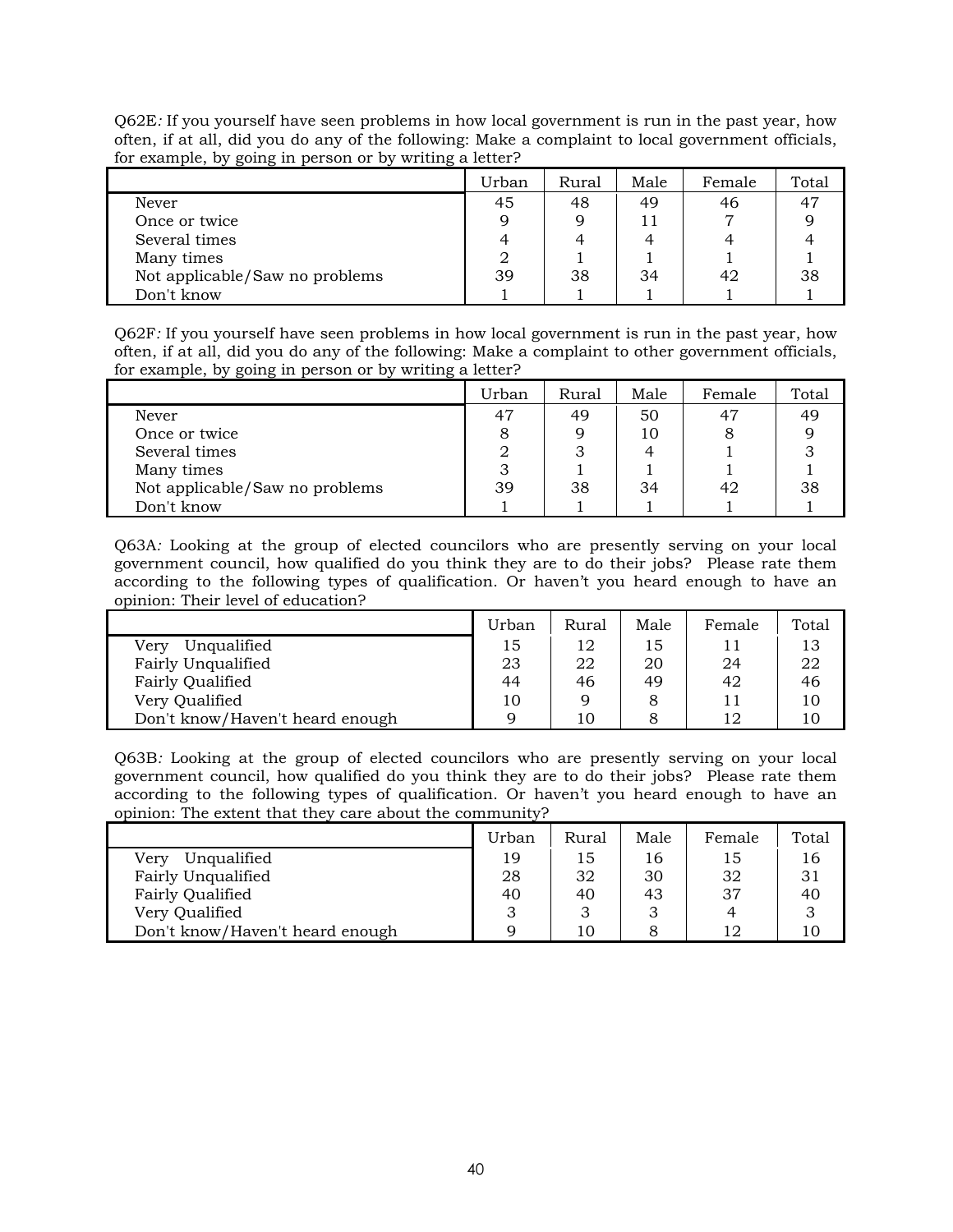Q62E*:* If you yourself have seen problems in how local government is run in the past year, how often, if at all, did you do any of the following: Make a complaint to local government officials, for example, by going in person or by writing a letter?

| | Urban | Rural | Male | Female | Total |
|---|---|---|---|---|---|
| Never | 45 | 48 | 49 | 46 | 47 |
| Once or twice | 9 | 9 | 11 | 7 | 9 |
| Several times | 4 | 4 | 4 | 4 | 4 |
| Many times | 2 | 1 | 1 | 1 | 1 |
| Not applicable/Saw no problems | 39 | 38 | 34 | 42 | 38 |
| Don't know | 1 | 1 | 1 | 1 | 1 |

Q62F*:* If you yourself have seen problems in how local government is run in the past year, how often, if at all, did you do any of the following: Make a complaint to other government officials, for example, by going in person or by writing a letter?

| | Urban | Rural | Male | Female | Total |
|---|---|---|---|---|---|
| Never | 47 | 49 | 50 | 47 | 49 |
| Once or twice | 8 | 9 | 10 | 8 | 9 |
| Several times | 2 | 3 | 4 | 1 | 3 |
| Many times | 3 | 1 | 1 | 1 | 1 |
| Not applicable/Saw no problems | 39 | 38 | 34 | 42 | 38 |
| Don't know | 1 | 1 | 1 | 1 | 1 |

Q63A*:* Looking at the group of elected councilors who are presently serving on your local government council, how qualified do you think they are to do their jobs? Please rate them according to the following types of qualification. Or haven't you heard enough to have an opinion: Their level of education?

| | Urban | Rural | Male | Female | Total |
|---|---|---|---|---|---|
| Very Unqualified | 15 | 12 | 15 | 11 | 13 |
| Fairly Unqualified | 23 | 22 | 20 | 24 | 22 |
| Fairly Qualified | 44 | 46 | 49 | 42 | 46 |
| Very Qualified | 10 | 9 | 8 | 11 | 10 |
| Don't know/Haven't heard enough | 9 | 10 | 8 | 12 | 10 |

Q63B*:* Looking at the group of elected councilors who are presently serving on your local government council, how qualified do you think they are to do their jobs? Please rate them according to the following types of qualification. Or haven't you heard enough to have an opinion: The extent that they care about the community?

| | Urban | Rural | Male | Female | Total |
|---|---|---|---|---|---|
| Very Unqualified | 19 | 15 | 16 | 15 | 16 |
| Fairly Unqualified | 28 | 32 | 30 | 32 | 31 |
| Fairly Qualified | 40 | 40 | 43 | 37 | 40 |
| Very Qualified | 3 | 3 | 3 | 4 | 3 |
| Don't know/Haven't heard enough | 9 | 10 | 8 | 12 | 10 |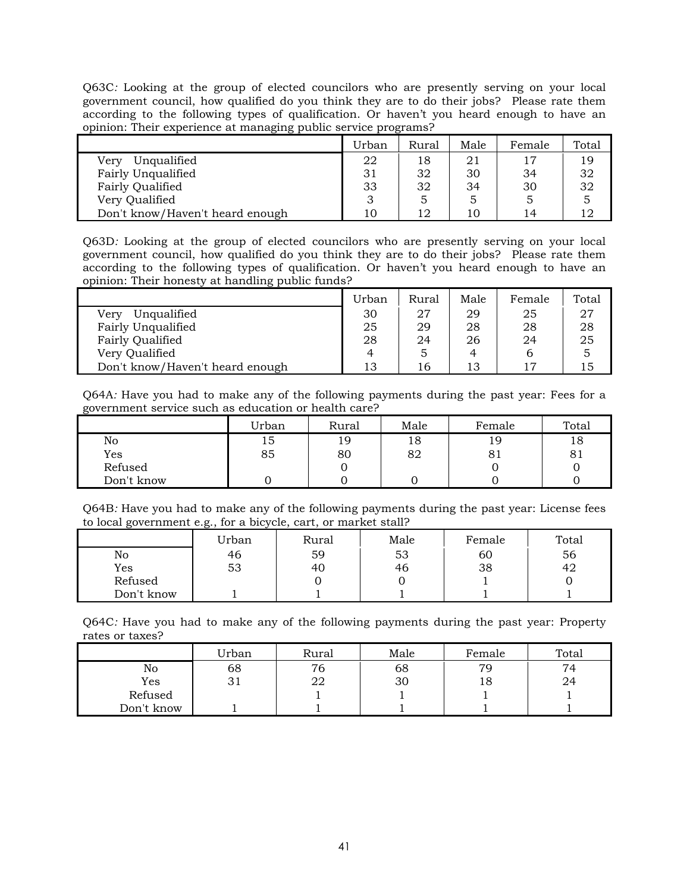Q63C*:* Looking at the group of elected councilors who are presently serving on your local government council, how qualified do you think they are to do their jobs? Please rate them according to the following types of qualification. Or haven't you heard enough to have an opinion: Their experience at managing public service programs?

| | Urban | Rural | Male | Female | Total |
|---|---|---|---|---|---|
| Very Unqualified | 22 | 18 | 21 | 17 | 19 |
| Fairly Unqualified | 31 | 32 | 30 | 34 | 32 |
| Fairly Qualified | 33 | 32 | 34 | 30 | 32 |
| Very Qualified | 3 | 5 | 5 | 5 | 5 |
| Don't know/Haven't heard enough | 10 | 12 | 10 | 14 | 12 |

Q63D*:* Looking at the group of elected councilors who are presently serving on your local government council, how qualified do you think they are to do their jobs? Please rate them according to the following types of qualification. Or haven't you heard enough to have an opinion: Their honesty at handling public funds?

| | Urban | Rural | Male | Female | Total |
|---|---|---|---|---|---|
| Very Unqualified | 30 | 27 | 29 | 25 | 27 |
| Fairly Unqualified | 25 | 29 | 28 | 28 | 28 |
| Fairly Qualified | 28 | 24 | 26 | 24 | 25 |
| Very Qualified | 4 | 5 | 4 | 6 | 5 |
| Don't know/Haven't heard enough | 13 | 16 | 13 | 17 | 15 |

Q64A*:* Have you had to make any of the following payments during the past year: Fees for a government service such as education or health care?

| | Urban | Rural | Male | Female | Total |
|---|---|---|---|---|---|
| No | 15 | 19 | 18 | 19 | 18 |
| Yes | 85 | 80 | 82 | 81 | 81 |
| Refused | | 0 | | 0 | 0 |
| Don't know | 0 | 0 | 0 | 0 | 0 |

Q64B*:* Have you had to make any of the following payments during the past year: License fees to local government e.g., for a bicycle, cart, or market stall?

| | Urban | Rural | Male | Female | Total |
|---|---|---|---|---|---|
| No | 46 | 59 | 53 | 60 | 56 |
| Yes | 53 | 40 | 46 | 38 | 42 |
| Refused | | 0 | 0 | 1 | 0 |
| Don't know | 1 | 1 | 1 | 1 | 1 |

Q64C*:* Have you had to make any of the following payments during the past year: Property rates or taxes?

| | Urban | Rural | Male | Female | Total |
|---|---|---|---|---|---|
| No | 68 | 76 | 68 | 79 | 74 |
| Yes | 31 | 22 | 30 | 18 | 24 |
| Refused | | 1 | 1 | 1 | 1 |
| Don't know | 1 | 1 | 1 | 1 | 1 |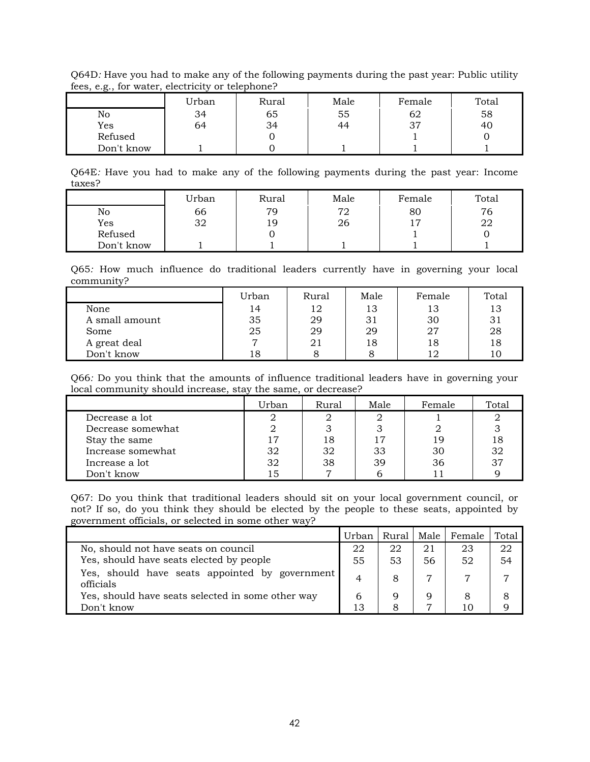Q64D*:* Have you had to make any of the following payments during the past year: Public utility fees, e.g., for water, electricity or telephone?

| | Urban | Rural | Male | Female | Total |
|---|---|---|---|---|---|
| No | 34 | 65 | 55 | 62 | 58 |
| Yes | 64 | 34 | 44 | 37 | 40 |
| Refused | | 0 | | 1 | 0 |
| Don't know | 1 | 0 | 1 | 1 | 1 |

Q64E*:* Have you had to make any of the following payments during the past year: Income taxes?

| | Urban | Rural | Male | Female | Total |
|---|---|---|---|---|---|
| No | 66 | 79 | 72 | 80 | 76 |
| Yes | 32 | 19 | 26 | 17 | 22 |
| Refused | | 0 | | 1 | 0 |
| Don't know | 1 | 1 | 1 | 1 | 1 |

Q65*:* How much influence do traditional leaders currently have in governing your local community?

| | Urban | Rural | Male | Female | Total |
|---|---|---|---|---|---|
| None | 14 | 12 | 13 | 13 | 13 |
| A small amount | 35 | 29 | 31 | 30 | 31 |
| Some | 25 | 29 | 29 | 27 | 28 |
| A great deal | 7 | 21 | 18 | 18 | 18 |
| Don't know | 18 | 8 | 8 | 12 | 10 |

Q66*:* Do you think that the amounts of influence traditional leaders have in governing your local community should increase, stay the same, or decrease?

| | Urban | Rural | Male | Female | Total |
|---|---|---|---|---|---|
| Decrease a lot | 2 | 2 | 2 | 1 | 2 |
| Decrease somewhat | 2 | 3 | 3 | 2 | 3 |
| Stay the same | 17 | 18 | 17 | 19 | 18 |
| Increase somewhat | 32 | 32 | 33 | 30 | 32 |
| Increase a lot | 32 | 38 | 39 | 36 | 37 |
| Don't know | 15 | 7 | 6 | 11 | 9 |

Q67: Do you think that traditional leaders should sit on your local government council, or not? If so, do you think they should be elected by the people to these seats, appointed by government officials, or selected in some other way?

| | Urban | Rural | Male | Female | Total |
|---|---|---|---|---|---|
| No, should not have seats on council | 22 | 22 | 21 | 23 | 22 |
| Yes, should have seats elected by people | 55 | 53 | 56 | 52 | 54 |
| Yes, should have seats appointed by government officials | 4 | 8 | 7 | 7 | 7 |
| Yes, should have seats selected in some other way | 6 | 9 | 9 | 8 | 8 |
| Don't know | 13 | 8 | 7 | 10 | 9 |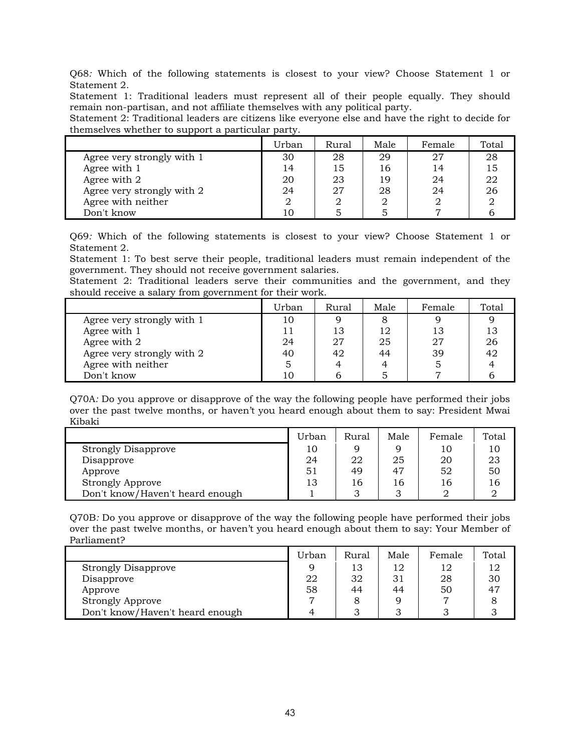Q68*:* Which of the following statements is closest to your view? Choose Statement 1 or Statement 2.

Statement 1: Traditional leaders must represent all of their people equally. They should remain non-partisan, and not affiliate themselves with any political party.

Statement 2: Traditional leaders are citizens like everyone else and have the right to decide for themselves whether to support a particular party.

| | Urban | Rural | Male | Female | Total |
|---|---|---|---|---|---|
| Agree very strongly with 1 | 30 | 28 | 29 | 27 | 28 |
| Agree with 1 | 14 | 15 | 16 | 14 | 15 |
| Agree with 2 | 20 | 23 | 19 | 24 | 22 |
| Agree very strongly with 2 | 24 | 27 | 28 | 24 | 26 |
| Agree with neither | 2 | 2 | 2 | 2 | 2 |
| Don't know | 10 | 5 | 5 | 7 | 6 |

Q69*:* Which of the following statements is closest to your view? Choose Statement 1 or Statement 2.

Statement 1: To best serve their people, traditional leaders must remain independent of the government. They should not receive government salaries.

Statement 2: Traditional leaders serve their communities and the government, and they should receive a salary from government for their work.

| | Urban | Rural | Male | Female | Total |
|---|---|---|---|---|---|
| Agree very strongly with 1 | 10 | 9 | 8 | 9 | 9 |
| Agree with 1 | 11 | 13 | 12 | 13 | 13 |
| Agree with 2 | 24 | 27 | 25 | 27 | 26 |
| Agree very strongly with 2 | 40 | 42 | 44 | 39 | 42 |
| Agree with neither | 5 | 4 | 4 | 5 | 4 |
| Don't know | 10 | 6 | 5 | 7 | 6 |

Q70A*:* Do you approve or disapprove of the way the following people have performed their jobs over the past twelve months, or haven't you heard enough about them to say: President Mwai Kibaki

| | Urban | Rural | Male | Female | Total |
|---|---|---|---|---|---|
| Strongly Disapprove | 10 | 9 | 9 | 10 | 10 |
| Disapprove | 24 | 22 | 25 | 20 | 23 |
| Approve | 51 | 49 | 47 | 52 | 50 |
| Strongly Approve | 13 | 16 | 16 | 16 | 16 |
| Don't know/Haven't heard enough | 1 | 3 | 3 | 2 | 2 |

Q70B*:* Do you approve or disapprove of the way the following people have performed their jobs over the past twelve months, or haven't you heard enough about them to say: Your Member of Parliament?

| | Urban | Rural | Male | Female | Total |
|---|---|---|---|---|---|
| Strongly Disapprove | 9 | 13 | 12 | 12 | 12 |
| Disapprove | 22 | 32 | 31 | 28 | 30 |
| Approve | 58 | 44 | 44 | 50 | 47 |
| Strongly Approve | 7 | 8 | 9 | 7 | 8 |
| Don't know/Haven't heard enough | 4 | 3 | 3 | 3 | 3 |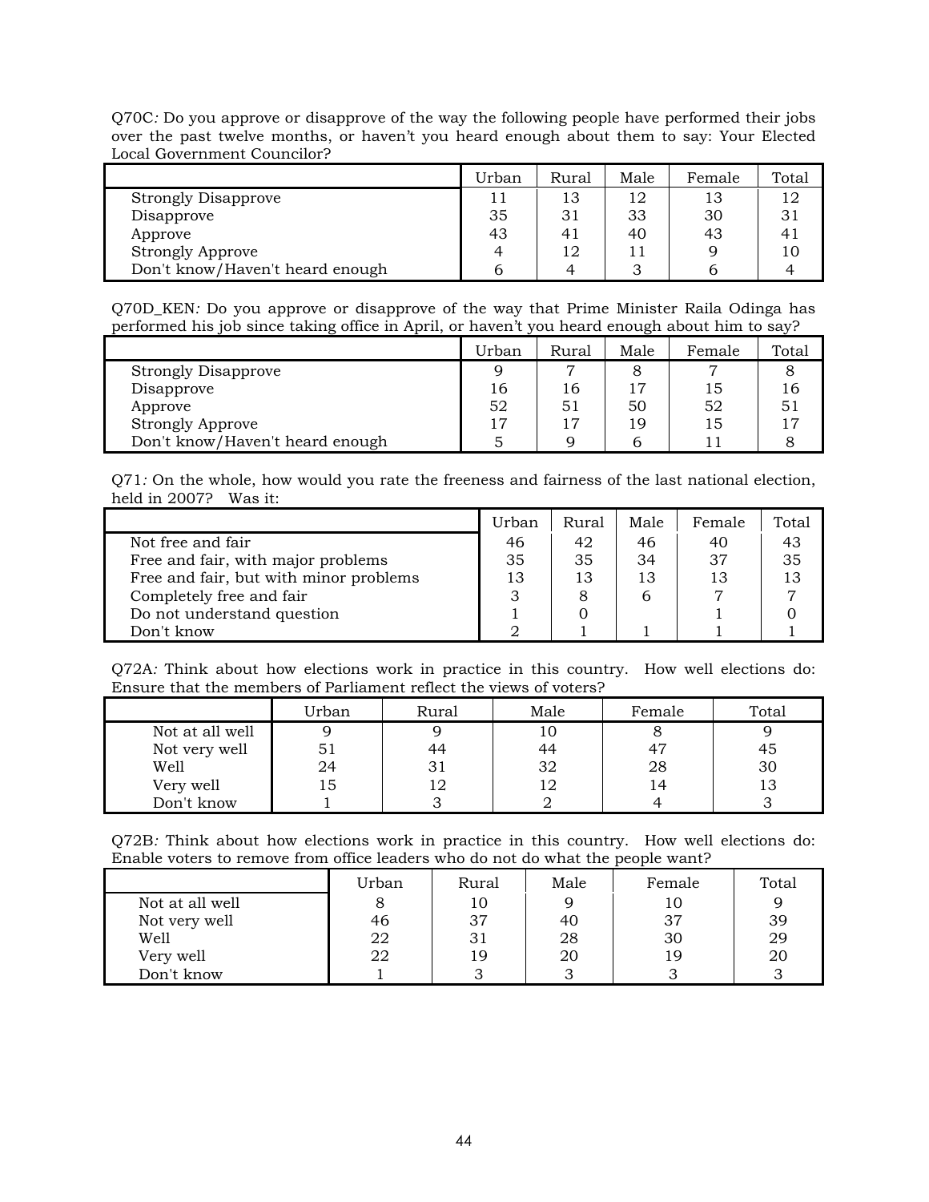Q70C*:* Do you approve or disapprove of the way the following people have performed their jobs over the past twelve months, or haven't you heard enough about them to say: Your Elected Local Government Councilor?

| | Urban | Rural | Male | Female | Total |
|---|---|---|---|---|---|
| Strongly Disapprove | 11 | 13 | 12 | 13 | 12 |
| Disapprove | 35 | 31 | 33 | 30 | 31 |
| Approve | 43 | 41 | 40 | 43 | 41 |
| Strongly Approve | 4 | 12 | 11 | 9 | 10 |
| Don't know/Haven't heard enough | 6 | 4 | 3 | 6 | 4 |

Q70D_KEN*:* Do you approve or disapprove of the way that Prime Minister Raila Odinga has performed his job since taking office in April, or haven't you heard enough about him to say?

| | Urban | Rural | Male | Female | Total |
|---|---|---|---|---|---|
| Strongly Disapprove | 9 | 7 | 8 | 7 | 8 |
| Disapprove | 16 | 16 | 17 | 15 | 16 |
| Approve | 52 | 51 | 50 | 52 | 51 |
| Strongly Approve | 17 | 17 | 19 | 15 | 17 |
| Don't know/Haven't heard enough | 5 | 9 | 6 | 11 | 8 |

Q71*:* On the whole, how would you rate the freeness and fairness of the last national election, held in 2007? Was it:

| | Urban | Rural | Male | Female | Total |
|---|---|---|---|---|---|
| Not free and fair | 46 | 42 | 46 | 40 | 43 |
| Free and fair, with major problems | 35 | 35 | 34 | 37 | 35 |
| Free and fair, but with minor problems | 13 | 13 | 13 | 13 | 13 |
| Completely free and fair | 3 | 8 | 6 | 7 | 7 |
| Do not understand question | 1 | 0 | | 1 | 0 |
| Don't know | 2 | 1 | 1 | 1 | 1 |

Q72A*:* Think about how elections work in practice in this country. How well elections do: Ensure that the members of Parliament reflect the views of voters?

| | Urban | Rural | Male | Female | Total |
|---|---|---|---|---|---|
| Not at all well | 9 | 9 | 10 | 8 | 9 |
| Not very well | 51 | 44 | 44 | 47 | 45 |
| Well | 24 | 31 | 32 | 28 | 30 |
| Very well | 15 | 12 | 12 | 14 | 13 |
| Don't know | 1 | 3 | 2 | 4 | 3 |

Q72B*:* Think about how elections work in practice in this country. How well elections do: Enable voters to remove from office leaders who do not do what the people want?

| | Urban | Rural | Male | Female | Total |
|---|---|---|---|---|---|
| Not at all well | 8 | 10 | 9 | 10 | 9 |
| Not very well | 46 | 37 | 40 | 37 | 39 |
| Well | 22 | 31 | 28 | 30 | 29 |
| Very well | 22 | 19 | 20 | 19 | 20 |
| Don't know | 1 | 3 | 3 | 3 | 3 |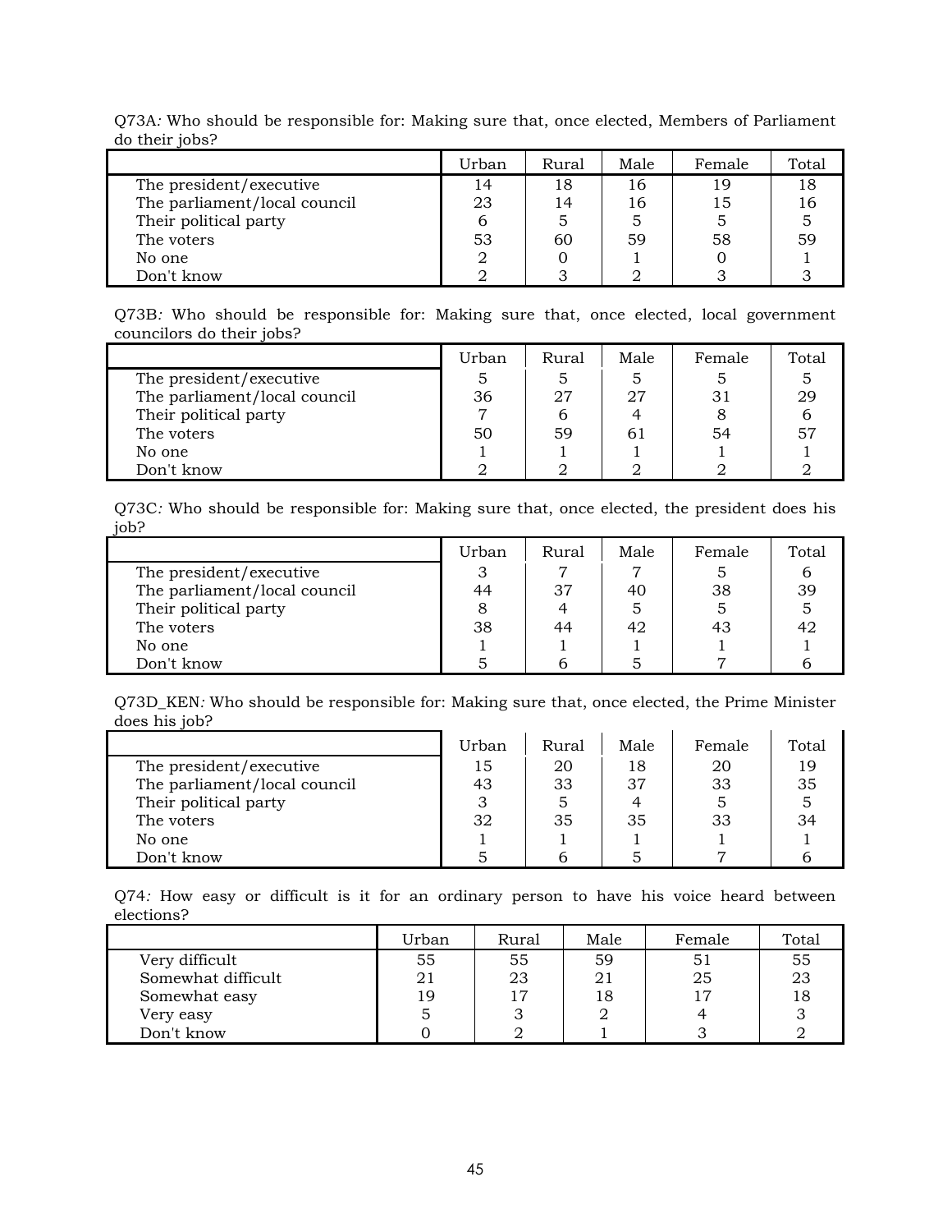Q73A*:* Who should be responsible for: Making sure that, once elected, Members of Parliament do their jobs?

| | Urban | Rural | Male | Female | Total |
|---|---|---|---|---|---|
| The president/executive | 14 | 18 | 16 | 19 | 18 |
| The parliament/local council | 23 | 14 | 16 | 15 | 16 |
| Their political party | 6 | 5 | 5 | 5 | 5 |
| The voters | 53 | 60 | 59 | 58 | 59 |
| No one | 2 | 0 | 1 | 0 | 1 |
| Don't know | 2 | 3 | 2 | 3 | 3 |

Q73B*:* Who should be responsible for: Making sure that, once elected, local government councilors do their jobs?

| | Urban | Rural | Male | Female | Total |
|---|---|---|---|---|---|
| The president/executive | 5 | 5 | 5 | 5 | 5 |
| The parliament/local council | 36 | 27 | 27 | 31 | 29 |
| Their political party | 7 | 6 | 4 | 8 | 6 |
| The voters | 50 | 59 | 61 | 54 | 57 |
| No one | 1 | 1 | 1 | 1 | 1 |
| Don't know | 2 | 2 | 2 | 2 | 2 |

Q73C*:* Who should be responsible for: Making sure that, once elected, the president does his job?

| | Urban | Rural | Male | Female | Total |
|---|---|---|---|---|---|
| The president/executive | 3 | 7 | 7 | 5 | 6 |
| The parliament/local council | 44 | 37 | 40 | 38 | 39 |
| Their political party | 8 | 4 | 5 | 5 | 5 |
| The voters | 38 | 44 | 42 | 43 | 42 |
| No one | 1 | 1 | 1 | 1 | 1 |
| Don't know | 5 | 6 | 5 | 7 | 6 |

Q73D_KEN*:* Who should be responsible for: Making sure that, once elected, the Prime Minister does his job?

| | Urban | Rural | Male | Female | Total |
|---|---|---|---|---|---|
| The president/executive | 15 | 20 | 18 | 20 | 19 |
| The parliament/local council | 43 | 33 | 37 | 33 | 35 |
| Their political party | 3 | 5 | 4 | 5 | 5 |
| The voters | 32 | 35 | 35 | 33 | 34 |
| No one | 1 | 1 | 1 | 1 | 1 |
| Don't know | 5 | 6 | 5 | 7 | 6 |

Q74*:* How easy or difficult is it for an ordinary person to have his voice heard between elections?

| | Urban | Rural | Male | Female | Total |
|---|---|---|---|---|---|
| Very difficult | 55 | 55 | 59 | 51 | 55 |
| Somewhat difficult | 21 | 23 | 21 | 25 | 23 |
| Somewhat easy | 19 | 17 | 18 | 17 | 18 |
| Very easy | 5 | 3 | 2 | 4 | 3 |
| Don't know | 0 | 2 | 1 | 3 | 2 |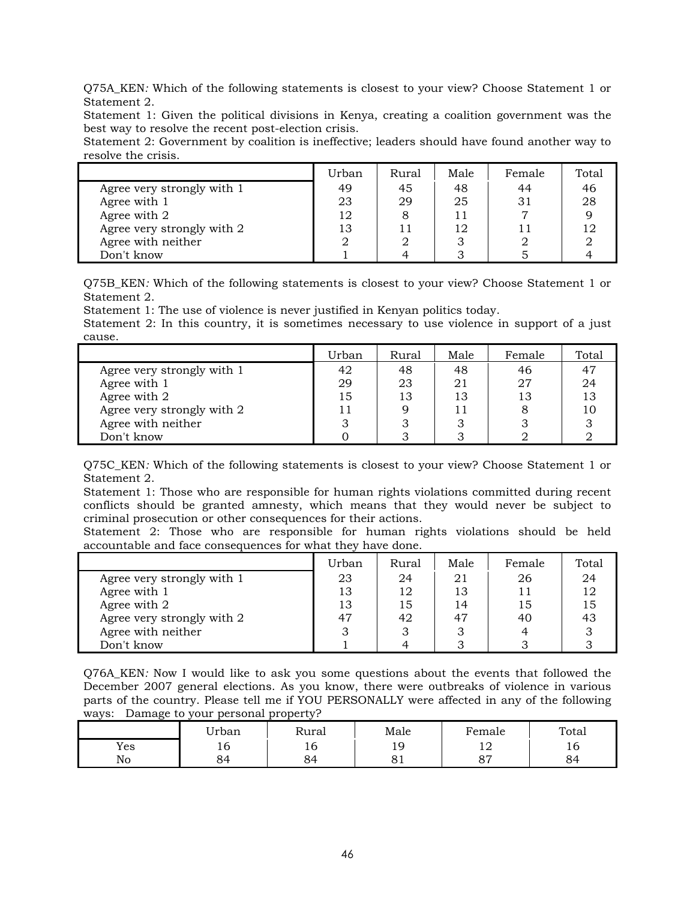Q75A_KEN*:* Which of the following statements is closest to your view? Choose Statement 1 or Statement 2.
Statement 1: Given the political divisions in Kenya, creating a coalition government was the best way to resolve the recent post-election crisis.
Statement 2: Government by coalition is ineffective; leaders should have found another way to resolve the crisis.

| | Urban | Rural | Male | Female | Total |
|---|---|---|---|---|---|
| Agree very strongly with 1 | 49 | 45 | 48 | 44 | 46 |
| Agree with 1 | 23 | 29 | 25 | 31 | 28 |
| Agree with 2 | 12 | 8 | 11 | 7 | 9 |
| Agree very strongly with 2 | 13 | 11 | 12 | 11 | 12 |
| Agree with neither | 2 | 2 | 3 | 2 | 2 |
| Don't know | 1 | 4 | 3 | 5 | 4 |

Q75B_KEN*:* Which of the following statements is closest to your view? Choose Statement 1 or Statement 2.
Statement 1: The use of violence is never justified in Kenyan politics today.
Statement 2: In this country, it is sometimes necessary to use violence in support of a just cause.

| | Urban | Rural | Male | Female | Total |
|---|---|---|---|---|---|
| Agree very strongly with 1 | 42 | 48 | 48 | 46 | 47 |
| Agree with 1 | 29 | 23 | 21 | 27 | 24 |
| Agree with 2 | 15 | 13 | 13 | 13 | 13 |
| Agree very strongly with 2 | 11 | 9 | 11 | 8 | 10 |
| Agree with neither | 3 | 3 | 3 | 3 | 3 |
| Don't know | 0 | 3 | 3 | 2 | 2 |

Q75C_KEN*:* Which of the following statements is closest to your view? Choose Statement 1 or Statement 2.
Statement 1: Those who are responsible for human rights violations committed during recent conflicts should be granted amnesty, which means that they would never be subject to criminal prosecution or other consequences for their actions.
Statement 2: Those who are responsible for human rights violations should be held accountable and face consequences for what they have done.

| | Urban | Rural | Male | Female | Total |
|---|---|---|---|---|---|
| Agree very strongly with 1 | 23 | 24 | 21 | 26 | 24 |
| Agree with 1 | 13 | 12 | 13 | 11 | 12 |
| Agree with 2 | 13 | 15 | 14 | 15 | 15 |
| Agree very strongly with 2 | 47 | 42 | 47 | 40 | 43 |
| Agree with neither | 3 | 3 | 3 | 4 | 3 |
| Don't know | 1 | 4 | 3 | 3 | 3 |

Q76A_KEN*:* Now I would like to ask you some questions about the events that followed the December 2007 general elections. As you know, there were outbreaks of violence in various parts of the country. Please tell me if YOU PERSONALLY were affected in any of the following ways: Damage to your personal property?

| | Urban | Rural | Male | Female | Total |
|---|---|---|---|---|---|
| Yes | 16 | 16 | 19 | 12 | 16 |
| No | 84 | 84 | 81 | 87 | 84 |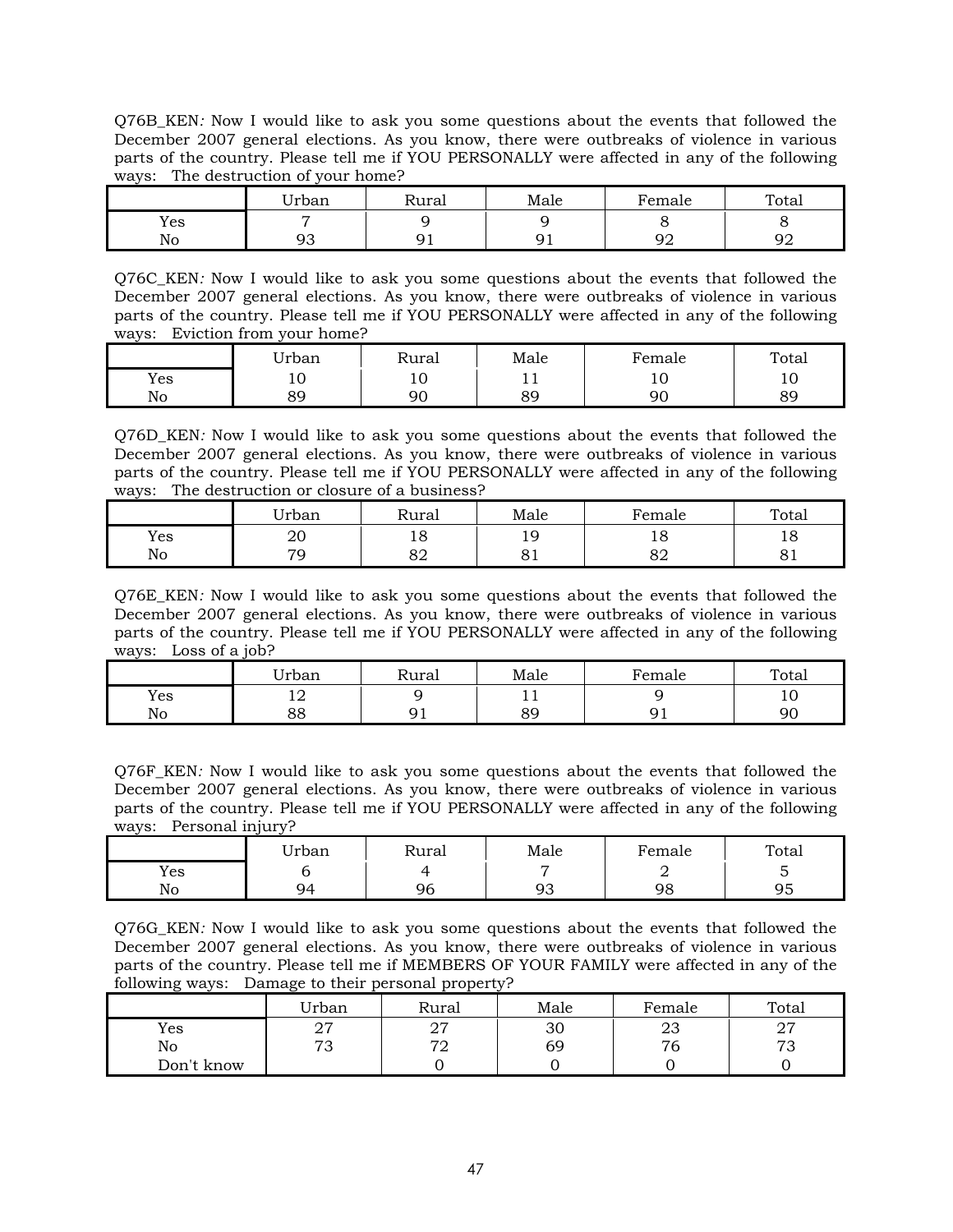Q76B_KEN*:* Now I would like to ask you some questions about the events that followed the December 2007 general elections. As you know, there were outbreaks of violence in various parts of the country. Please tell me if YOU PERSONALLY were affected in any of the following ways: The destruction of your home?

| | Urban | Rural | Male | Female | Total |
|---|---|---|---|---|---|
| Yes | 7 | 9 | 9 | 8 | 8 |
| No | 93 | 91 | 91 | 92 | 92 |

Q76C_KEN*:* Now I would like to ask you some questions about the events that followed the December 2007 general elections. As you know, there were outbreaks of violence in various parts of the country. Please tell me if YOU PERSONALLY were affected in any of the following ways: Eviction from your home?

| | Urban | Rural | Male | Female | Total |
|---|---|---|---|---|---|
| Yes | 10 | 10 | 11 | 10 | 10 |
| No | 89 | 90 | 89 | 90 | 89 |

Q76D_KEN*:* Now I would like to ask you some questions about the events that followed the December 2007 general elections. As you know, there were outbreaks of violence in various parts of the country. Please tell me if YOU PERSONALLY were affected in any of the following ways: The destruction or closure of a business?

| | Urban | Rural | Male | Female | Total |
|---|---|---|---|---|---|
| Yes | 20 | 18 | 19 | 18 | 18 |
| No | 79 | 82 | 81 | 82 | 81 |

Q76E_KEN*:* Now I would like to ask you some questions about the events that followed the December 2007 general elections. As you know, there were outbreaks of violence in various parts of the country. Please tell me if YOU PERSONALLY were affected in any of the following ways: Loss of a job?

| | Urban | Rural | Male | Female | Total |
|---|---|---|---|---|---|
| Yes | 12 | 9 | 11 | 9 | 10 |
| No | 88 | 91 | 89 | 91 | 90 |

Q76F_KEN*:* Now I would like to ask you some questions about the events that followed the December 2007 general elections. As you know, there were outbreaks of violence in various parts of the country. Please tell me if YOU PERSONALLY were affected in any of the following ways: Personal injury?

| | Urban | Rural | Male | Female | Total |
|---|---|---|---|---|---|
| Yes | 6 | 4 | 7 | 2 | 5 |
| No | 94 | 96 | 93 | 98 | 95 |

Q76G_KEN*:* Now I would like to ask you some questions about the events that followed the December 2007 general elections. As you know, there were outbreaks of violence in various parts of the country. Please tell me if MEMBERS OF YOUR FAMILY were affected in any of the following ways: Damage to their personal property?

| | Urban | Rural | Male | Female | Total |
|---|---|---|---|---|---|
| Yes | 27 | 27 | 30 | 23 | 27 |
| No | 73 | 72 | 69 | 76 | 73 |
| Don't know | | 0 | 0 | 0 | 0 |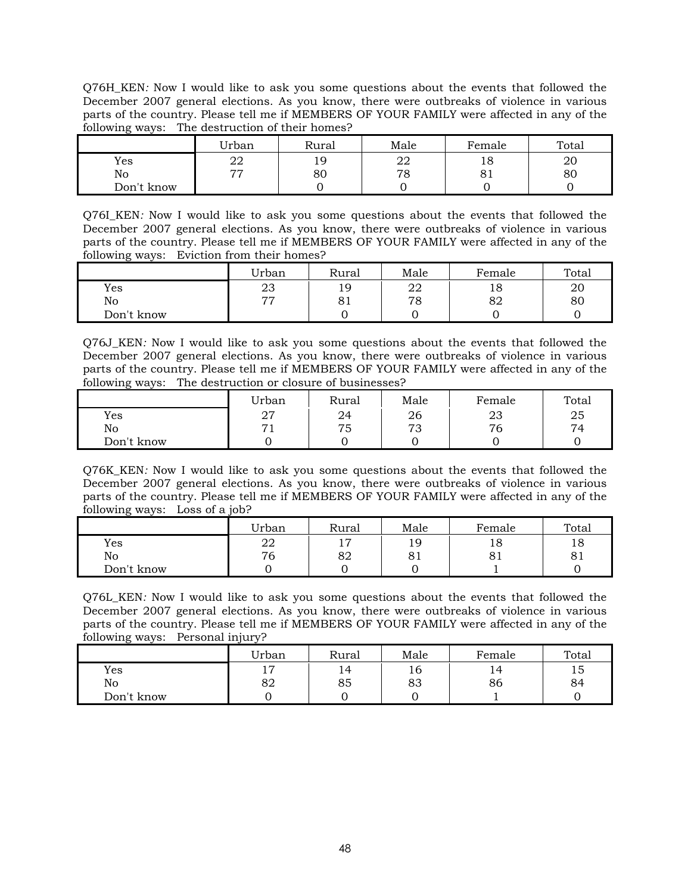Q76H_KEN*:* Now I would like to ask you some questions about the events that followed the December 2007 general elections. As you know, there were outbreaks of violence in various parts of the country. Please tell me if MEMBERS OF YOUR FAMILY were affected in any of the following ways: The destruction of their homes?

| | Urban | Rural | Male | Female | Total |
|---|---|---|---|---|---|
| Yes | 22 | 19 | 22 | 18 | 20 |
| No | 77 | 80 | 78 | 81 | 80 |
| Don't know | | 0 | 0 | 0 | 0 |

Q76I_KEN*:* Now I would like to ask you some questions about the events that followed the December 2007 general elections. As you know, there were outbreaks of violence in various parts of the country. Please tell me if MEMBERS OF YOUR FAMILY were affected in any of the following ways: Eviction from their homes?

| | Urban | Rural | Male | Female | Total |
|---|---|---|---|---|---|
| Yes | 23 | 19 | 22 | 18 | 20 |
| No | 77 | 81 | 78 | 82 | 80 |
| Don't know | | 0 | 0 | 0 | 0 |

Q76J_KEN*:* Now I would like to ask you some questions about the events that followed the December 2007 general elections. As you know, there were outbreaks of violence in various parts of the country. Please tell me if MEMBERS OF YOUR FAMILY were affected in any of the following ways: The destruction or closure of businesses?

| | Urban | Rural | Male | Female | Total |
|---|---|---|---|---|---|
| Yes | 27 | 24 | 26 | 23 | 25 |
| No | 71 | 75 | 73 | 76 | 74 |
| Don't know | 0 | 0 | 0 | 0 | 0 |

Q76K_KEN*:* Now I would like to ask you some questions about the events that followed the December 2007 general elections. As you know, there were outbreaks of violence in various parts of the country. Please tell me if MEMBERS OF YOUR FAMILY were affected in any of the following ways: Loss of a job?

| | Urban | Rural | Male | Female | Total |
|---|---|---|---|---|---|
| Yes | 22 | 17 | 19 | 18 | 18 |
| No | 76 | 82 | 81 | 81 | 81 |
| Don't know | 0 | 0 | 0 | 1 | 0 |

Q76L_KEN*:* Now I would like to ask you some questions about the events that followed the December 2007 general elections. As you know, there were outbreaks of violence in various parts of the country. Please tell me if MEMBERS OF YOUR FAMILY were affected in any of the following ways: Personal injury?

| | Urban | Rural | Male | Female | Total |
|---|---|---|---|---|---|
| Yes | 17 | 14 | 16 | 14 | 15 |
| No | 82 | 85 | 83 | 86 | 84 |
| Don't know | 0 | 0 | 0 | 1 | 0 |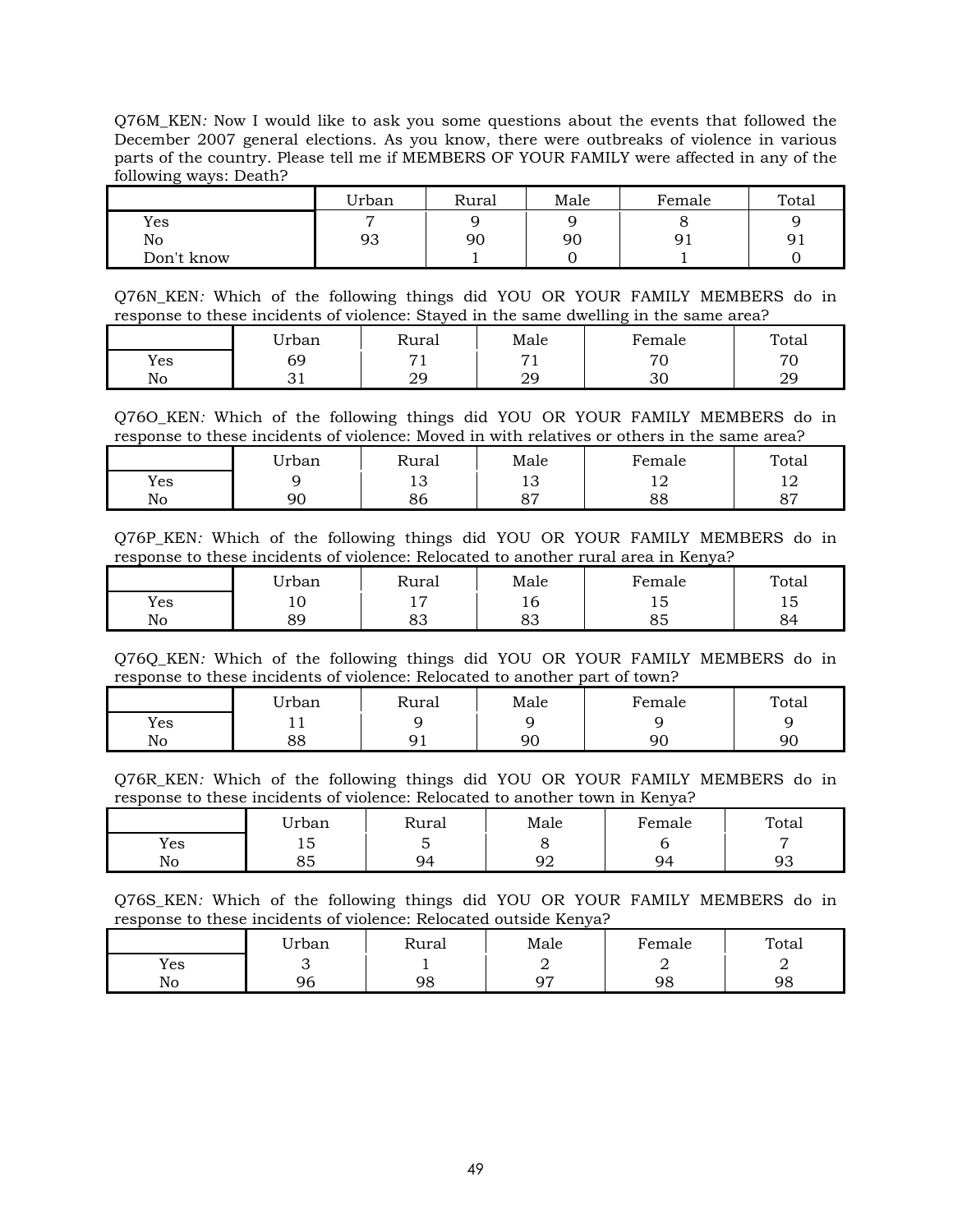Q76M_KEN*:* Now I would like to ask you some questions about the events that followed the December 2007 general elections. As you know, there were outbreaks of violence in various parts of the country. Please tell me if MEMBERS OF YOUR FAMILY were affected in any of the following ways: Death?

| | Urban | Rural | Male | Female | Total |
|---|---|---|---|---|---|
| Yes | 7 | 9 | 9 | 8 | 9 |
| No | 93 | 90 | 90 | 91 | 91 |
| Don't know | | 1 | 0 | 1 | 0 |

Q76N_KEN*:* Which of the following things did YOU OR YOUR FAMILY MEMBERS do in response to these incidents of violence: Stayed in the same dwelling in the same area?

| | Urban | Rural | Male | Female | Total |
|---|---|---|---|---|---|
| Yes | 69 | 71 | 71 | 70 | 70 |
| No | 31 | 29 | 29 | 30 | 29 |

Q76O_KEN*:* Which of the following things did YOU OR YOUR FAMILY MEMBERS do in response to these incidents of violence: Moved in with relatives or others in the same area?

| | Urban | Rural | Male | Female | Total |
|---|---|---|---|---|---|
| Yes | 9 | 13 | 13 | 12 | 12 |
| No | 90 | 86 | 87 | 88 | 87 |

Q76P_KEN*:* Which of the following things did YOU OR YOUR FAMILY MEMBERS do in response to these incidents of violence: Relocated to another rural area in Kenya?

| | Urban | Rural | Male | Female | Total |
|---|---|---|---|---|---|
| Yes | 10 | 17 | 16 | 15 | 15 |
| No | 89 | 83 | 83 | 85 | 84 |

Q76Q_KEN*:* Which of the following things did YOU OR YOUR FAMILY MEMBERS do in response to these incidents of violence: Relocated to another part of town?

| | Urban | Rural | Male | Female | Total |
|---|---|---|---|---|---|
| Yes | 11 | 9 | 9 | 9 | 9 |
| No | 88 | 91 | 90 | 90 | 90 |

Q76R_KEN*:* Which of the following things did YOU OR YOUR FAMILY MEMBERS do in response to these incidents of violence: Relocated to another town in Kenya?

| | Urban | Rural | Male | Female | Total |
|---|---|---|---|---|---|
| Yes | 15 | 5 | 8 | 6 | 7 |
| No | 85 | 94 | 92 | 94 | 93 |

Q76S_KEN*:* Which of the following things did YOU OR YOUR FAMILY MEMBERS do in response to these incidents of violence: Relocated outside Kenya?

| | Urban | Rural | Male | Female | Total |
|---|---|---|---|---|---|
| Yes | 3 | 1 | 2 | 2 | 2 |
| No | 96 | 98 | 97 | 98 | 98 |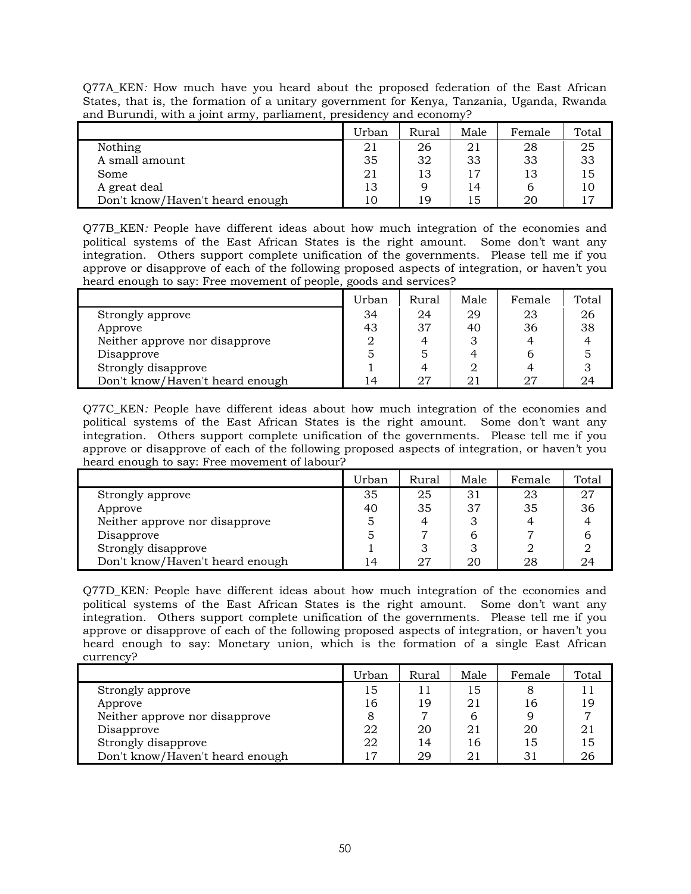Q77A_KEN*:* How much have you heard about the proposed federation of the East African States, that is, the formation of a unitary government for Kenya, Tanzania, Uganda, Rwanda and Burundi, with a joint army, parliament, presidency and economy?

| | Urban | Rural | Male | Female | Total |
|---|---|---|---|---|---|
| Nothing | 21 | 26 | 21 | 28 | 25 |
| A small amount | 35 | 32 | 33 | 33 | 33 |
| Some | 21 | 13 | 17 | 13 | 15 |
| A great deal | 13 | 9 | 14 | 6 | 10 |
| Don't know/Haven't heard enough | 10 | 19 | 15 | 20 | 17 |

Q77B_KEN*:* People have different ideas about how much integration of the economies and political systems of the East African States is the right amount. Some don't want any integration. Others support complete unification of the governments. Please tell me if you approve or disapprove of each of the following proposed aspects of integration, or haven't you heard enough to say: Free movement of people, goods and services?

| | Urban | Rural | Male | Female | Total |
|---|---|---|---|---|---|
| Strongly approve | 34 | 24 | 29 | 23 | 26 |
| Approve | 43 | 37 | 40 | 36 | 38 |
| Neither approve nor disapprove | 2 | 4 | 3 | 4 | 4 |
| Disapprove | 5 | 5 | 4 | 6 | 5 |
| Strongly disapprove | 1 | 4 | 2 | 4 | 3 |
| Don't know/Haven't heard enough | 14 | 27 | 21 | 27 | 24 |

Q77C_KEN*:* People have different ideas about how much integration of the economies and political systems of the East African States is the right amount. Some don't want any integration. Others support complete unification of the governments. Please tell me if you approve or disapprove of each of the following proposed aspects of integration, or haven't you heard enough to say: Free movement of labour?

| | Urban | Rural | Male | Female | Total |
|---|---|---|---|---|---|
| Strongly approve | 35 | 25 | 31 | 23 | 27 |
| Approve | 40 | 35 | 37 | 35 | 36 |
| Neither approve nor disapprove | 5 | 4 | 3 | 4 | 4 |
| Disapprove | 5 | 7 | 6 | 7 | 6 |
| Strongly disapprove | 1 | 3 | 3 | 2 | 2 |
| Don't know/Haven't heard enough | 14 | 27 | 20 | 28 | 24 |

Q77D_KEN*:* People have different ideas about how much integration of the economies and political systems of the East African States is the right amount. Some don't want any integration. Others support complete unification of the governments. Please tell me if you approve or disapprove of each of the following proposed aspects of integration, or haven't you heard enough to say: Monetary union, which is the formation of a single East African currency?

| | Urban | Rural | Male | Female | Total |
|---|---|---|---|---|---|
| Strongly approve | 15 | 11 | 15 | 8 | 11 |
| Approve | 16 | 19 | 21 | 16 | 19 |
| Neither approve nor disapprove | 8 | 7 | 6 | 9 | 7 |
| Disapprove | 22 | 20 | 21 | 20 | 21 |
| Strongly disapprove | 22 | 14 | 16 | 15 | 15 |
| Don't know/Haven't heard enough | 17 | 29 | 21 | 31 | 26 |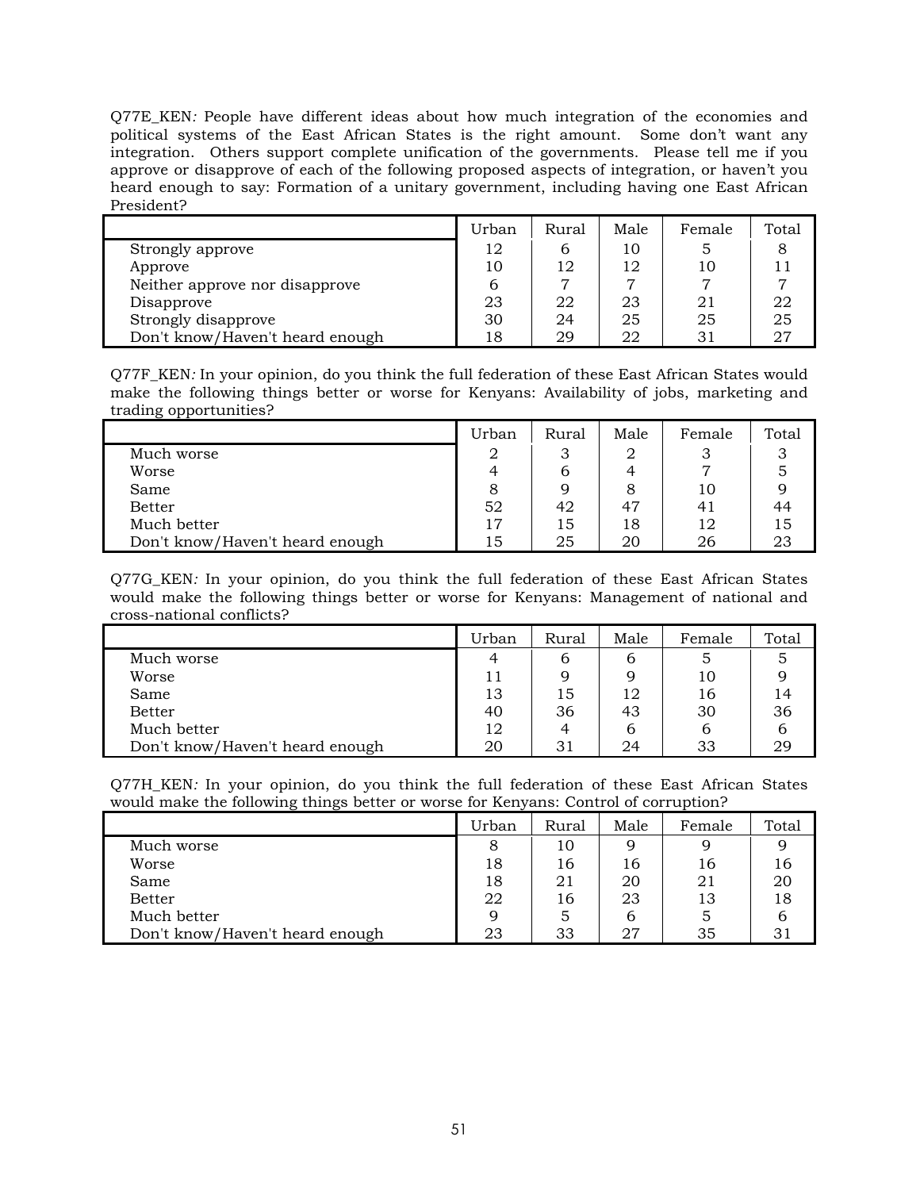Q77E_KEN*:* People have different ideas about how much integration of the economies and political systems of the East African States is the right amount. Some don't want any integration. Others support complete unification of the governments. Please tell me if you approve or disapprove of each of the following proposed aspects of integration, or haven't you heard enough to say: Formation of a unitary government, including having one East African President?

| | Urban | Rural | Male | Female | Total |
|---|---|---|---|---|---|
| Strongly approve | 12 | 6 | 10 | 5 | 8 |
| Approve | 10 | 12 | 12 | 10 | 11 |
| Neither approve nor disapprove | 6 | 7 | 7 | 7 | 7 |
| Disapprove | 23 | 22 | 23 | 21 | 22 |
| Strongly disapprove | 30 | 24 | 25 | 25 | 25 |
| Don't know/Haven't heard enough | 18 | 29 | 22 | 31 | 27 |

Q77F_KEN*:* In your opinion, do you think the full federation of these East African States would make the following things better or worse for Kenyans: Availability of jobs, marketing and trading opportunities?

| | Urban | Rural | Male | Female | Total |
|---|---|---|---|---|---|
| Much worse | 2 | 3 | 2 | 3 | 3 |
| Worse | 4 | 6 | 4 | 7 | 5 |
| Same | 8 | 9 | 8 | 10 | 9 |
| Better | 52 | 42 | 47 | 41 | 44 |
| Much better | 17 | 15 | 18 | 12 | 15 |
| Don't know/Haven't heard enough | 15 | 25 | 20 | 26 | 23 |

Q77G_KEN*:* In your opinion, do you think the full federation of these East African States would make the following things better or worse for Kenyans: Management of national and cross-national conflicts?

| | Urban | Rural | Male | Female | Total |
|---|---|---|---|---|---|
| Much worse | 4 | 6 | 6 | 5 | 5 |
| Worse | 11 | 9 | 9 | 10 | 9 |
| Same | 13 | 15 | 12 | 16 | 14 |
| Better | 40 | 36 | 43 | 30 | 36 |
| Much better | 12 | 4 | 6 | 6 | 6 |
| Don't know/Haven't heard enough | 20 | 31 | 24 | 33 | 29 |

Q77H_KEN*:* In your opinion, do you think the full federation of these East African States would make the following things better or worse for Kenyans: Control of corruption?

| | Urban | Rural | Male | Female | Total |
|---|---|---|---|---|---|
| Much worse | 8 | 10 | 9 | 9 | 9 |
| Worse | 18 | 16 | 16 | 16 | 16 |
| Same | 18 | 21 | 20 | 21 | 20 |
| Better | 22 | 16 | 23 | 13 | 18 |
| Much better | 9 | 5 | 6 | 5 | 6 |
| Don't know/Haven't heard enough | 23 | 33 | 27 | 35 | 31 |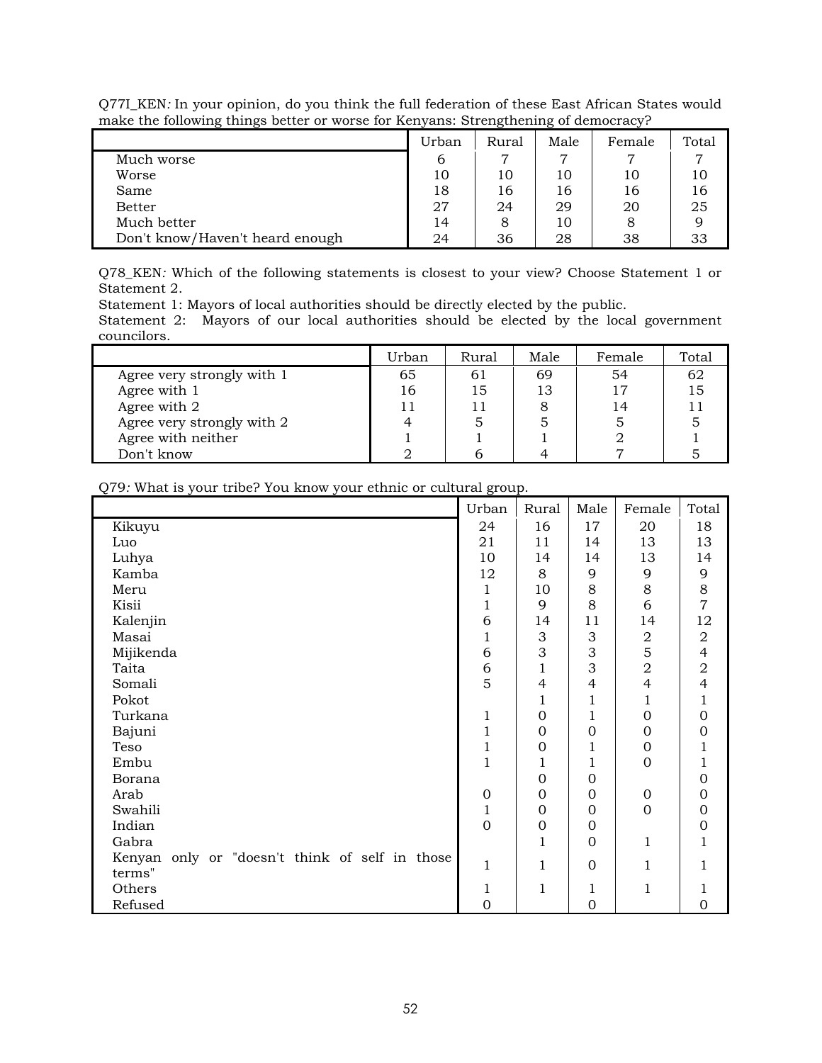Q77I_KEN*:* In your opinion, do you think the full federation of these East African States would make the following things better or worse for Kenyans: Strengthening of democracy?

| | Urban | Rural | Male | Female | Total |
|---|---|---|---|---|---|
| Much worse | 6 | 7 | 7 | 7 | 7 |
| Worse | 10 | 10 | 10 | 10 | 10 |
| Same | 18 | 16 | 16 | 16 | 16 |
| Better | 27 | 24 | 29 | 20 | 25 |
| Much better | 14 | 8 | 10 | 8 | 9 |
| Don't know/Haven't heard enough | 24 | 36 | 28 | 38 | 33 |

Q78_KEN*:* Which of the following statements is closest to your view? Choose Statement 1 or Statement 2.

Statement 1: Mayors of local authorities should be directly elected by the public.

Statement 2: Mayors of our local authorities should be elected by the local government councilors.

| | Urban | Rural | Male | Female | Total |
|---|---|---|---|---|---|
| Agree very strongly with 1 | 65 | 61 | 69 | 54 | 62 |
| Agree with 1 | 16 | 15 | 13 | 17 | 15 |
| Agree with 2 | 11 | 11 | 8 | 14 | 11 |
| Agree very strongly with 2 | 4 | 5 | 5 | 5 | 5 |
| Agree with neither | 1 | 1 | 1 | 2 | 1 |
| Don't know | 2 | 6 | 4 | 7 | 5 |

Q79*:* What is your tribe? You know your ethnic or cultural group.

| | Urban | Rural | Male | Female | Total |
|---|---|---|---|---|---|
| Kikuyu | 24 | 16 | 17 | 20 | 18 |
| Luo | 21 | 11 | 14 | 13 | 13 |
| Luhya | 10 | 14 | 14 | 13 | 14 |
| Kamba | 12 | 8 | 9 | 9 | 9 |
| Meru | 1 | 10 | 8 | 8 | 8 |
| Kisii | 1 | 9 | 8 | 6 | 7 |
| Kalenjin | 6 | 14 | 11 | 14 | 12 |
| Masai | 1 | 3 | 3 | 2 | 2 |
| Mijikenda | 6 | 3 | 3 | 5 | 4 |
| Taita | 6 | 1 | 3 | 2 | 2 |
| Somali | 5 | 4 | 4 | 4 | 4 |
| Pokot | | 1 | 1 | 1 | 1 |
| Turkana | 1 | 0 | 1 | 0 | 0 |
| Bajuni | 1 | 0 | 0 | 0 | 0 |
| Teso | 1 | 0 | 1 | 0 | 1 |
| Embu | 1 | 1 | 1 | 0 | 1 |
| Borana | | 0 | 0 | | 0 |
| Arab | 0 | 0 | 0 | 0 | 0 |
| Swahili | 1 | 0 | 0 | 0 | 0 |
| Indian | 0 | 0 | 0 | | 0 |
| Gabra | | 1 | 0 | 1 | 1 |
| Kenyan only or "doesn't think of self in those terms" | 1 | 1 | 0 | 1 | 1 |
| Others | 1 | 1 | 1 | 1 | 1 |
| Refused | 0 | | 0 | | 0 |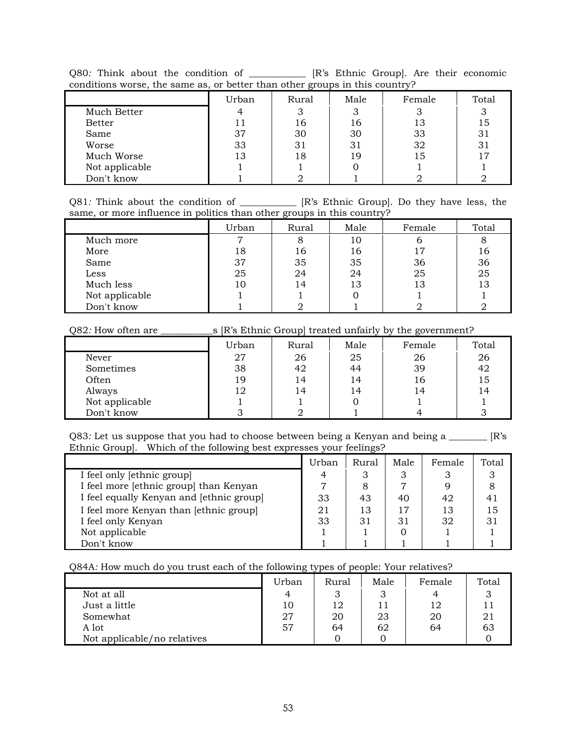Q80: Think about the condition of ___________ [R's Ethnic Group]. Are their economic conditions worse, the same as, or better than other groups in this country?

| | Urban | Rural | Male | Female | Total |
|---|---|---|---|---|---|
| Much Better | 4 | 3 | 3 | 3 | 3 |
| Better | 11 | 16 | 16 | 13 | 15 |
| Same | 37 | 30 | 30 | 33 | 31 |
| Worse | 33 | 31 | 31 | 32 | 31 |
| Much Worse | 13 | 18 | 19 | 15 | 17 |
| Not applicable | 1 | 1 | 0 | 1 | 1 |
| Don't know | 1 | 2 | 1 | 2 | 2 |

Q81: Think about the condition of ___________ [R's Ethnic Group]. Do they have less, the same, or more influence in politics than other groups in this country?

| | Urban | Rural | Male | Female | Total |
|---|---|---|---|---|---|
| Much more | 7 | 8 | 10 | 6 | 8 |
| More | 18 | 16 | 16 | 17 | 16 |
| Same | 37 | 35 | 35 | 36 | 36 |
| Less | 25 | 24 | 24 | 25 | 25 |
| Much less | 10 | 14 | 13 | 13 | 13 |
| Not applicable | 1 | 1 | 0 | 1 | 1 |
| Don't know | 1 | 2 | 1 | 2 | 2 |

Q82: How often are ___________s [R's Ethnic Group] treated unfairly by the government?

| | Urban | Rural | Male | Female | Total |
|---|---|---|---|---|---|
| Never | 27 | 26 | 25 | 26 | 26 |
| Sometimes | 38 | 42 | 44 | 39 | 42 |
| Often | 19 | 14 | 14 | 16 | 15 |
| Always | 12 | 14 | 14 | 14 | 14 |
| Not applicable | 1 | 1 | 0 | 1 | 1 |
| Don't know | 3 | 2 | 1 | 4 | 3 |

Q83: Let us suppose that you had to choose between being a Kenyan and being a ________ [R's Ethnic Group]. Which of the following best expresses your feelings?

| | Urban | Rural | Male | Female | Total |
|---|---|---|---|---|---|
| I feel only [ethnic group] | 4 | 3 | 3 | 3 | 3 |
| I feel more [ethnic group] than Kenyan | 7 | 8 | 7 | 9 | 8 |
| I feel equally Kenyan and [ethnic group] | 33 | 43 | 40 | 42 | 41 |
| I feel more Kenyan than [ethnic group] | 21 | 13 | 17 | 13 | 15 |
| I feel only Kenyan | 33 | 31 | 31 | 32 | 31 |
| Not applicable | 1 | 1 | 0 | 1 | 1 |
| Don't know | 1 | 1 | 1 | 1 | 1 |

Q84A: How much do you trust each of the following types of people: Your relatives?

| | Urban | Rural | Male | Female | Total |
|---|---|---|---|---|---|
| Not at all | 4 | 3 | 3 | 4 | 3 |
| Just a little | 10 | 12 | 11 | 12 | 11 |
| Somewhat | 27 | 20 | 23 | 20 | 21 |
| A lot | 57 | 64 | 62 | 64 | 63 |
| Not applicable/no relatives | | 0 | 0 | | 0 |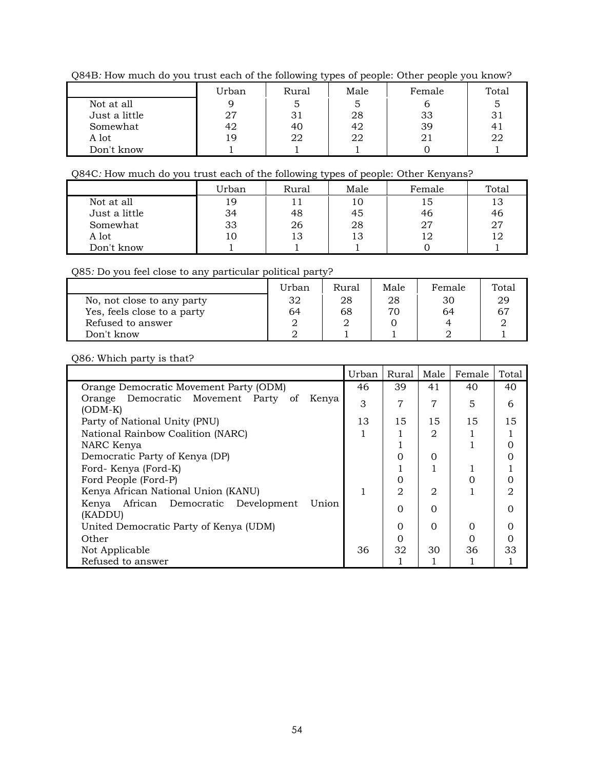Q84B*:* How much do you trust each of the following types of people: Other people you know?

| | Urban | Rural | Male | Female | Total |
|---|---|---|---|---|---|
| Not at all | 9 | 5 | 5 | 6 | 5 |
| Just a little | 27 | 31 | 28 | 33 | 31 |
| Somewhat | 42 | 40 | 42 | 39 | 41 |
| A lot | 19 | 22 | 22 | 21 | 22 |
| Don't know | 1 | 1 | 1 | 0 | 1 |

Q84C*:* How much do you trust each of the following types of people: Other Kenyans?

| | Urban | Rural | Male | Female | Total |
|---|---|---|---|---|---|
| Not at all | 19 | 11 | 10 | 15 | 13 |
| Just a little | 34 | 48 | 45 | 46 | 46 |
| Somewhat | 33 | 26 | 28 | 27 | 27 |
| A lot | 10 | 13 | 13 | 12 | 12 |
| Don't know | 1 | 1 | 1 | 0 | 1 |

Q85*:* Do you feel close to any particular political party?

| | Urban | Rural | Male | Female | Total |
|---|---|---|---|---|---|
| No, not close to any party | 32 | 28 | 28 | 30 | 29 |
| Yes, feels close to a party | 64 | 68 | 70 | 64 | 67 |
| Refused to answer | 2 | 2 | 0 | 4 | 2 |
| Don't know | 2 | 1 | 1 | 2 | 1 |

Q86*:* Which party is that?

| | Urban | Rural | Male | Female | Total |
|---|---|---|---|---|---|
| Orange Democratic Movement Party (ODM) | 46 | 39 | 41 | 40 | 40 |
| Orange Democratic Movement Party of Kenya (ODM-K) | 3 | 7 | 7 | 5 | 6 |
| Party of National Unity (PNU) | 13 | 15 | 15 | 15 | 15 |
| National Rainbow Coalition (NARC) | 1 | 1 | 2 | 1 | 1 |
| NARC Kenya | | 1 | | 1 | 0 |
| Democratic Party of Kenya (DP) | | 0 | 0 | | 0 |
| Ford- Kenya (Ford-K) | | 1 | 1 | 1 | 1 |
| Ford People (Ford-P) | | 0 | | 0 | 0 |
| Kenya African National Union (KANU) | 1 | 2 | 2 | 1 | 2 |
| Kenya African Democratic Development Union (KADDU) | | 0 | 0 | | 0 |
| United Democratic Party of Kenya (UDM) | | 0 | 0 | 0 | 0 |
| Other | | 0 | | 0 | 0 |
| Not Applicable | 36 | 32 | 30 | 36 | 33 |
| Refused to answer | | 1 | 1 | 1 | 1 |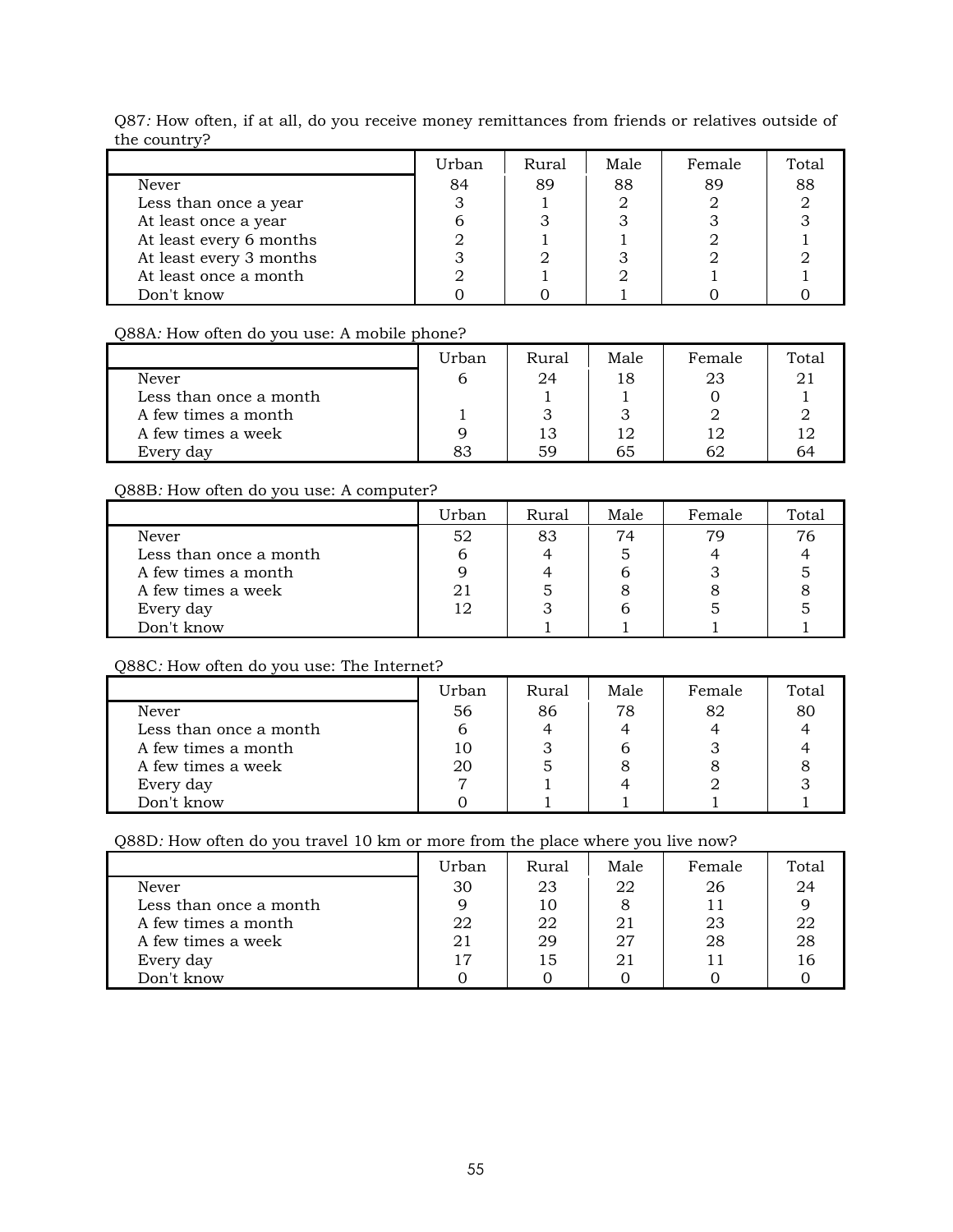Q87*:* How often, if at all, do you receive money remittances from friends or relatives outside of the country?

| | Urban | Rural | Male | Female | Total |
|---|---|---|---|---|---|
| Never | 84 | 89 | 88 | 89 | 88 |
| Less than once a year | 3 | 1 | 2 | 2 | 2 |
| At least once a year | 6 | 3 | 3 | 3 | 3 |
| At least every 6 months | 2 | 1 | 1 | 2 | 1 |
| At least every 3 months | 3 | 2 | 3 | 2 | 2 |
| At least once a month | 2 | 1 | 2 | 1 | 1 |
| Don't know | 0 | 0 | 1 | 0 | 0 |

Q88A*:* How often do you use: A mobile phone?

| | Urban | Rural | Male | Female | Total |
|---|---|---|---|---|---|
| Never | 6 | 24 | 18 | 23 | 21 |
| Less than once a month | | 1 | 1 | 0 | 1 |
| A few times a month | 1 | 3 | 3 | 2 | 2 |
| A few times a week | 9 | 13 | 12 | 12 | 12 |
| Every day | 83 | 59 | 65 | 62 | 64 |

Q88B*:* How often do you use: A computer?

| | Urban | Rural | Male | Female | Total |
|---|---|---|---|---|---|
| Never | 52 | 83 | 74 | 79 | 76 |
| Less than once a month | 6 | 4 | 5 | 4 | 4 |
| A few times a month | 9 | 4 | 6 | 3 | 5 |
| A few times a week | 21 | 5 | 8 | 8 | 8 |
| Every day | 12 | 3 | 6 | 5 | 5 |
| Don't know | | 1 | 1 | 1 | 1 |

Q88C*:* How often do you use: The Internet?

| | Urban | Rural | Male | Female | Total |
|---|---|---|---|---|---|
| Never | 56 | 86 | 78 | 82 | 80 |
| Less than once a month | 6 | 4 | 4 | 4 | 4 |
| A few times a month | 10 | 3 | 6 | 3 | 4 |
| A few times a week | 20 | 5 | 8 | 8 | 8 |
| Every day | 7 | 1 | 4 | 2 | 3 |
| Don't know | 0 | 1 | 1 | 1 | 1 |

Q88D*:* How often do you travel 10 km or more from the place where you live now?

| | Urban | Rural | Male | Female | Total |
|---|---|---|---|---|---|
| Never | 30 | 23 | 22 | 26 | 24 |
| Less than once a month | 9 | 10 | 8 | 11 | 9 |
| A few times a month | 22 | 22 | 21 | 23 | 22 |
| A few times a week | 21 | 29 | 27 | 28 | 28 |
| Every day | 17 | 15 | 21 | 11 | 16 |
| Don't know | 0 | 0 | 0 | 0 | 0 |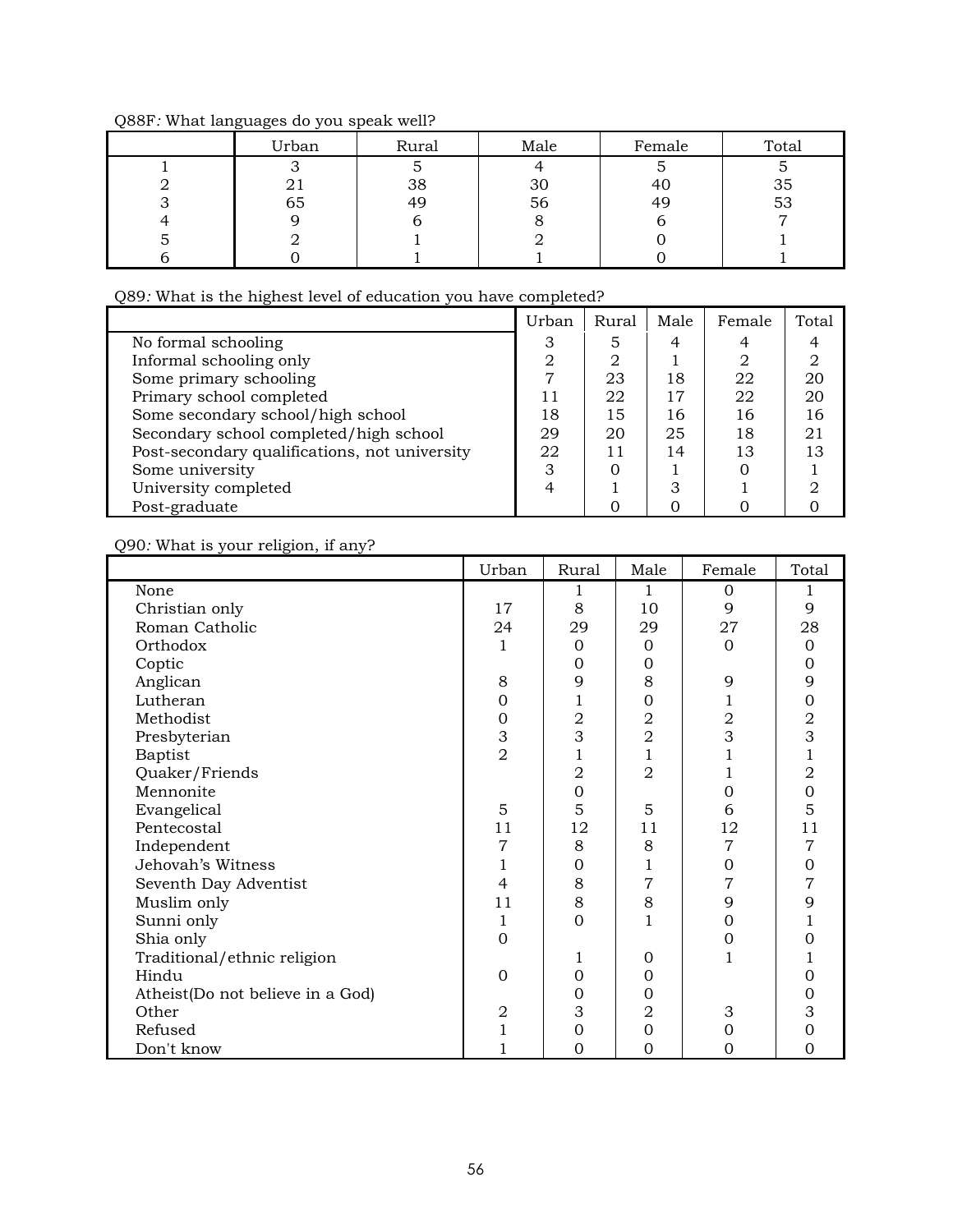Q88F*:* What languages do you speak well?

| | Urban | Rural | Male | Female | Total |
|---|---|---|---|---|---|
| 1 | 3 | 5 | 4 | 5 | 5 |
| 2 | 21 | 38 | 30 | 40 | 35 |
| 3 | 65 | 49 | 56 | 49 | 53 |
| 4 | 9 | 6 | 8 | 6 | 7 |
| 5 | 2 | 1 | 2 | 0 | 1 |
| 6 | 0 | 1 | 1 | 0 | 1 |

Q89*:* What is the highest level of education you have completed?

| | Urban | Rural | Male | Female | Total |
|---|---|---|---|---|---|
| No formal schooling | 3 | 5 | 4 | 4 | 4 |
| Informal schooling only | 2 | 2 | 1 | 2 | 2 |
| Some primary schooling | 7 | 23 | 18 | 22 | 20 |
| Primary school completed | 11 | 22 | 17 | 22 | 20 |
| Some secondary school/high school | 18 | 15 | 16 | 16 | 16 |
| Secondary school completed/high school | 29 | 20 | 25 | 18 | 21 |
| Post-secondary qualifications, not university | 22 | 11 | 14 | 13 | 13 |
| Some university | 3 | 0 | 1 | 0 | 1 |
| University completed | 4 | 1 | 3 | 1 | 2 |
| Post-graduate | | 0 | 0 | 0 | 0 |

Q90*:* What is your religion, if any?

| | Urban | Rural | Male | Female | Total |
|---|---|---|---|---|---|
| None | | 1 | 1 | 0 | 1 |
| Christian only | 17 | 8 | 10 | 9 | 9 |
| Roman Catholic | 24 | 29 | 29 | 27 | 28 |
| Orthodox | 1 | 0 | 0 | 0 | 0 |
| Coptic | | 0 | 0 | | 0 |
| Anglican | 8 | 9 | 8 | 9 | 9 |
| Lutheran | 0 | 1 | 0 | 1 | 0 |
| Methodist | 0 | 2 | 2 | 2 | 2 |
| Presbyterian | 3 | 3 | 2 | 3 | 3 |
| Baptist | 2 | 1 | 1 | 1 | 1 |
| Quaker/Friends | | 2 | 2 | 1 | 2 |
| Mennonite | | 0 | | 0 | 0 |
| Evangelical | 5 | 5 | 5 | 6 | 5 |
| Pentecostal | 11 | 12 | 11 | 12 | 11 |
| Independent | 7 | 8 | 8 | 7 | 7 |
| Jehovah's Witness | 1 | 0 | 1 | 0 | 0 |
| Seventh Day Adventist | 4 | 8 | 7 | 7 | 7 |
| Muslim only | 11 | 8 | 8 | 9 | 9 |
| Sunni only | 1 | 0 | 1 | 0 | 1 |
| Shia only | 0 | | | 0 | 0 |
| Traditional/ethnic religion | | 1 | 0 | 1 | 1 |
| Hindu | 0 | 0 | 0 | | 0 |
| Atheist(Do not believe in a God) | | 0 | 0 | | 0 |
| Other | 2 | 3 | 2 | 3 | 3 |
| Refused | 1 | 0 | 0 | 0 | 0 |
| Don't know | 1 | 0 | 0 | 0 | 0 |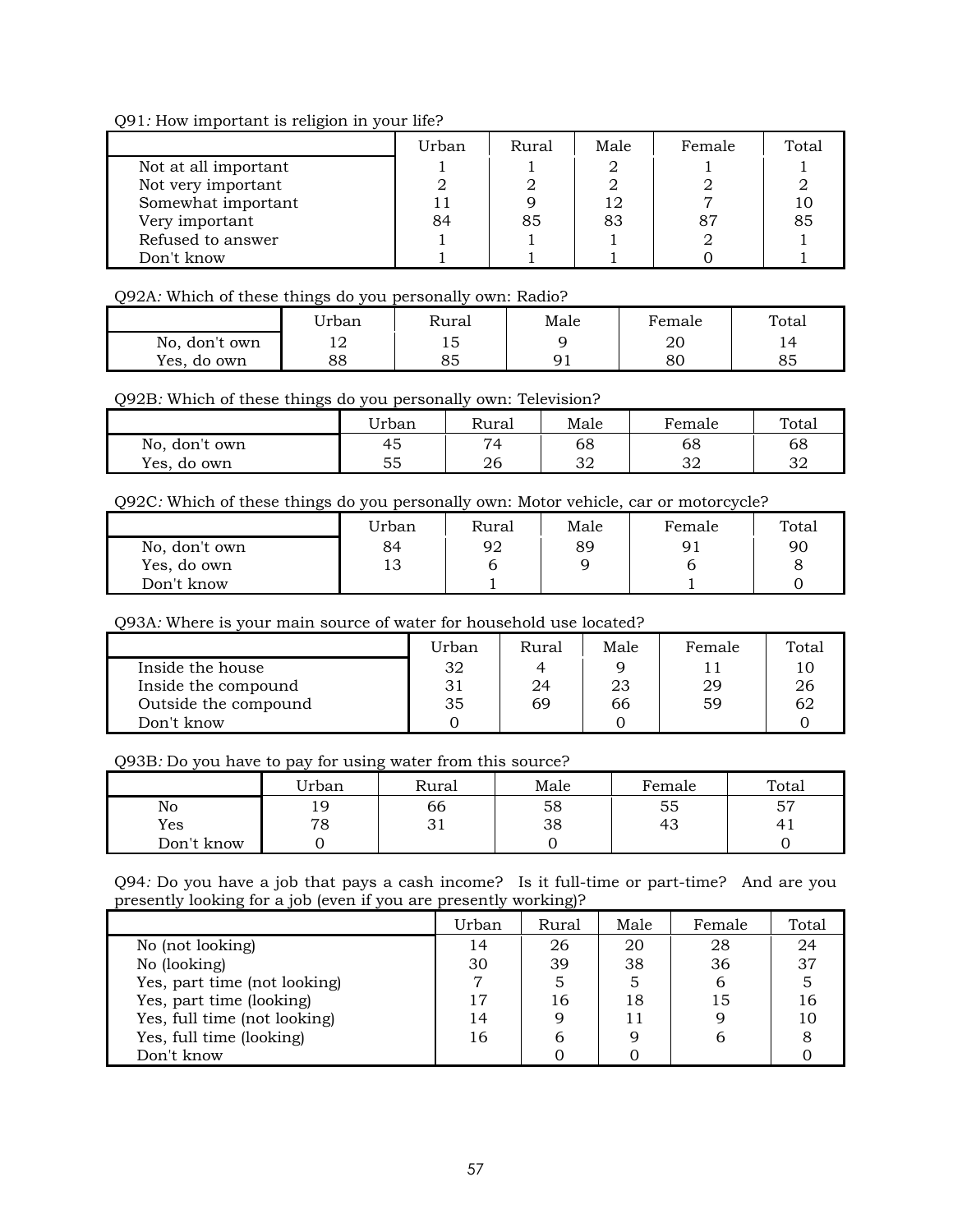Q91*:* How important is religion in your life?

| | Urban | Rural | Male | Female | Total |
|---|---|---|---|---|---|
| Not at all important | 1 | 1 | 2 | 1 | 1 |
| Not very important | 2 | 2 | 2 | 2 | 2 |
| Somewhat important | 11 | 9 | 12 | 7 | 10 |
| Very important | 84 | 85 | 83 | 87 | 85 |
| Refused to answer | 1 | 1 | 1 | 2 | 1 |
| Don't know | 1 | 1 | 1 | 0 | 1 |

Q92A*:* Which of these things do you personally own: Radio?

| | Urban | Rural | Male | Female | Total |
|---|---|---|---|---|---|
| No, don't own | 12 | 15 | 9 | 20 | 14 |
| Yes, do own | 88 | 85 | 91 | 80 | 85 |

Q92B*:* Which of these things do you personally own: Television?

| | Urban | Rural | Male | Female | Total |
|---|---|---|---|---|---|
| No, don't own | 45 | 74 | 68 | 68 | 68 |
| Yes, do own | 55 | 26 | 32 | 32 | 32 |

Q92C*:* Which of these things do you personally own: Motor vehicle, car or motorcycle?

| | Urban | Rural | Male | Female | Total |
|---|---|---|---|---|---|
| No, don't own | 84 | 92 | 89 | 91 | 90 |
| Yes, do own | 13 | 6 | 9 | 6 | 8 |
| Don't know | | 1 | | 1 | 0 |

Q93A*:* Where is your main source of water for household use located?

| | Urban | Rural | Male | Female | Total |
|---|---|---|---|---|---|
| Inside the house | 32 | 4 | 9 | 11 | 10 |
| Inside the compound | 31 | 24 | 23 | 29 | 26 |
| Outside the compound | 35 | 69 | 66 | 59 | 62 |
| Don't know | 0 | | 0 | | 0 |

Q93B*:* Do you have to pay for using water from this source?

| | Urban | Rural | Male | Female | Total |
|---|---|---|---|---|---|
| No | 19 | 66 | 58 | 55 | 57 |
| Yes | 78 | 31 | 38 | 43 | 41 |
| Don't know | 0 | | 0 | | 0 |

Q94*:* Do you have a job that pays a cash income? Is it full-time or part-time? And are you presently looking for a job (even if you are presently working)?

| | Urban | Rural | Male | Female | Total |
|---|---|---|---|---|---|
| No (not looking) | 14 | 26 | 20 | 28 | 24 |
| No (looking) | 30 | 39 | 38 | 36 | 37 |
| Yes, part time (not looking) | 7 | 5 | 5 | 6 | 5 |
| Yes, part time (looking) | 17 | 16 | 18 | 15 | 16 |
| Yes, full time (not looking) | 14 | 9 | 11 | 9 | 10 |
| Yes, full time (looking) | 16 | 6 | 9 | 6 | 8 |
| Don't know | | 0 | 0 | | 0 |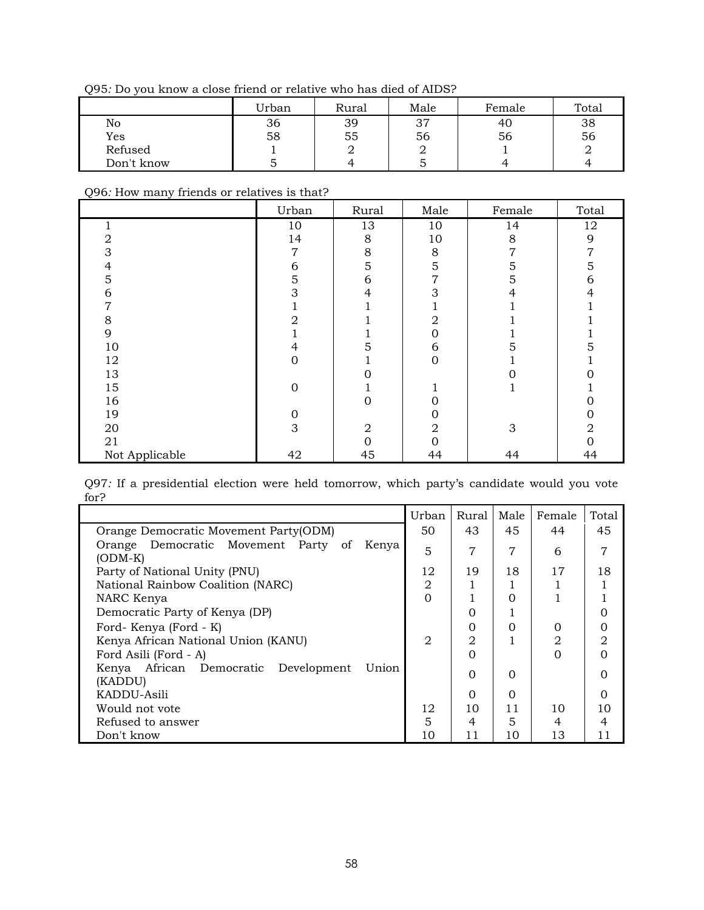Q95*:* Do you know a close friend or relative who has died of AIDS?

| | Urban | Rural | Male | Female | Total |
|---|---|---|---|---|---|
| No | 36 | 39 | 37 | 40 | 38 |
| Yes | 58 | 55 | 56 | 56 | 56 |
| Refused | 1 | 2 | 2 | 1 | 2 |
| Don't know | 5 | 4 | 5 | 4 | 4 |

Q96*:* How many friends or relatives is that?

| | Urban | Rural | Male | Female | Total |
|---|---|---|---|---|---|
| 1 | 10 | 13 | 10 | 14 | 12 |
| 2 | 14 | 8 | 10 | 8 | 9 |
| 3 | 7 | 8 | 8 | 7 | 7 |
| 4 | 6 | 5 | 5 | 5 | 5 |
| 5 | 5 | 6 | 7 | 5 | 6 |
| 6 | 3 | 4 | 3 | 4 | 4 |
| 7 | 1 | 1 | 1 | 1 | 1 |
| 8 | 2 | 1 | 2 | 1 | 1 |
| 9 | 1 | 1 | 0 | 1 | 1 |
| 10 | 4 | 5 | 6 | 5 | 5 |
| 12 | 0 | 1 | 0 | 1 | 1 |
| 13 | | 0 | | 0 | 0 |
| 15 | 0 | 1 | 1 | 1 | 1 |
| 16 | | 0 | 0 | | 0 |
| 19 | 0 | | 0 | | 0 |
| 20 | 3 | 2 | 2 | 3 | 2 |
| 21 | | 0 | 0 | | 0 |
| Not Applicable | 42 | 45 | 44 | 44 | 44 |

Q97*:* If a presidential election were held tomorrow, which party's candidate would you vote for?

| | Urban | Rural | Male | Female | Total |
|---|---|---|---|---|---|
| Orange Democratic Movement Party(ODM) | 50 | 43 | 45 | 44 | 45 |
| Orange Democratic Movement Party of Kenya (ODM-K) | 5 | 7 | 7 | 6 | 7 |
| Party of National Unity (PNU) | 12 | 19 | 18 | 17 | 18 |
| National Rainbow Coalition (NARC) | 2 | 1 | 1 | 1 | 1 |
| NARC Kenya | 0 | 1 | 0 | 1 | 1 |
| Democratic Party of Kenya (DP) | | 0 | 1 | | 0 |
| Ford- Kenya (Ford - K) | | 0 | 0 | 0 | 0 |
| Kenya African National Union (KANU) | 2 | 2 | 1 | 2 | 2 |
| Ford Asili (Ford - A) | | 0 | | 0 | 0 |
| Kenya African Democratic Development Union (KADDU) | | 0 | 0 | | 0 |
| KADDU-Asili | | 0 | 0 | | 0 |
| Would not vote | 12 | 10 | 11 | 10 | 10 |
| Refused to answer | 5 | 4 | 5 | 4 | 4 |
| Don't know | 10 | 11 | 10 | 13 | 11 |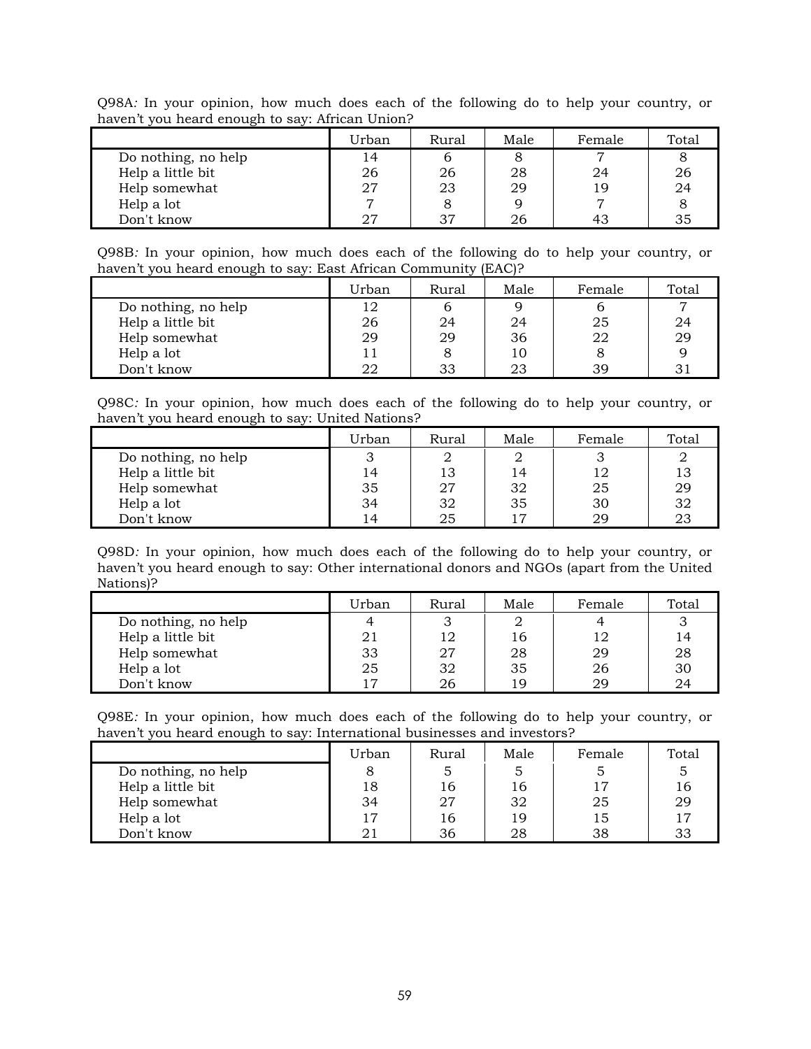Q98A*:* In your opinion, how much does each of the following do to help your country, or haven't you heard enough to say: African Union?

| | Urban | Rural | Male | Female | Total |
|---|---|---|---|---|---|
| Do nothing, no help | 14 | 6 | 8 | 7 | 8 |
| Help a little bit | 26 | 26 | 28 | 24 | 26 |
| Help somewhat | 27 | 23 | 29 | 19 | 24 |
| Help a lot | 7 | 8 | 9 | 7 | 8 |
| Don't know | 27 | 37 | 26 | 43 | 35 |

Q98B*:* In your opinion, how much does each of the following do to help your country, or haven't you heard enough to say: East African Community (EAC)?

| | Urban | Rural | Male | Female | Total |
|---|---|---|---|---|---|
| Do nothing, no help | 12 | 6 | 9 | 6 | 7 |
| Help a little bit | 26 | 24 | 24 | 25 | 24 |
| Help somewhat | 29 | 29 | 36 | 22 | 29 |
| Help a lot | 11 | 8 | 10 | 8 | 9 |
| Don't know | 22 | 33 | 23 | 39 | 31 |

Q98C*:* In your opinion, how much does each of the following do to help your country, or haven't you heard enough to say: United Nations?

| | Urban | Rural | Male | Female | Total |
|---|---|---|---|---|---|
| Do nothing, no help | 3 | 2 | 2 | 3 | 2 |
| Help a little bit | 14 | 13 | 14 | 12 | 13 |
| Help somewhat | 35 | 27 | 32 | 25 | 29 |
| Help a lot | 34 | 32 | 35 | 30 | 32 |
| Don't know | 14 | 25 | 17 | 29 | 23 |

Q98D*:* In your opinion, how much does each of the following do to help your country, or haven't you heard enough to say: Other international donors and NGOs (apart from the United Nations)?

| | Urban | Rural | Male | Female | Total |
|---|---|---|---|---|---|
| Do nothing, no help | 4 | 3 | 2 | 4 | 3 |
| Help a little bit | 21 | 12 | 16 | 12 | 14 |
| Help somewhat | 33 | 27 | 28 | 29 | 28 |
| Help a lot | 25 | 32 | 35 | 26 | 30 |
| Don't know | 17 | 26 | 19 | 29 | 24 |

Q98E*:* In your opinion, how much does each of the following do to help your country, or haven't you heard enough to say: International businesses and investors?

| | Urban | Rural | Male | Female | Total |
|---|---|---|---|---|---|
| Do nothing, no help | 8 | 5 | 5 | 5 | 5 |
| Help a little bit | 18 | 16 | 16 | 17 | 16 |
| Help somewhat | 34 | 27 | 32 | 25 | 29 |
| Help a lot | 17 | 16 | 19 | 15 | 17 |
| Don't know | 21 | 36 | 28 | 38 | 33 |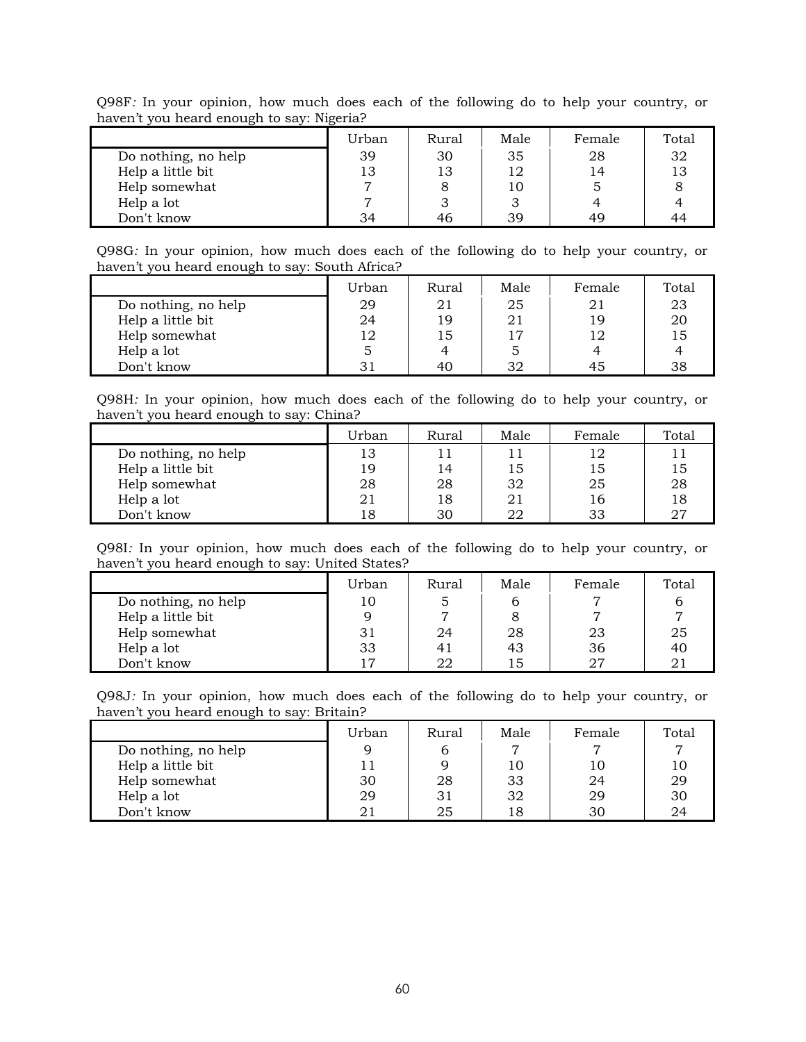Q98F*:* In your opinion, how much does each of the following do to help your country, or haven't you heard enough to say: Nigeria?

| | Urban | Rural | Male | Female | Total |
|---|---|---|---|---|---|
| Do nothing, no help | 39 | 30 | 35 | 28 | 32 |
| Help a little bit | 13 | 13 | 12 | 14 | 13 |
| Help somewhat | 7 | 8 | 10 | 5 | 8 |
| Help a lot | 7 | 3 | 3 | 4 | 4 |
| Don't know | 34 | 46 | 39 | 49 | 44 |

Q98G*:* In your opinion, how much does each of the following do to help your country, or haven't you heard enough to say: South Africa?

| | Urban | Rural | Male | Female | Total |
|---|---|---|---|---|---|
| Do nothing, no help | 29 | 21 | 25 | 21 | 23 |
| Help a little bit | 24 | 19 | 21 | 19 | 20 |
| Help somewhat | 12 | 15 | 17 | 12 | 15 |
| Help a lot | 5 | 4 | 5 | 4 | 4 |
| Don't know | 31 | 40 | 32 | 45 | 38 |

Q98H*:* In your opinion, how much does each of the following do to help your country, or haven't you heard enough to say: China?

| | Urban | Rural | Male | Female | Total |
|---|---|---|---|---|---|
| Do nothing, no help | 13 | 11 | 11 | 12 | 11 |
| Help a little bit | 19 | 14 | 15 | 15 | 15 |
| Help somewhat | 28 | 28 | 32 | 25 | 28 |
| Help a lot | 21 | 18 | 21 | 16 | 18 |
| Don't know | 18 | 30 | 22 | 33 | 27 |

Q98I*:* In your opinion, how much does each of the following do to help your country, or haven't you heard enough to say: United States?

| | Urban | Rural | Male | Female | Total |
|---|---|---|---|---|---|
| Do nothing, no help | 10 | 5 | 6 | 7 | 6 |
| Help a little bit | 9 | 7 | 8 | 7 | 7 |
| Help somewhat | 31 | 24 | 28 | 23 | 25 |
| Help a lot | 33 | 41 | 43 | 36 | 40 |
| Don't know | 17 | 22 | 15 | 27 | 21 |

Q98J*:* In your opinion, how much does each of the following do to help your country, or haven't you heard enough to say: Britain?

| | Urban | Rural | Male | Female | Total |
|---|---|---|---|---|---|
| Do nothing, no help | 9 | 6 | 7 | 7 | 7 |
| Help a little bit | 11 | 9 | 10 | 10 | 10 |
| Help somewhat | 30 | 28 | 33 | 24 | 29 |
| Help a lot | 29 | 31 | 32 | 29 | 30 |
| Don't know | 21 | 25 | 18 | 30 | 24 |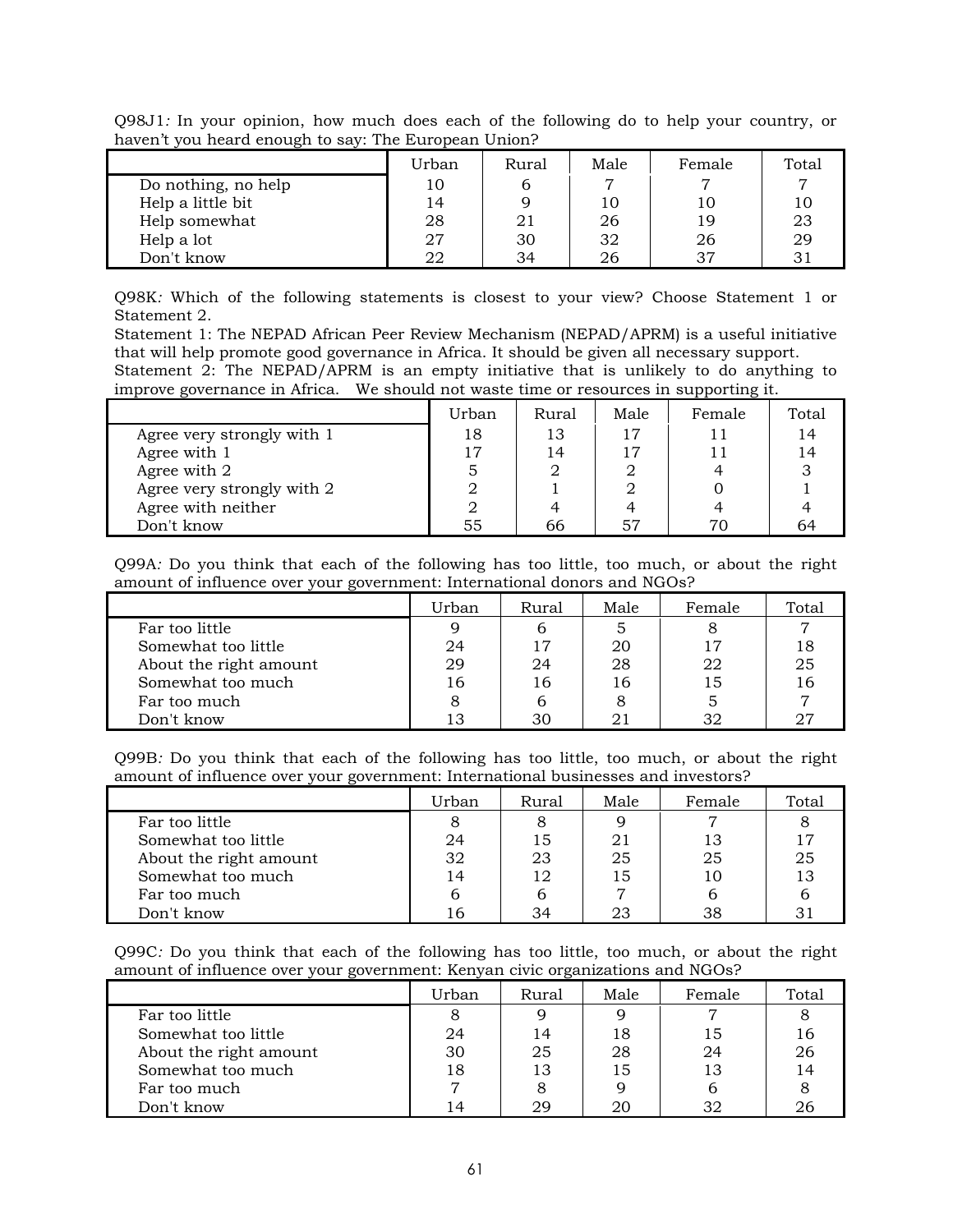Q98J1*:* In your opinion, how much does each of the following do to help your country, or haven't you heard enough to say: The European Union?

| | Urban | Rural | Male | Female | Total |
|---|---|---|---|---|---|
| Do nothing, no help | 10 | 6 | 7 | 7 | 7 |
| Help a little bit | 14 | 9 | 10 | 10 | 10 |
| Help somewhat | 28 | 21 | 26 | 19 | 23 |
| Help a lot | 27 | 30 | 32 | 26 | 29 |
| Don't know | 22 | 34 | 26 | 37 | 31 |

Q98K*:* Which of the following statements is closest to your view? Choose Statement 1 or Statement 2.

Statement 1: The NEPAD African Peer Review Mechanism (NEPAD/APRM) is a useful initiative that will help promote good governance in Africa. It should be given all necessary support.

Statement 2: The NEPAD/APRM is an empty initiative that is unlikely to do anything to improve governance in Africa. We should not waste time or resources in supporting it.

| | Urban | Rural | Male | Female | Total |
|---|---|---|---|---|---|
| Agree very strongly with 1 | 18 | 13 | 17 | 11 | 14 |
| Agree with 1 | 17 | 14 | 17 | 11 | 14 |
| Agree with 2 | 5 | 2 | 2 | 4 | 3 |
| Agree very strongly with 2 | 2 | 1 | 2 | 0 | 1 |
| Agree with neither | 2 | 4 | 4 | 4 | 4 |
| Don't know | 55 | 66 | 57 | 70 | 64 |

Q99A*:* Do you think that each of the following has too little, too much, or about the right amount of influence over your government: International donors and NGOs?

| | Urban | Rural | Male | Female | Total |
|---|---|---|---|---|---|
| Far too little | 9 | 6 | 5 | 8 | 7 |
| Somewhat too little | 24 | 17 | 20 | 17 | 18 |
| About the right amount | 29 | 24 | 28 | 22 | 25 |
| Somewhat too much | 16 | 16 | 16 | 15 | 16 |
| Far too much | 8 | 6 | 8 | 5 | 7 |
| Don't know | 13 | 30 | 21 | 32 | 27 |

Q99B*:* Do you think that each of the following has too little, too much, or about the right amount of influence over your government: International businesses and investors?

| | Urban | Rural | Male | Female | Total |
|---|---|---|---|---|---|
| Far too little | 8 | 8 | 9 | 7 | 8 |
| Somewhat too little | 24 | 15 | 21 | 13 | 17 |
| About the right amount | 32 | 23 | 25 | 25 | 25 |
| Somewhat too much | 14 | 12 | 15 | 10 | 13 |
| Far too much | 6 | 6 | 7 | 6 | 6 |
| Don't know | 16 | 34 | 23 | 38 | 31 |

Q99C*:* Do you think that each of the following has too little, too much, or about the right amount of influence over your government: Kenyan civic organizations and NGOs?

| | Urban | Rural | Male | Female | Total |
|---|---|---|---|---|---|
| Far too little | 8 | 9 | 9 | 7 | 8 |
| Somewhat too little | 24 | 14 | 18 | 15 | 16 |
| About the right amount | 30 | 25 | 28 | 24 | 26 |
| Somewhat too much | 18 | 13 | 15 | 13 | 14 |
| Far too much | 7 | 8 | 9 | 6 | 8 |
| Don't know | 14 | 29 | 20 | 32 | 26 |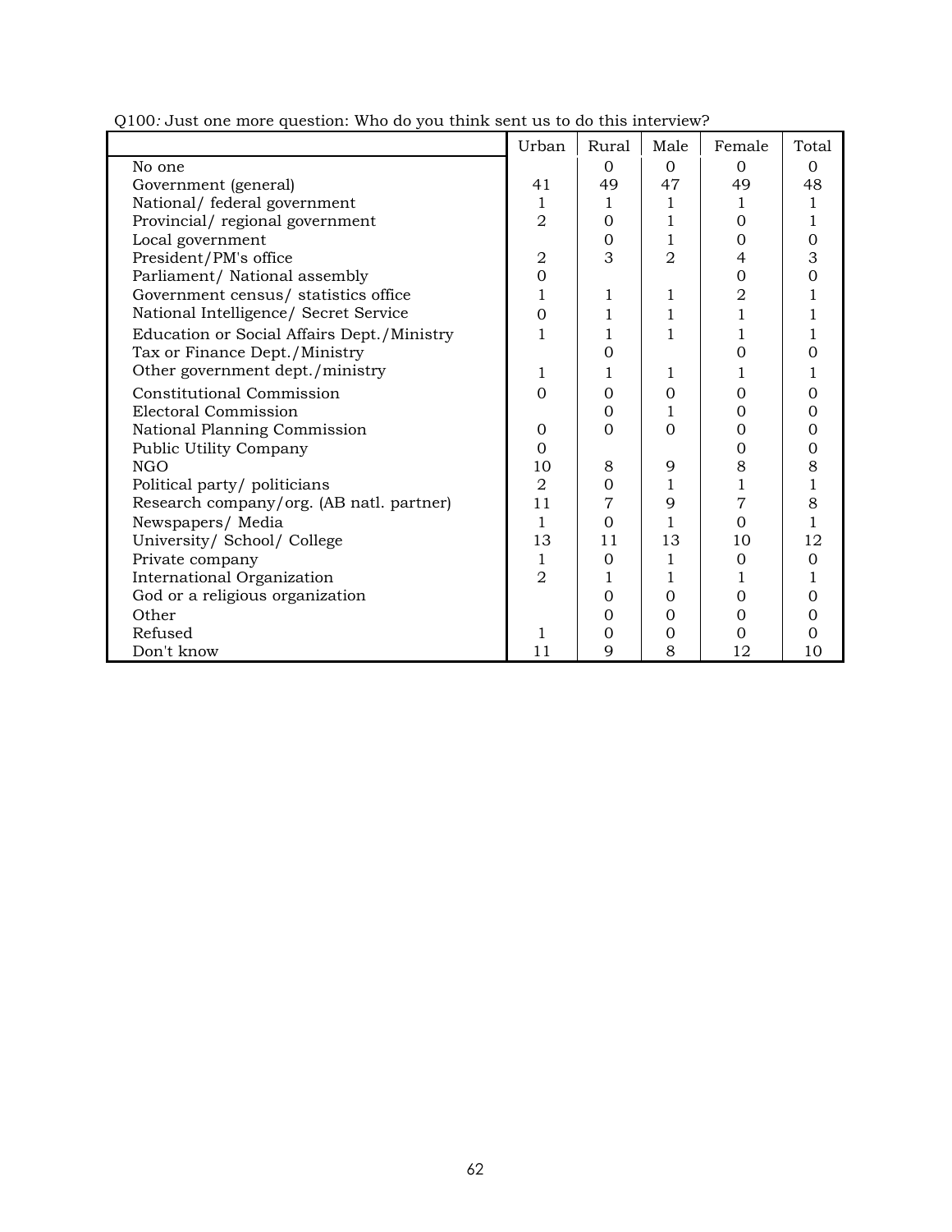Q100*:* Just one more question: Who do you think sent us to do this interview?

| | Urban | Rural | Male | Female | Total |
|---|---|---|---|---|---|
| No one | | 0 | 0 | 0 | 0 |
| Government (general) | 41 | 49 | 47 | 49 | 48 |
| National/ federal government | 1 | 1 | 1 | 1 | 1 |
| Provincial/ regional government | 2 | 0 | 1 | 0 | 1 |
| Local government | | 0 | 1 | 0 | 0 |
| President/PM's office | 2 | 3 | 2 | 4 | 3 |
| Parliament/ National assembly | 0 | | | 0 | 0 |
| Government census/ statistics office | 1 | 1 | 1 | 2 | 1 |
| National Intelligence/ Secret Service | 0 | 1 | 1 | 1 | 1 |
| Education or Social Affairs Dept./Ministry | 1 | 1 | 1 | 1 | 1 |
| Tax or Finance Dept./Ministry | | 0 | | 0 | 0 |
| Other government dept./ministry | 1 | 1 | 1 | 1 | 1 |
| Constitutional Commission | 0 | 0 | 0 | 0 | 0 |
| Electoral Commission | | 0 | 1 | 0 | 0 |
| National Planning Commission | 0 | 0 | 0 | 0 | 0 |
| Public Utility Company | 0 | | | 0 | 0 |
| NGO | 10 | 8 | 9 | 8 | 8 |
| Political party/ politicians | 2 | 0 | 1 | 1 | 1 |
| Research company/org. (AB natl. partner) | 11 | 7 | 9 | 7 | 8 |
| Newspapers/ Media | 1 | 0 | 1 | 0 | 1 |
| University/ School/ College | 13 | 11 | 13 | 10 | 12 |
| Private company | 1 | 0 | 1 | 0 | 0 |
| International Organization | 2 | 1 | 1 | 1 | 1 |
| God or a religious organization | | 0 | 0 | 0 | 0 |
| Other | | 0 | 0 | 0 | 0 |
| Refused | 1 | 0 | 0 | 0 | 0 |
| Don't know | 11 | 9 | 8 | 12 | 10 |